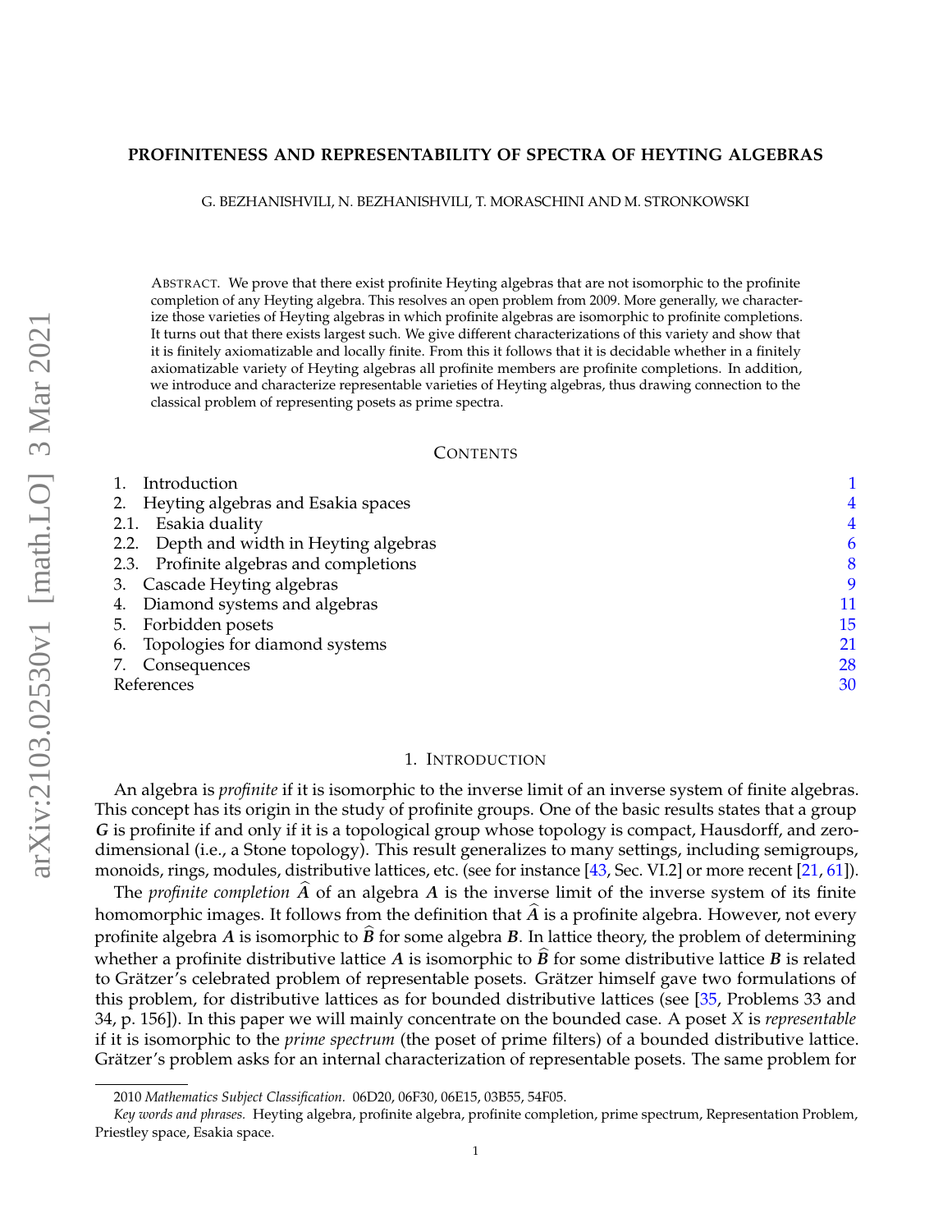# PROFINITENESS AND REPRESENTABILITY OF SPECTRA OF HEYTING ALGEBRAS

G. BEZHANISHVILI, N. BEZHANISHVILI, T. MORASCHINI AND M. STRONKOWSKI

ABSTRACT. We prove that there exist profinite Heyting algebras that are not isomorphic to the profinite completion of any Heyting algebra. This resolves an open problem from 2009. More generally, we characterize those varieties of Heyting algebras in which profinite algebras are isomorphic to profinite completions. It turns out that there exists largest such. We give different characterizations of this variety and show that it is finitely axiomatizable and locally finite. From this it follows that it is decidable whether in a finitely axiomatizable variety of Heyting algebras all profinite members are profinite completions. In addition, we introduce and characterize representable varieties of Heyting algebras, thus drawing connection to the classical problem of representing posets as prime spectra.

## CONTENTS

1. Introduction — 1
2. Heyting algebras and Esakia spaces — 4
2.1. Esakia duality — 4
2.2. Depth and width in Heyting algebras — 6
2.3. Profinite algebras and completions — 8
3. Cascade Heyting algebras — 9
4. Diamond systems and algebras — 11
5. Forbidden posets — 15
6. Topologies for diamond systems — 21
7. Consequences — 28

References — 30

## 1. INTRODUCTION

An algebra is *profinite* if it is isomorphic to the inverse limit of an inverse system of finite algebras. This concept has its origin in the study of profinite groups. One of the basic results states that a group $\boldsymbol{G}$ is profinite if and only if it is a topological group whose topology is compact, Hausdorff, and zero-dimensional (i.e., a Stone topology). This result generalizes to many settings, including semigroups, monoids, rings, modules, distributive lattices, etc. (see for instance [43, Sec. VI.2] or more recent [21, 61]).

The *profinite completion* $\widehat{\boldsymbol{A}}$ of an algebra $\boldsymbol{A}$ is the inverse limit of the inverse system of its finite homomorphic images. It follows from the definition that $\widehat{\boldsymbol{A}}$ is a profinite algebra. However, not every profinite algebra $\boldsymbol{A}$ is isomorphic to $\widehat{\boldsymbol{B}}$ for some algebra $\boldsymbol{B}$. In lattice theory, the problem of determining whether a profinite distributive lattice $\boldsymbol{A}$ is isomorphic to $\widehat{\boldsymbol{B}}$ for some distributive lattice $\boldsymbol{B}$ is related to Grätzer's celebrated problem of representable posets. Grätzer himself gave two formulations of this problem, for distributive lattices as for bounded distributive lattices (see [35, Problems 33 and 34, p. 156]). In this paper we will mainly concentrate on the bounded case. A poset $X$ is *representable* if it is isomorphic to the *prime spectrum* (the poset of prime filters) of a bounded distributive lattice. Grätzer's problem asks for an internal characterization of representable posets. The same problem for

2010 *Mathematics Subject Classification.* 06D20, 06F30, 06E15, 03B55, 54F05.

*Key words and phrases.* Heyting algebra, profinite algebra, profinite completion, prime spectrum, Representation Problem, Priestley space, Esakia space.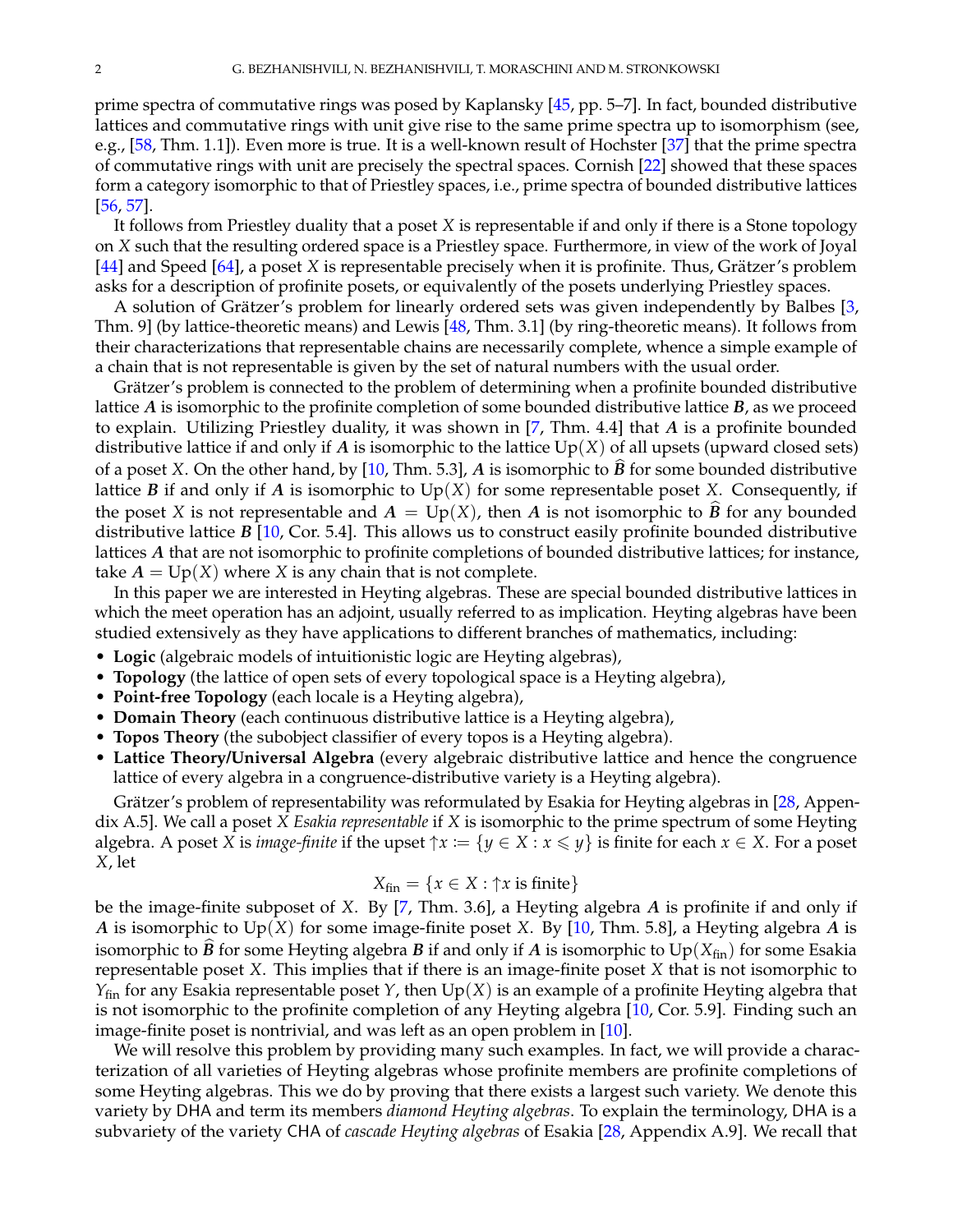prime spectra of commutative rings was posed by Kaplansky [45, pp. 5–7]. In fact, bounded distributive lattices and commutative rings with unit give rise to the same prime spectra up to isomorphism (see, e.g., [58, Thm. 1.1]). Even more is true. It is a well-known result of Hochster [37] that the prime spectra of commutative rings with unit are precisely the spectral spaces. Cornish [22] showed that these spaces form a category isomorphic to that of Priestley spaces, i.e., prime spectra of bounded distributive lattices [56, 57].

It follows from Priestley duality that a poset $X$ is representable if and only if there is a Stone topology on $X$ such that the resulting ordered space is a Priestley space. Furthermore, in view of the work of Joyal [44] and Speed [64], a poset $X$ is representable precisely when it is profinite. Thus, Grätzer's problem asks for a description of profinite posets, or equivalently of the posets underlying Priestley spaces.

A solution of Grätzer's problem for linearly ordered sets was given independently by Balbes [3, Thm. 9] (by lattice-theoretic means) and Lewis [48, Thm. 3.1] (by ring-theoretic means). It follows from their characterizations that representable chains are necessarily complete, whence a simple example of a chain that is not representable is given by the set of natural numbers with the usual order.

Grätzer's problem is connected to the problem of determining when a profinite bounded distributive lattice $\boldsymbol{A}$ is isomorphic to the profinite completion of some bounded distributive lattice $\boldsymbol{B}$, as we proceed to explain. Utilizing Priestley duality, it was shown in [7, Thm. 4.4] that $\boldsymbol{A}$ is a profinite bounded distributive lattice if and only if $\boldsymbol{A}$ is isomorphic to the lattice $\mathsf{Up}(X)$ of all upsets (upward closed sets) of a poset $X$. On the other hand, by [10, Thm. 5.3], $\boldsymbol{A}$ is isomorphic to $\widehat{\boldsymbol{B}}$ for some bounded distributive lattice $\boldsymbol{B}$ if and only if $\boldsymbol{A}$ is isomorphic to $\mathsf{Up}(X)$ for some representable poset $X$. Consequently, if the poset $X$ is not representable and $\boldsymbol{A} = \mathsf{Up}(X)$, then $\boldsymbol{A}$ is not isomorphic to $\widehat{\boldsymbol{B}}$ for any bounded distributive lattice $\boldsymbol{B}$ [10, Cor. 5.4]. This allows us to construct easily profinite bounded distributive lattices $\boldsymbol{A}$ that are not isomorphic to profinite completions of bounded distributive lattices; for instance, take $\boldsymbol{A} = \mathsf{Up}(X)$ where $X$ is any chain that is not complete.

In this paper we are interested in Heyting algebras. These are special bounded distributive lattices in which the meet operation has an adjoint, usually referred to as implication. Heyting algebras have been studied extensively as they have applications to different branches of mathematics, including:

- **Logic** (algebraic models of intuitionistic logic are Heyting algebras),
- **Topology** (the lattice of open sets of every topological space is a Heyting algebra),
- **Point-free Topology** (each locale is a Heyting algebra),
- **Domain Theory** (each continuous distributive lattice is a Heyting algebra),
- **Topos Theory** (the subobject classifier of every topos is a Heyting algebra).
- **Lattice Theory/Universal Algebra** (every algebraic distributive lattice and hence the congruence lattice of every algebra in a congruence-distributive variety is a Heyting algebra).

Grätzer's problem of representability was reformulated by Esakia for Heyting algebras in [28, Appendix A.5]. We call a poset $X$ *Esakia representable* if $X$ is isomorphic to the prime spectrum of some Heyting algebra. A poset $X$ is *image-finite* if the upset $\uparrow x := \{y \in X : x \leqslant y\}$ is finite for each $x \in X$. For a poset $X$, let

$$X_{\text{fin}} = \{x \in X : \uparrow x \text{ is finite}\}$$

be the image-finite subposet of $X$. By [7, Thm. 3.6], a Heyting algebra $\boldsymbol{A}$ is profinite if and only if $\boldsymbol{A}$ is isomorphic to $\mathsf{Up}(X)$ for some image-finite poset $X$. By [10, Thm. 5.8], a Heyting algebra $\boldsymbol{A}$ is isomorphic to $\widehat{\boldsymbol{B}}$ for some Heyting algebra $\boldsymbol{B}$ if and only if $\boldsymbol{A}$ is isomorphic to $\mathsf{Up}(X_{\text{fin}})$ for some Esakia representable poset $X$. This implies that if there is an image-finite poset $X$ that is not isomorphic to $Y_{\text{fin}}$ for any Esakia representable poset $Y$, then $\mathsf{Up}(X)$ is an example of a profinite Heyting algebra that is not isomorphic to the profinite completion of any Heyting algebra [10, Cor. 5.9]. Finding such an image-finite poset is nontrivial, and was left as an open problem in [10].

We will resolve this problem by providing many such examples. In fact, we will provide a characterization of all varieties of Heyting algebras whose profinite members are profinite completions of some Heyting algebras. This we do by proving that there exists a largest such variety. We denote this variety by $\mathsf{DHA}$ and term its members *diamond Heyting algebras*. To explain the terminology, $\mathsf{DHA}$ is a subvariety of the variety $\mathsf{CHA}$ of *cascade Heyting algebras* of Esakia [28, Appendix A.9]. We recall that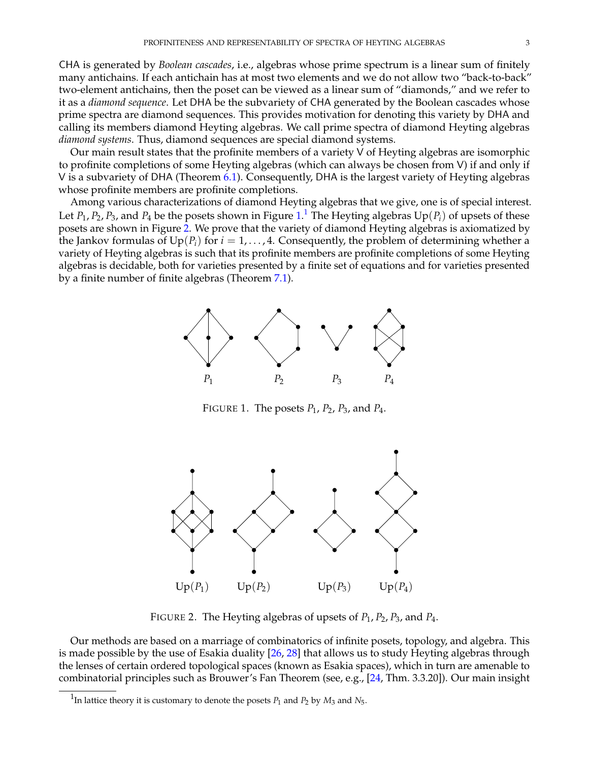CHA is generated by *Boolean cascades*, i.e., algebras whose prime spectrum is a linear sum of finitely many antichains. If each antichain has at most two elements and we do not allow two "back-to-back" two-element antichains, then the poset can be viewed as a linear sum of "diamonds," and we refer to it as a *diamond sequence*. Let DHA be the subvariety of CHA generated by the Boolean cascades whose prime spectra are diamond sequences. This provides motivation for denoting this variety by DHA and calling its members diamond Heyting algebras. We call prime spectra of diamond Heyting algebras *diamond systems*. Thus, diamond sequences are special diamond systems.

Our main result states that the profinite members of a variety V of Heyting algebras are isomorphic to profinite completions of some Heyting algebras (which can always be chosen from V) if and only if V is a subvariety of DHA (Theorem 6.1). Consequently, DHA is the largest variety of Heyting algebras whose profinite members are profinite completions.

Among various characterizations of diamond Heyting algebras that we give, one is of special interest. Let $P_1, P_2, P_3$, and $P_4$ be the posets shown in Figure 1.[1] The Heyting algebras $\mathrm{Up}(P_i)$ of upsets of these posets are shown in Figure 2. We prove that the variety of diamond Heyting algebras is axiomatized by the Jankov formulas of $\mathrm{Up}(P_i)$ for $i = 1, \ldots, 4$. Consequently, the problem of determining whether a variety of Heyting algebras is such that its profinite members are profinite completions of some Heyting algebras is decidable, both for varieties presented by a finite set of equations and for varieties presented by a finite number of finite algebras (Theorem 7.1).

FIGURE 1. The posets $P_1$, $P_2$, $P_3$, and $P_4$.

FIGURE 2. The Heyting algebras of upsets of $P_1$, $P_2$, $P_3$, and $P_4$.

Our methods are based on a marriage of combinatorics of infinite posets, topology, and algebra. This is made possible by the use of Esakia duality [26, 28] that allows us to study Heyting algebras through the lenses of certain ordered topological spaces (known as Esakia spaces), which in turn are amenable to combinatorial principles such as Brouwer's Fan Theorem (see, e.g., [24, Thm. 3.3.20]). Our main insight

[1] In lattice theory it is customary to denote the posets $P_1$ and $P_2$ by $M_3$ and $N_5$.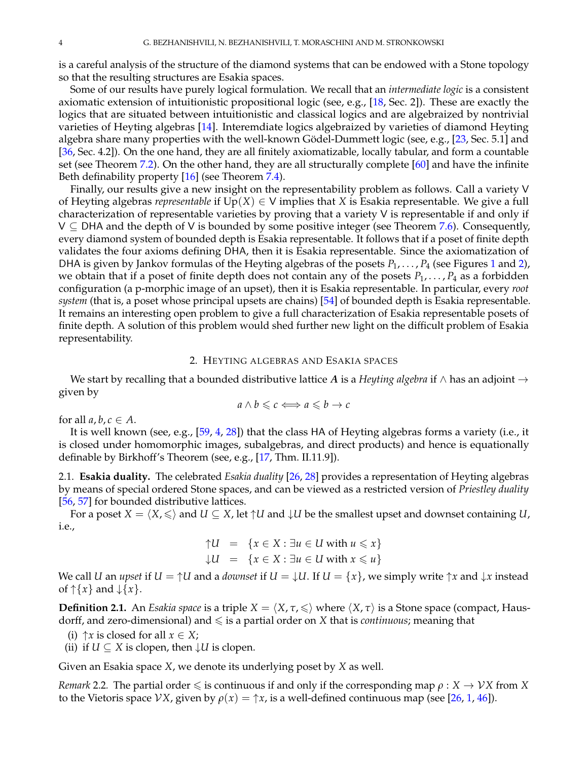is a careful analysis of the structure of the diamond systems that can be endowed with a Stone topology so that the resulting structures are Esakia spaces.

Some of our results have purely logical formulation. We recall that an *intermediate logic* is a consistent axiomatic extension of intuitionistic propositional logic (see, e.g., [18, Sec. 2]). These are exactly the logics that are situated between intuitionistic and classical logics and are algebraized by nontrivial varieties of Heyting algebras [14]. Interemdiate logics algebraized by varieties of diamond Heyting algebra share many properties with the well-known Gödel-Dummett logic (see, e.g., [23, Sec. 5.1] and [36, Sec. 4.2]). On the one hand, they are all finitely axiomatizable, locally tabular, and form a countable set (see Theorem 7.2). On the other hand, they are all structurally complete [60] and have the infinite Beth definability property [16] (see Theorem 7.4).

Finally, our results give a new insight on the representability problem as follows. Call a variety $\mathsf{V}$ of Heyting algebras *representable* if $\mathrm{Up}(X) \in \mathsf{V}$ implies that $X$ is Esakia representable. We give a full characterization of representable varieties by proving that a variety $\mathsf{V}$ is representable if and only if $\mathsf{V} \subseteq \mathsf{DHA}$ and the depth of $\mathsf{V}$ is bounded by some positive integer (see Theorem 7.6). Consequently, every diamond system of bounded depth is Esakia representable. It follows that if a poset of finite depth validates the four axioms defining $\mathsf{DHA}$, then it is Esakia representable. Since the axiomatization of $\mathsf{DHA}$ is given by Jankov formulas of the Heyting algebras of the posets $P_1, \dots, P_4$ (see Figures 1 and 2), we obtain that if a poset of finite depth does not contain any of the posets $P_1, \dots, P_4$ as a forbidden configuration (a p-morphic image of an upset), then it is Esakia representable. In particular, every *root system* (that is, a poset whose principal upsets are chains) [54] of bounded depth is Esakia representable. It remains an interesting open problem to give a full characterization of Esakia representable posets of finite depth. A solution of this problem would shed further new light on the difficult problem of Esakia representability.

## 2. Heyting algebras and Esakia spaces

We start by recalling that a bounded distributive lattice $\boldsymbol{A}$ is a *Heyting algebra* if $\wedge$ has an adjoint $\to$ given by

$$a \wedge b \leqslant c \iff a \leqslant b \to c$$

for all $a, b, c \in A$.

It is well known (see, e.g., [59, 4, 28]) that the class $\mathsf{HA}$ of Heyting algebras forms a variety (i.e., it is closed under homomorphic images, subalgebras, and direct products) and hence is equationally definable by Birkhoff's Theorem (see, e.g., [17, Thm. II.11.9]).

### 2.1. Esakia duality.

The celebrated *Esakia duality* [26, 28] provides a representation of Heyting algebras by means of special ordered Stone spaces, and can be viewed as a restricted version of *Priestley duality* [56, 57] for bounded distributive lattices.

For a poset $X = \langle X, \leqslant \rangle$ and $U \subseteq X$, let $\uparrow U$ and $\downarrow U$ be the smallest upset and downset containing $U$, i.e.,

$$\begin{aligned} \uparrow U &= \{x \in X : \exists u \in U \text{ with } u \leqslant x\} \\ \downarrow U &= \{x \in X : \exists u \in U \text{ with } x \leqslant u\} \end{aligned}$$

We call $U$ an *upset* if $U = \uparrow U$ and a *downset* if $U = \downarrow U$. If $U = \{x\}$, we simply write $\uparrow x$ and $\downarrow x$ instead of $\uparrow \{x\}$ and $\downarrow \{x\}$.

**Definition 2.1.** An *Esakia space* is a triple $X = \langle X, \tau, \leqslant \rangle$ where $\langle X, \tau \rangle$ is a Stone space (compact, Hausdorff, and zero-dimensional) and $\leqslant$ is a partial order on $X$ that is *continuous*; meaning that

(i) $\uparrow x$ is closed for all $x \in X$;
(ii) if $U \subseteq X$ is clopen, then $\downarrow U$ is clopen.

Given an Esakia space $X$, we denote its underlying poset by $X$ as well.

*Remark* 2.2. The partial order $\leqslant$ is continuous if and only if the corresponding map $\rho \colon X \to \mathcal{V}X$ from $X$ to the Vietoris space $\mathcal{V}X$, given by $\rho(x) = \uparrow x$, is a well-defined continuous map (see [26, 1, 46]).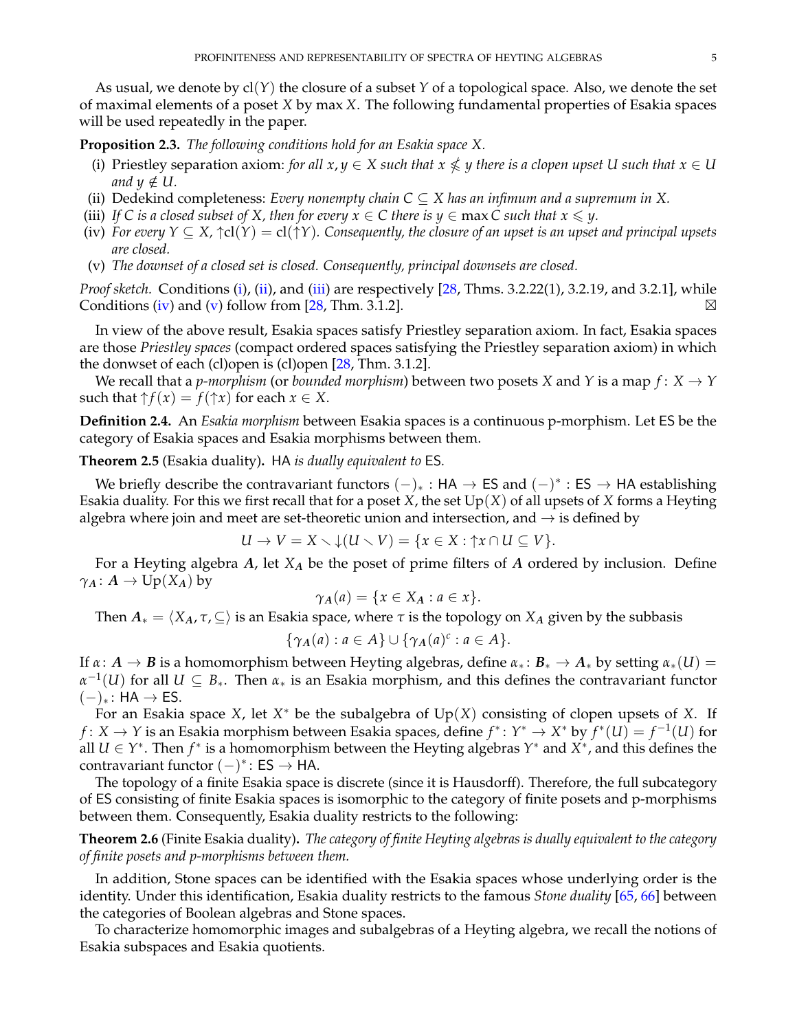As usual, we denote by $\mathrm{cl}(Y)$ the closure of a subset $Y$ of a topological space. Also, we denote the set of maximal elements of a poset $X$ by $\max X$. The following fundamental properties of Esakia spaces will be used repeatedly in the paper.

**Proposition 2.3.** *The following conditions hold for an Esakia space $X$.*

- (i) Priestley separation axiom: *for all $x, y \in X$ such that $x \nleqslant y$ there is a clopen upset $U$ such that $x \in U$ and $y \notin U$.*
- (ii) Dedekind completeness: *Every nonempty chain $C \subseteq X$ has an infimum and a supremum in $X$.*
- (iii) *If $C$ is a closed subset of $X$, then for every $x \in C$ there is $y \in \max C$ such that $x \leqslant y$.*
- (iv) *For every $Y \subseteq X$, ${\uparrow}\mathrm{cl}(Y) = \mathrm{cl}({\uparrow}Y)$. Consequently, the closure of an upset is an upset and principal upsets are closed.*
- (v) *The downset of a closed set is closed. Consequently, principal downsets are closed.*

*Proof sketch.* Conditions (i), (ii), and (iii) are respectively [28, Thms. 3.2.22(1), 3.2.19, and 3.2.1], while Conditions (iv) and (v) follow from [28, Thm. 3.1.2]. ⊠

In view of the above result, Esakia spaces satisfy Priestley separation axiom. In fact, Esakia spaces are those *Priestley spaces* (compact ordered spaces satisfying the Priestley separation axiom) in which the donwset of each (cl)open is (cl)open [28, Thm. 3.1.2].

We recall that a *p-morphism* (or *bounded morphism*) between two posets $X$ and $Y$ is a map $f \colon X \to Y$ such that ${\uparrow}f(x) = f({\uparrow}x)$ for each $x \in X$.

**Definition 2.4.** An *Esakia morphism* between Esakia spaces is a continuous p-morphism. Let $\mathsf{ES}$ be the category of Esakia spaces and Esakia morphisms between them.

**Theorem 2.5** (Esakia duality)**.** *$\mathsf{HA}$ is dually equivalent to $\mathsf{ES}$.*

We briefly describe the contravariant functors $(-)_* : \mathsf{HA} \to \mathsf{ES}$ and $(-)^* : \mathsf{ES} \to \mathsf{HA}$ establishing Esakia duality. For this we first recall that for a poset $X$, the set $\mathrm{Up}(X)$ of all upsets of $X$ forms a Heyting algebra where join and meet are set-theoretic union and intersection, and $\to$ is defined by

$$U \to V = X \smallsetminus {\downarrow}(U \smallsetminus V) = \{x \in X : {\uparrow}x \cap U \subseteq V\}.$$

For a Heyting algebra $\boldsymbol{A}$, let $X_{\boldsymbol{A}}$ be the poset of prime filters of $\boldsymbol{A}$ ordered by inclusion. Define $\gamma_{\boldsymbol{A}} \colon \boldsymbol{A} \to \mathrm{Up}(X_{\boldsymbol{A}})$ by

$$\gamma_{\boldsymbol{A}}(a) = \{x \in X_{\boldsymbol{A}} : a \in x\}.$$

Then $\boldsymbol{A}_* = \langle X_{\boldsymbol{A}}, \tau, \subseteq \rangle$ is an Esakia space, where $\tau$ is the topology on $X_{\boldsymbol{A}}$ given by the subbasis

$$\{\gamma_{\boldsymbol{A}}(a) : a \in A\} \cup \{\gamma_{\boldsymbol{A}}(a)^c : a \in A\}.$$

If $\alpha \colon \boldsymbol{A} \to \boldsymbol{B}$ is a homomorphism between Heyting algebras, define $\alpha_* \colon \boldsymbol{B}_* \to \boldsymbol{A}_*$ by setting $\alpha_*(U) = \alpha^{-1}(U)$ for all $U \subseteq B_*$. Then $\alpha_*$ is an Esakia morphism, and this defines the contravariant functor $(-)_* \colon \mathsf{HA} \to \mathsf{ES}$.

For an Esakia space $X$, let $X^*$ be the subalgebra of $\mathrm{Up}(X)$ consisting of clopen upsets of $X$. If $f \colon X \to Y$ is an Esakia morphism between Esakia spaces, define $f^* \colon Y^* \to X^*$ by $f^*(U) = f^{-1}(U)$ for all $U \in Y^*$. Then $f^*$ is a homomorphism between the Heyting algebras $Y^*$ and $X^*$, and this defines the contravariant functor $(-)^* \colon \mathsf{ES} \to \mathsf{HA}$.

The topology of a finite Esakia space is discrete (since it is Hausdorff). Therefore, the full subcategory of $\mathsf{ES}$ consisting of finite Esakia spaces is isomorphic to the category of finite posets and p-morphisms between them. Consequently, Esakia duality restricts to the following:

**Theorem 2.6** (Finite Esakia duality)**.** *The category of finite Heyting algebras is dually equivalent to the category of finite posets and p-morphisms between them.*

In addition, Stone spaces can be identified with the Esakia spaces whose underlying order is the identity. Under this identification, Esakia duality restricts to the famous *Stone duality* [65, 66] between the categories of Boolean algebras and Stone spaces.

To characterize homomorphic images and subalgebras of a Heyting algebra, we recall the notions of Esakia subspaces and Esakia quotients.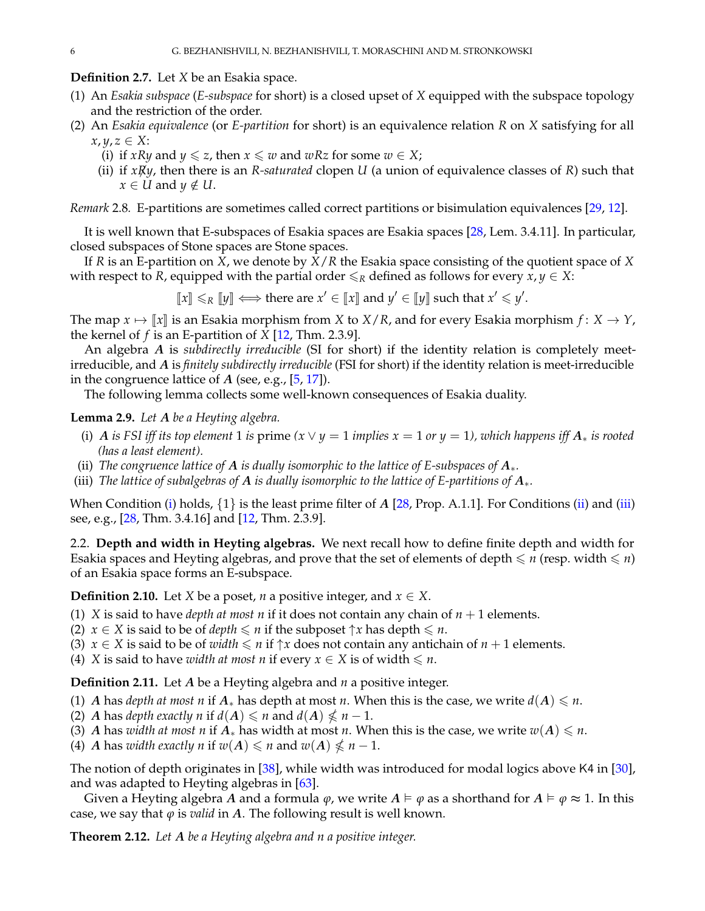**Definition 2.7.** Let $X$ be an Esakia space.

(1) An *Esakia subspace* (*E-subspace* for short) is a closed upset of $X$ equipped with the subspace topology and the restriction of the order.
(2) An *Esakia equivalence* (or *E-partition* for short) is an equivalence relation $R$ on $X$ satisfying for all $x, y, z \in X$:
   (i) if $xRy$ and $y \leqslant z$, then $x \leqslant w$ and $wRz$ for some $w \in X$;
   (ii) if $x\not{R}y$, then there is an *R-saturated* clopen $U$ (a union of equivalence classes of $R$) such that $x \in U$ and $y \notin U$.

*Remark* 2.8. E-partitions are sometimes called correct partitions or bisimulation equivalences [29, 12].

It is well known that E-subspaces of Esakia spaces are Esakia spaces [28, Lem. 3.4.11]. In particular, closed subspaces of Stone spaces are Stone spaces.

If $R$ is an E-partition on $X$, we denote by $X/R$ the Esakia space consisting of the quotient space of $X$ with respect to $R$, equipped with the partial order $\leqslant_R$ defined as follows for every $x, y \in X$:

$$[\![x]\!] \leqslant_R [\![y]\!] \iff \text{there are } x' \in [\![x]\!] \text{ and } y' \in [\![y]\!] \text{ such that } x' \leqslant y'.$$

The map $x \mapsto [\![x]\!]$ is an Esakia morphism from $X$ to $X/R$, and for every Esakia morphism $f\colon X \to Y$, the kernel of $f$ is an E-partition of $X$ [12, Thm. 2.3.9].

An algebra $\boldsymbol{A}$ is *subdirectly irreducible* (SI for short) if the identity relation is completely meet-irreducible, and $\boldsymbol{A}$ is *finitely subdirectly irreducible* (FSI for short) if the identity relation is meet-irreducible in the congruence lattice of $\boldsymbol{A}$ (see, e.g., [5, 17]).

The following lemma collects some well-known consequences of Esakia duality.

**Lemma 2.9.** *Let $\boldsymbol{A}$ be a Heyting algebra.*

(i) *$\boldsymbol{A}$ is FSI iff its top element 1 is* prime *($x \vee y = 1$ implies $x = 1$ or $y = 1$), which happens iff $\boldsymbol{A}_*$ is rooted (has a least element).*
(ii) *The congruence lattice of $\boldsymbol{A}$ is dually isomorphic to the lattice of E-subspaces of $\boldsymbol{A}_*$.*
(iii) *The lattice of subalgebras of $\boldsymbol{A}$ is dually isomorphic to the lattice of E-partitions of $\boldsymbol{A}_*$.*

When Condition (i) holds, $\{1\}$ is the least prime filter of $\boldsymbol{A}$ [28, Prop. A.1.1]. For Conditions (ii) and (iii) see, e.g., [28, Thm. 3.4.16] and [12, Thm. 2.3.9].

## 2.2. Depth and width in Heyting algebras.

We next recall how to define finite depth and width for Esakia spaces and Heyting algebras, and prove that the set of elements of depth $\leqslant n$ (resp. width $\leqslant n$) of an Esakia space forms an E-subspace.

**Definition 2.10.** Let $X$ be a poset, $n$ a positive integer, and $x \in X$.

(1) $X$ is said to have *depth at most n* if it does not contain any chain of $n+1$ elements.
(2) $x \in X$ is said to be of *depth* $\leqslant n$ if the subposet ${\uparrow}x$ has depth $\leqslant n$.
(3) $x \in X$ is said to be of *width* $\leqslant n$ if ${\uparrow}x$ does not contain any antichain of $n+1$ elements.
(4) $X$ is said to have *width at most n* if every $x \in X$ is of width $\leqslant n$.

**Definition 2.11.** Let $\boldsymbol{A}$ be a Heyting algebra and $n$ a positive integer.

(1) $\boldsymbol{A}$ has *depth at most n* if $\boldsymbol{A}_*$ has depth at most $n$. When this is the case, we write $d(\boldsymbol{A}) \leqslant n$.
(2) $\boldsymbol{A}$ has *depth exactly n* if $d(\boldsymbol{A}) \leqslant n$ and $d(\boldsymbol{A}) \nleqslant n-1$.
(3) $\boldsymbol{A}$ has *width at most n* if $\boldsymbol{A}_*$ has width at most $n$. When this is the case, we write $w(\boldsymbol{A}) \leqslant n$.
(4) $\boldsymbol{A}$ has *width exactly n* if $w(\boldsymbol{A}) \leqslant n$ and $w(\boldsymbol{A}) \nleqslant n-1$.

The notion of depth originates in [38], while width was introduced for modal logics above K4 in [30], and was adapted to Heyting algebras in [63].

Given a Heyting algebra $\boldsymbol{A}$ and a formula $\varphi$, we write $\boldsymbol{A} \vDash \varphi$ as a shorthand for $\boldsymbol{A} \vDash \varphi \approx 1$. In this case, we say that $\varphi$ is *valid* in $\boldsymbol{A}$. The following result is well known.

**Theorem 2.12.** *Let $\boldsymbol{A}$ be a Heyting algebra and $n$ a positive integer.*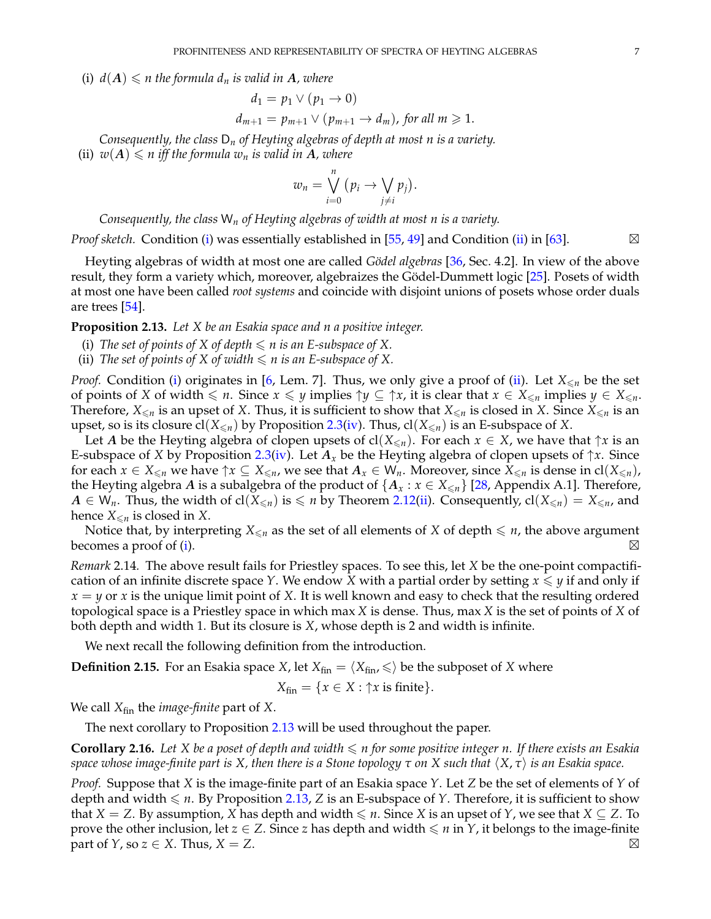(i) $d(\boldsymbol{A}) \leqslant n$ *the formula* $d_n$ *is valid in* $\boldsymbol{A}$, *where*

$$d_1 = p_1 \vee (p_1 \to 0)$$
$$d_{m+1} = p_{m+1} \vee (p_{m+1} \to d_m), \text{ for all } m \geqslant 1.$$

*Consequently, the class* $\mathsf{D}_n$ *of Heyting algebras of depth at most* $n$ *is a variety.*

(ii) $w(\boldsymbol{A}) \leqslant n$ *iff the formula* $w_n$ *is valid in* $\boldsymbol{A}$, *where*

$$w_n = \bigvee_{i=0}^{n} \big(p_i \to \bigvee_{j \neq i} p_j\big).$$

*Consequently, the class* $\mathsf{W}_n$ *of Heyting algebras of width at most* $n$ *is a variety.*

*Proof sketch.* Condition (i) was essentially established in [55, 49] and Condition (ii) in [63]. ⊠

Heyting algebras of width at most one are called *Gödel algebras* [36, Sec. 4.2]. In view of the above result, they form a variety which, moreover, algebraizes the Gödel-Dummett logic [25]. Posets of width at most one have been called *root systems* and coincide with disjoint unions of posets whose order duals are trees [54].

**Proposition 2.13.** *Let* $X$ *be an Esakia space and* $n$ *a positive integer.*

(i) *The set of points of* $X$ *of depth* $\leqslant n$ *is an E-subspace of* $X$.
(ii) *The set of points of* $X$ *of width* $\leqslant n$ *is an E-subspace of* $X$.

*Proof.* Condition (i) originates in [6, Lem. 7]. Thus, we only give a proof of (ii). Let $X_{\leqslant n}$ be the set of points of $X$ of width $\leqslant n$. Since $x \leqslant y$ implies ${\uparrow}y \subseteq {\uparrow}x$, it is clear that $x \in X_{\leqslant n}$ implies $y \in X_{\leqslant n}$. Therefore, $X_{\leqslant n}$ is an upset of $X$. Thus, it is sufficient to show that $X_{\leqslant n}$ is closed in $X$. Since $X_{\leqslant n}$ is an upset, so is its closure $\mathrm{cl}(X_{\leqslant n})$ by Proposition 2.3(iv). Thus, $\mathrm{cl}(X_{\leqslant n})$ is an E-subspace of $X$.

Let $\boldsymbol{A}$ be the Heyting algebra of clopen upsets of $\mathrm{cl}(X_{\leqslant n})$. For each $x \in X$, we have that ${\uparrow}x$ is an E-subspace of $X$ by Proposition 2.3(iv). Let $\boldsymbol{A}_x$ be the Heyting algebra of clopen upsets of ${\uparrow}x$. Since for each $x \in X_{\leqslant n}$ we have ${\uparrow}x \subseteq X_{\leqslant n}$, we see that $\boldsymbol{A}_x \in \mathsf{W}_n$. Moreover, since $X_{\leqslant n}$ is dense in $\mathrm{cl}(X_{\leqslant n})$, the Heyting algebra $\boldsymbol{A}$ is a subalgebra of the product of $\{\boldsymbol{A}_x : x \in X_{\leqslant n}\}$ [28, Appendix A.1]. Therefore, $\boldsymbol{A} \in \mathsf{W}_n$. Thus, the width of $\mathrm{cl}(X_{\leqslant n})$ is $\leqslant n$ by Theorem 2.12(ii). Consequently, $\mathrm{cl}(X_{\leqslant n}) = X_{\leqslant n}$, and hence $X_{\leqslant n}$ is closed in $X$.

Notice that, by interpreting $X_{\leqslant n}$ as the set of all elements of $X$ of depth $\leqslant n$, the above argument becomes a proof of (i). ⊠

*Remark* 2.14. The above result fails for Priestley spaces. To see this, let $X$ be the one-point compactification of an infinite discrete space $Y$. We endow $X$ with a partial order by setting $x \leqslant y$ if and only if $x = y$ or $x$ is the unique limit point of $X$. It is well known and easy to check that the resulting ordered topological space is a Priestley space in which $\max X$ is dense. Thus, $\max X$ is the set of points of $X$ of both depth and width 1. But its closure is $X$, whose depth is 2 and width is infinite.

We next recall the following definition from the introduction.

**Definition 2.15.** For an Esakia space $X$, let $X_{\mathrm{fin}} = \langle X_{\mathrm{fin}}, \leqslant \rangle$ be the subposet of $X$ where

$$X_{\mathrm{fin}} = \{x \in X : {\uparrow}x \text{ is finite}\}.$$

We call $X_{\mathrm{fin}}$ the *image-finite* part of $X$.

The next corollary to Proposition 2.13 will be used throughout the paper.

**Corollary 2.16.** *Let* $X$ *be a poset of depth and width* $\leqslant n$ *for some positive integer* $n$. *If there exists an Esakia space whose image-finite part is* $X$, *then there is a Stone topology* $\tau$ *on* $X$ *such that* $\langle X, \tau \rangle$ *is an Esakia space.*

*Proof.* Suppose that $X$ is the image-finite part of an Esakia space $Y$. Let $Z$ be the set of elements of $Y$ of depth and width $\leqslant n$. By Proposition 2.13, $Z$ is an E-subspace of $Y$. Therefore, it is sufficient to show that $X = Z$. By assumption, $X$ has depth and width $\leqslant n$. Since $X$ is an upset of $Y$, we see that $X \subseteq Z$. To prove the other inclusion, let $z \in Z$. Since $z$ has depth and width $\leqslant n$ in $Y$, it belongs to the image-finite part of $Y$, so $z \in X$. Thus, $X = Z$. ⊠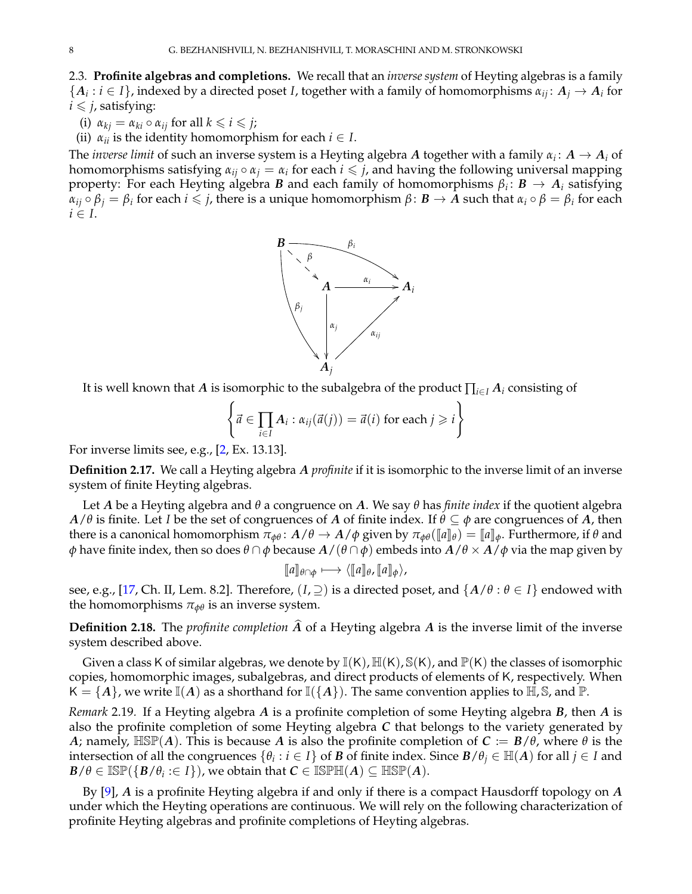2.3. **Profinite algebras and completions.** We recall that an *inverse system* of Heyting algebras is a family $\{\boldsymbol{A}_i : i \in I\}$, indexed by a directed poset $I$, together with a family of homomorphisms $\alpha_{ij} \colon \boldsymbol{A}_j \to \boldsymbol{A}_i$ for $i \leqslant j$, satisfying:

(i) $\alpha_{kj} = \alpha_{ki} \circ \alpha_{ij}$ for all $k \leqslant i \leqslant j$;
(ii) $\alpha_{ii}$ is the identity homomorphism for each $i \in I$.

The *inverse limit* of such an inverse system is a Heyting algebra $\boldsymbol{A}$ together with a family $\alpha_i \colon \boldsymbol{A} \to \boldsymbol{A}_i$ of homomorphisms satisfying $\alpha_{ij} \circ \alpha_j = \alpha_i$ for each $i \leqslant j$, and having the following universal mapping property: For each Heyting algebra $\boldsymbol{B}$ and each family of homomorphisms $\beta_i \colon \boldsymbol{B} \to \boldsymbol{A}_i$ satisfying $\alpha_{ij} \circ \beta_j = \beta_i$ for each $i \leqslant j$, there is a unique homomorphism $\beta \colon \boldsymbol{B} \to \boldsymbol{A}$ such that $\alpha_i \circ \beta = \beta_i$ for each $i \in I$.

$$
\begin{array}{ccc}
\boldsymbol{B} & \xrightarrow{\quad\beta_i\quad} & \boldsymbol{A}_i \\
 & \searrow^{\beta} & \\
 & \boldsymbol{A} \xrightarrow{\alpha_i} \boldsymbol{A}_i & \\
 & \downarrow \alpha_j \quad \nearrow \alpha_{ij} & \\
 & \boldsymbol{A}_j &
\end{array}
$$

It is well known that $\boldsymbol{A}$ is isomorphic to the subalgebra of the product $\prod_{i \in I} \boldsymbol{A}_i$ consisting of

$$\left\{ \vec{a} \in \prod_{i \in I} \boldsymbol{A}_i : \alpha_{ij}(\vec{a}(j)) = \vec{a}(i) \text{ for each } j \geqslant i \right\}$$

For inverse limits see, e.g., [2, Ex. 13.13].

**Definition 2.17.** We call a Heyting algebra $\boldsymbol{A}$ *profinite* if it is isomorphic to the inverse limit of an inverse system of finite Heyting algebras.

Let $\boldsymbol{A}$ be a Heyting algebra and $\theta$ a congruence on $\boldsymbol{A}$. We say $\theta$ has *finite index* if the quotient algebra $\boldsymbol{A}/\theta$ is finite. Let $I$ be the set of congruences of $\boldsymbol{A}$ of finite index. If $\theta \subseteq \phi$ are congruences of $\boldsymbol{A}$, then there is a canonical homomorphism $\pi_{\phi\theta} \colon \boldsymbol{A}/\theta \to \boldsymbol{A}/\phi$ given by $\pi_{\phi\theta}(\llbracket a \rrbracket_\theta) = \llbracket a \rrbracket_\phi$. Furthermore, if $\theta$ and $\phi$ have finite index, then so does $\theta \cap \phi$ because $\boldsymbol{A}/(\theta \cap \phi)$ embeds into $\boldsymbol{A}/\theta \times \boldsymbol{A}/\phi$ via the map given by

$$\llbracket a \rrbracket_{\theta \cap \phi} \longmapsto \langle \llbracket a \rrbracket_\theta, \llbracket a \rrbracket_\phi \rangle,$$

see, e.g., [17, Ch. II, Lem. 8.2]. Therefore, $(I, \supseteq)$ is a directed poset, and $\{\boldsymbol{A}/\theta : \theta \in I\}$ endowed with the homomorphisms $\pi_{\phi\theta}$ is an inverse system.

**Definition 2.18.** The *profinite completion* $\widehat{\boldsymbol{A}}$ of a Heyting algebra $\boldsymbol{A}$ is the inverse limit of the inverse system described above.

Given a class $\mathsf{K}$ of similar algebras, we denote by $\mathbb{I}(\mathsf{K}), \mathbb{H}(\mathsf{K}), \mathbb{S}(\mathsf{K})$, and $\mathbb{P}(\mathsf{K})$ the classes of isomorphic copies, homomorphic images, subalgebras, and direct products of elements of $\mathsf{K}$, respectively. When $\mathsf{K} = \{\boldsymbol{A}\}$, we write $\mathbb{I}(\boldsymbol{A})$ as a shorthand for $\mathbb{I}(\{\boldsymbol{A}\})$. The same convention applies to $\mathbb{H}, \mathbb{S}$, and $\mathbb{P}$.

*Remark* 2.19. If a Heyting algebra $\boldsymbol{A}$ is a profinite completion of some Heyting algebra $\boldsymbol{B}$, then $\boldsymbol{A}$ is also the profinite completion of some Heyting algebra $\boldsymbol{C}$ that belongs to the variety generated by $\boldsymbol{A}$; namely, $\mathbb{HSP}(\boldsymbol{A})$. This is because $\boldsymbol{A}$ is also the profinite completion of $\boldsymbol{C} := \boldsymbol{B}/\theta$, where $\theta$ is the intersection of all the congruences $\{\theta_i : i \in I\}$ of $\boldsymbol{B}$ of finite index. Since $\boldsymbol{B}/\theta_j \in \mathbb{H}(\boldsymbol{A})$ for all $j \in I$ and $\boldsymbol{B}/\theta \in \mathbb{ISP}(\{\boldsymbol{B}/\theta_i :\in I\})$, we obtain that $\boldsymbol{C} \in \mathbb{ISPH}(\boldsymbol{A}) \subseteq \mathbb{HSP}(\boldsymbol{A})$.

By [9], $\boldsymbol{A}$ is a profinite Heyting algebra if and only if there is a compact Hausdorff topology on $\boldsymbol{A}$ under which the Heyting operations are continuous. We will rely on the following characterization of profinite Heyting algebras and profinite completions of Heyting algebras.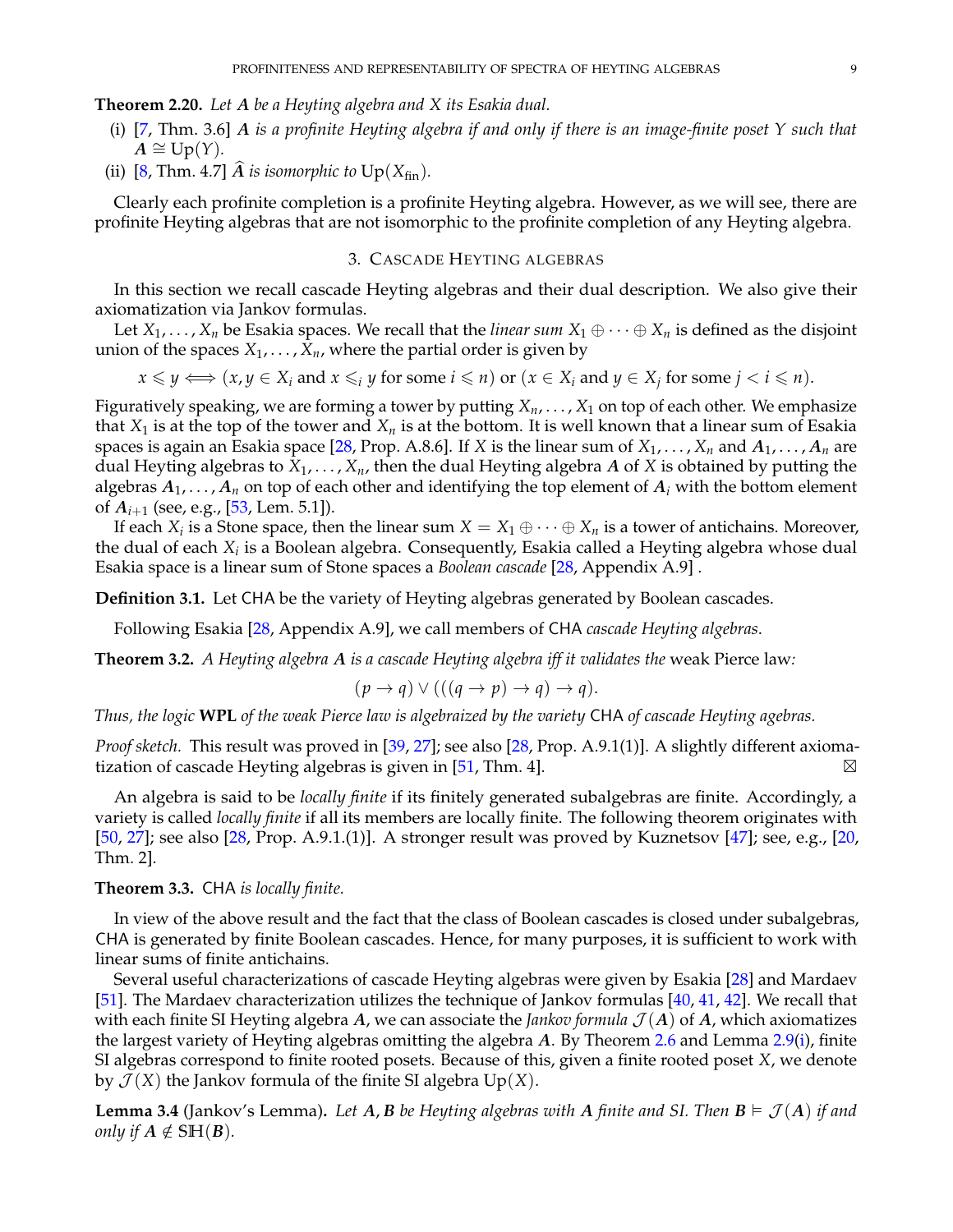**Theorem 2.20.** *Let $\boldsymbol{A}$ be a Heyting algebra and $X$ its Esakia dual.*

(i) [7, Thm. 3.6] *$\boldsymbol{A}$ is a profinite Heyting algebra if and only if there is an image-finite poset $Y$ such that $\boldsymbol{A} \cong \mathrm{Up}(Y)$.*
(ii) [8, Thm. 4.7] *$\widehat{\boldsymbol{A}}$ is isomorphic to $\mathrm{Up}(X_{\mathrm{fin}})$.*

Clearly each profinite completion is a profinite Heyting algebra. However, as we will see, there are profinite Heyting algebras that are not isomorphic to the profinite completion of any Heyting algebra.

## 3. Cascade Heyting algebras

In this section we recall cascade Heyting algebras and their dual description. We also give their axiomatization via Jankov formulas.

Let $X_1, \dots, X_n$ be Esakia spaces. We recall that the *linear sum* $X_1 \oplus \cdots \oplus X_n$ is defined as the disjoint union of the spaces $X_1, \dots, X_n$, where the partial order is given by

$$x \leqslant y \iff (x, y \in X_i \text{ and } x \leqslant_i y \text{ for some } i \leqslant n) \text{ or } (x \in X_i \text{ and } y \in X_j \text{ for some } j < i \leqslant n).$$

Figuratively speaking, we are forming a tower by putting $X_n, \dots, X_1$ on top of each other. We emphasize that $X_1$ is at the top of the tower and $X_n$ is at the bottom. It is well known that a linear sum of Esakia spaces is again an Esakia space [28, Prop. A.8.6]. If $X$ is the linear sum of $X_1, \dots, X_n$ and $\boldsymbol{A}_1, \dots, \boldsymbol{A}_n$ are dual Heyting algebras to $X_1, \dots, X_n$, then the dual Heyting algebra $\boldsymbol{A}$ of $X$ is obtained by putting the algebras $\boldsymbol{A}_1, \dots, \boldsymbol{A}_n$ on top of each other and identifying the top element of $\boldsymbol{A}_i$ with the bottom element of $\boldsymbol{A}_{i+1}$ (see, e.g., [53, Lem. 5.1]).

If each $X_i$ is a Stone space, then the linear sum $X = X_1 \oplus \cdots \oplus X_n$ is a tower of antichains. Moreover, the dual of each $X_i$ is a Boolean algebra. Consequently, Esakia called a Heyting algebra whose dual Esakia space is a linear sum of Stone spaces a *Boolean cascade* [28, Appendix A.9] .

**Definition 3.1.** Let $\mathsf{CHA}$ be the variety of Heyting algebras generated by Boolean cascades.

Following Esakia [28, Appendix A.9], we call members of $\mathsf{CHA}$ *cascade Heyting algebras*.

**Theorem 3.2.** *A Heyting algebra $\boldsymbol{A}$ is a cascade Heyting algebra iff it validates the* weak Pierce law*:*

$$(p \to q) \vee (((q \to p) \to q) \to q).$$

*Thus, the logic* **WPL** *of the weak Pierce law is algebraized by the variety* $\mathsf{CHA}$ *of cascade Heyting algebras.*

*Proof sketch.* This result was proved in [39, 27]; see also [28, Prop. A.9.1(1)]. A slightly different axiomatization of cascade Heyting algebras is given in [51, Thm. 4]. ⊠

An algebra is said to be *locally finite* if its finitely generated subalgebras are finite. Accordingly, a variety is called *locally finite* if all its members are locally finite. The following theorem originates with [50, 27]; see also [28, Prop. A.9.1.(1)]. A stronger result was proved by Kuznetsov [47]; see, e.g., [20, Thm. 2].

**Theorem 3.3.** $\mathsf{CHA}$ *is locally finite.*

In view of the above result and the fact that the class of Boolean cascades is closed under subalgebras, $\mathsf{CHA}$ is generated by finite Boolean cascades. Hence, for many purposes, it is sufficient to work with linear sums of finite antichains.

Several useful characterizations of cascade Heyting algebras were given by Esakia [28] and Mardaev [51]. The Mardaev characterization utilizes the technique of Jankov formulas [40, 41, 42]. We recall that with each finite SI Heyting algebra $\boldsymbol{A}$, we can associate the *Jankov formula* $\mathcal{J}(\boldsymbol{A})$ of $\boldsymbol{A}$, which axiomatizes the largest variety of Heyting algebras omitting the algebra $\boldsymbol{A}$. By Theorem 2.6 and Lemma 2.9(i), finite SI algebras correspond to finite rooted posets. Because of this, given a finite rooted poset $X$, we denote by $\mathcal{J}(X)$ the Jankov formula of the finite SI algebra $\mathrm{Up}(X)$.

**Lemma 3.4** (Jankov's Lemma)**.** *Let $\boldsymbol{A}, \boldsymbol{B}$ be Heyting algebras with $\boldsymbol{A}$ finite and SI. Then $\boldsymbol{B} \vDash \mathcal{J}(\boldsymbol{A})$ if and only if $\boldsymbol{A} \notin \mathbb{SH}(\boldsymbol{B})$.*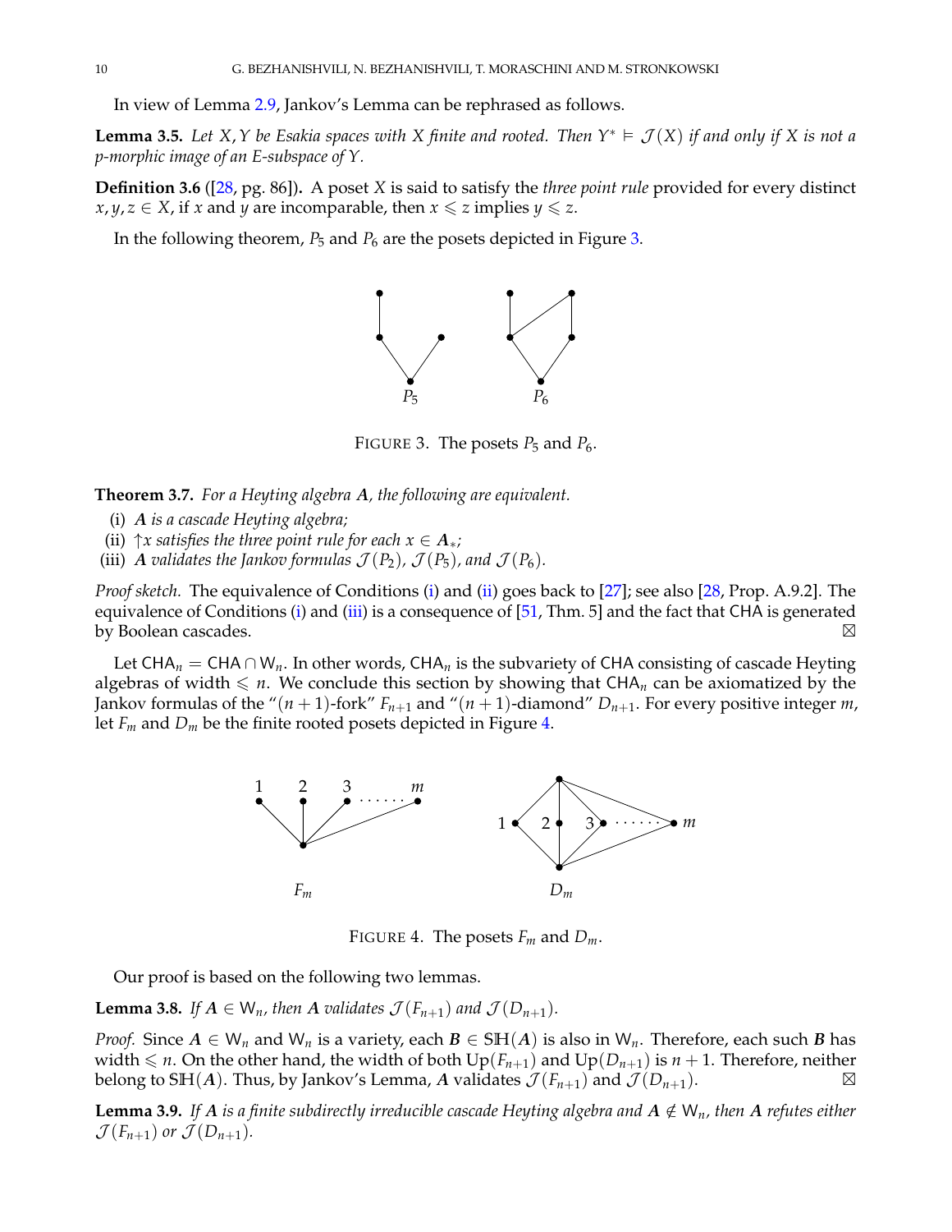In view of Lemma 2.9, Jankov's Lemma can be rephrased as follows.

**Lemma 3.5.** *Let $X, Y$ be Esakia spaces with $X$ finite and rooted. Then $Y^* \vDash \mathcal{J}(X)$ if and only if $X$ is not a p-morphic image of an E-subspace of $Y$.*

**Definition 3.6** ([28, pg. 86])**.** A poset $X$ is said to satisfy the *three point rule* provided for every distinct $x, y, z \in X$, if $x$ and $y$ are incomparable, then $x \leqslant z$ implies $y \leqslant z$.

In the following theorem, $P_5$ and $P_6$ are the posets depicted in Figure 3.

FIGURE 3. The posets $P_5$ and $P_6$.

**Theorem 3.7.** *For a Heyting algebra $\boldsymbol{A}$, the following are equivalent.*

(i) *$\boldsymbol{A}$ is a cascade Heyting algebra;*
(ii) *$\uparrow x$ satisfies the three point rule for each $x \in \boldsymbol{A}_*$;*
(iii) *$\boldsymbol{A}$ validates the Jankov formulas $\mathcal{J}(P_2)$, $\mathcal{J}(P_5)$, and $\mathcal{J}(P_6)$.*

*Proof sketch.* The equivalence of Conditions (i) and (ii) goes back to [27]; see also [28, Prop. A.9.2]. The equivalence of Conditions (i) and (iii) is a consequence of [51, Thm. 5] and the fact that $\mathsf{CHA}$ is generated by Boolean cascades. ⊠

Let $\mathsf{CHA}_n = \mathsf{CHA} \cap \mathsf{W}_n$. In other words, $\mathsf{CHA}_n$ is the subvariety of $\mathsf{CHA}$ consisting of cascade Heyting algebras of width $\leqslant n$. We conclude this section by showing that $\mathsf{CHA}_n$ can be axiomatized by the Jankov formulas of the "$(n+1)$-fork" $F_{n+1}$ and "$(n+1)$-diamond" $D_{n+1}$. For every positive integer $m$, let $F_m$ and $D_m$ be the finite rooted posets depicted in Figure 4.

FIGURE 4. The posets $F_m$ and $D_m$.

Our proof is based on the following two lemmas.

**Lemma 3.8.** *If $\boldsymbol{A} \in \mathsf{W}_n$, then $\boldsymbol{A}$ validates $\mathcal{J}(F_{n+1})$ and $\mathcal{J}(D_{n+1})$.*

*Proof.* Since $\boldsymbol{A} \in \mathsf{W}_n$ and $\mathsf{W}_n$ is a variety, each $\boldsymbol{B} \in \mathbb{SH}(\boldsymbol{A})$ is also in $\mathsf{W}_n$. Therefore, each such $\boldsymbol{B}$ has width $\leqslant n$. On the other hand, the width of both $\mathrm{Up}(F_{n+1})$ and $\mathrm{Up}(D_{n+1})$ is $n+1$. Therefore, neither belong to $\mathbb{SH}(\boldsymbol{A})$. Thus, by Jankov's Lemma, $\boldsymbol{A}$ validates $\mathcal{J}(F_{n+1})$ and $\mathcal{J}(D_{n+1})$. ⊠

**Lemma 3.9.** *If $\boldsymbol{A}$ is a finite subdirectly irreducible cascade Heyting algebra and $\boldsymbol{A} \notin \mathsf{W}_n$, then $\boldsymbol{A}$ refutes either $\mathcal{J}(F_{n+1})$ or $\mathcal{J}(D_{n+1})$.*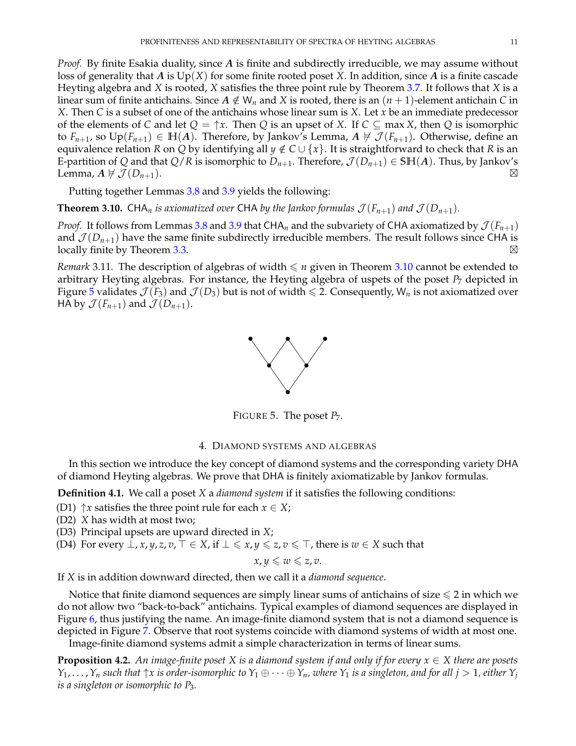*Proof.* By finite Esakia duality, since $\boldsymbol{A}$ is finite and subdirectly irreducible, we may assume without loss of generality that $\boldsymbol{A}$ is $\mathrm{Up}(X)$ for some finite rooted poset $X$. In addition, since $\boldsymbol{A}$ is a finite cascade Heyting algebra and $X$ is rooted, $X$ satisfies the three point rule by Theorem 3.7. It follows that $X$ is a linear sum of finite antichains. Since $\boldsymbol{A} \notin \mathsf{W}_n$ and $X$ is rooted, there is an $(n+1)$-element antichain $C$ in $X$. Then $C$ is a subset of one of the antichains whose linear sum is $X$. Let $x$ be an immediate predecessor of the elements of $C$ and let $Q = {\uparrow}x$. Then $Q$ is an upset of $X$. If $C \subseteq \max X$, then $Q$ is isomorphic to $F_{n+1}$, so $\mathrm{Up}(F_{n+1}) \in \mathbb{H}(\boldsymbol{A})$. Therefore, by Jankov's Lemma, $\boldsymbol{A} \nvDash \mathcal{J}(F_{n+1})$. Otherwise, define an equivalence relation $R$ on $Q$ by identifying all $y \notin C \cup \{x\}$. It is straightforward to check that $R$ is an E-partition of $Q$ and that $Q/R$ is isomorphic to $D_{n+1}$. Therefore, $\mathcal{J}(D_{n+1}) \in \mathbb{SH}(\boldsymbol{A})$. Thus, by Jankov's Lemma, $\boldsymbol{A} \nvDash \mathcal{J}(D_{n+1})$. ⊠

Putting together Lemmas 3.8 and 3.9 yields the following:

**Theorem 3.10.** *$\mathsf{CHA}_n$ is axiomatized over $\mathsf{CHA}$ by the Jankov formulas $\mathcal{J}(F_{n+1})$ and $\mathcal{J}(D_{n+1})$.*

*Proof.* It follows from Lemmas 3.8 and 3.9 that $\mathsf{CHA}_n$ and the subvariety of $\mathsf{CHA}$ axiomatized by $\mathcal{J}(F_{n+1})$ and $\mathcal{J}(D_{n+1})$ have the same finite subdirectly irreducible members. The result follows since $\mathsf{CHA}$ is locally finite by Theorem 3.3. ⊠

*Remark* 3.11. The description of algebras of width $\leqslant n$ given in Theorem 3.10 cannot be extended to arbitrary Heyting algebras. For instance, the Heyting algebra of uspets of the poset $P_7$ depicted in Figure 5 validates $\mathcal{J}(F_3)$ and $\mathcal{J}(D_3)$ but is not of width $\leqslant 2$. Consequently, $\mathsf{W}_n$ is not axiomatized over $\mathsf{HA}$ by $\mathcal{J}(F_{n+1})$ and $\mathcal{J}(D_{n+1})$.

FIGURE 5. The poset $P_7$.

## 4. Diamond systems and algebras

In this section we introduce the key concept of diamond systems and the corresponding variety $\mathsf{DHA}$ of diamond Heyting algebras. We prove that $\mathsf{DHA}$ is finitely axiomatizable by Jankov formulas.

**Definition 4.1.** We call a poset $X$ a *diamond system* if it satisfies the following conditions:

(D1) ${\uparrow}x$ satisfies the three point rule for each $x \in X$;
(D2) $X$ has width at most two;
(D3) Principal upsets are upward directed in $X$;
(D4) For every $\bot, x, y, z, v, \top \in X$, if $\bot \leqslant x, y \leqslant z, v \leqslant \top$, there is $w \in X$ such that

$$x, y \leqslant w \leqslant z, v.$$

If $X$ is in addition downward directed, then we call it a *diamond sequence*.

Notice that finite diamond sequences are simply linear sums of antichains of size $\leqslant 2$ in which we do not allow two "back-to-back" antichains. Typical examples of diamond sequences are displayed in Figure 6, thus justifying the name. An image-finite diamond system that is not a diamond sequence is depicted in Figure 7. Observe that root systems coincide with diamond systems of width at most one.

Image-finite diamond systems admit a simple characterization in terms of linear sums.

**Proposition 4.2.** *An image-finite poset $X$ is a diamond system if and only if for every $x \in X$ there are posets $Y_1, \dots, Y_n$ such that ${\uparrow}x$ is order-isomorphic to $Y_1 \oplus \cdots \oplus Y_n$, where $Y_1$ is a singleton, and for all $j > 1$, either $Y_j$ is a singleton or isomorphic to $P_3$.*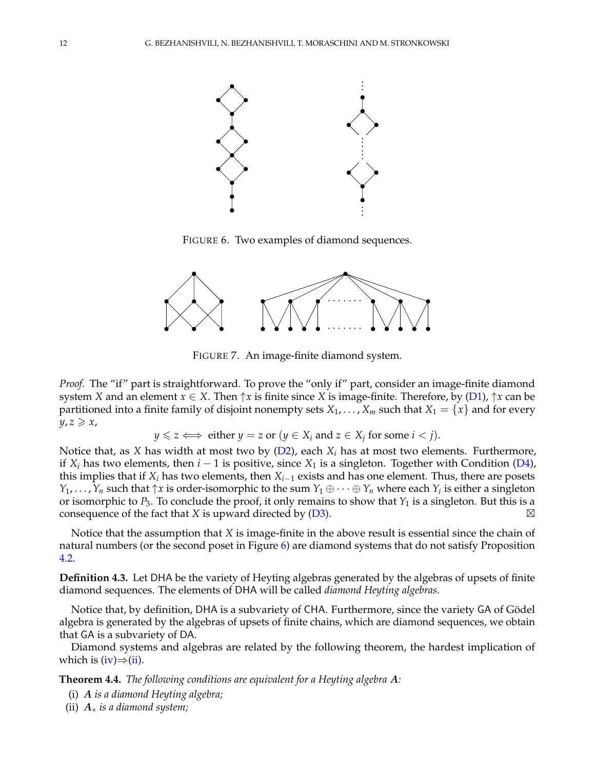FIGURE 6. Two examples of diamond sequences.

FIGURE 7. An image-finite diamond system.

*Proof.* The "if" part is straightforward. To prove the "only if" part, consider an image-finite diamond system $X$ and an element $x \in X$. Then $\uparrow x$ is finite since $X$ is image-finite. Therefore, by (D1), $\uparrow x$ can be partitioned into a finite family of disjoint nonempty sets $X_1, \dots, X_m$ such that $X_1 = \{x\}$ and for every $y, z \geqslant x$,

$$y \leqslant z \iff \text{either } y = z \text{ or } (y \in X_i \text{ and } z \in X_j \text{ for some } i < j).$$

Notice that, as $X$ has width at most two by (D2), each $X_i$ has at most two elements. Furthermore, if $X_i$ has two elements, then $i - 1$ is positive, since $X_1$ is a singleton. Together with Condition (D4), this implies that if $X_i$ has two elements, then $X_{i-1}$ exists and has one element. Thus, there are posets $Y_1, \dots, Y_n$ such that $\uparrow x$ is order-isomorphic to the sum $Y_1 \oplus \cdots \oplus Y_n$ where each $Y_i$ is either a singleton or isomorphic to $P_3$. To conclude the proof, it only remains to show that $Y_1$ is a singleton. But this is a consequence of the fact that $X$ is upward directed by (D3). ⊠

Notice that the assumption that $X$ is image-finite in the above result is essential since the chain of natural numbers (or the second poset in Figure 6) are diamond systems that do not satisfy Proposition 4.2.

**Definition 4.3.** Let DHA be the variety of Heyting algebras generated by the algebras of upsets of finite diamond sequences. The elements of DHA will be called *diamond Heyting algebras*.

Notice that, by definition, DHA is a subvariety of CHA. Furthermore, since the variety GA of Gödel algebra is generated by the algebras of upsets of finite chains, which are diamond sequences, we obtain that GA is a subvariety of DA.

Diamond systems and algebras are related by the following theorem, the hardest implication of which is (iv)⇒(ii).

**Theorem 4.4.** *The following conditions are equivalent for a Heyting algebra* $\boldsymbol{A}$*:*

(i) $\boldsymbol{A}$ *is a diamond Heyting algebra;*
(ii) $\boldsymbol{A}_*$ *is a diamond system;*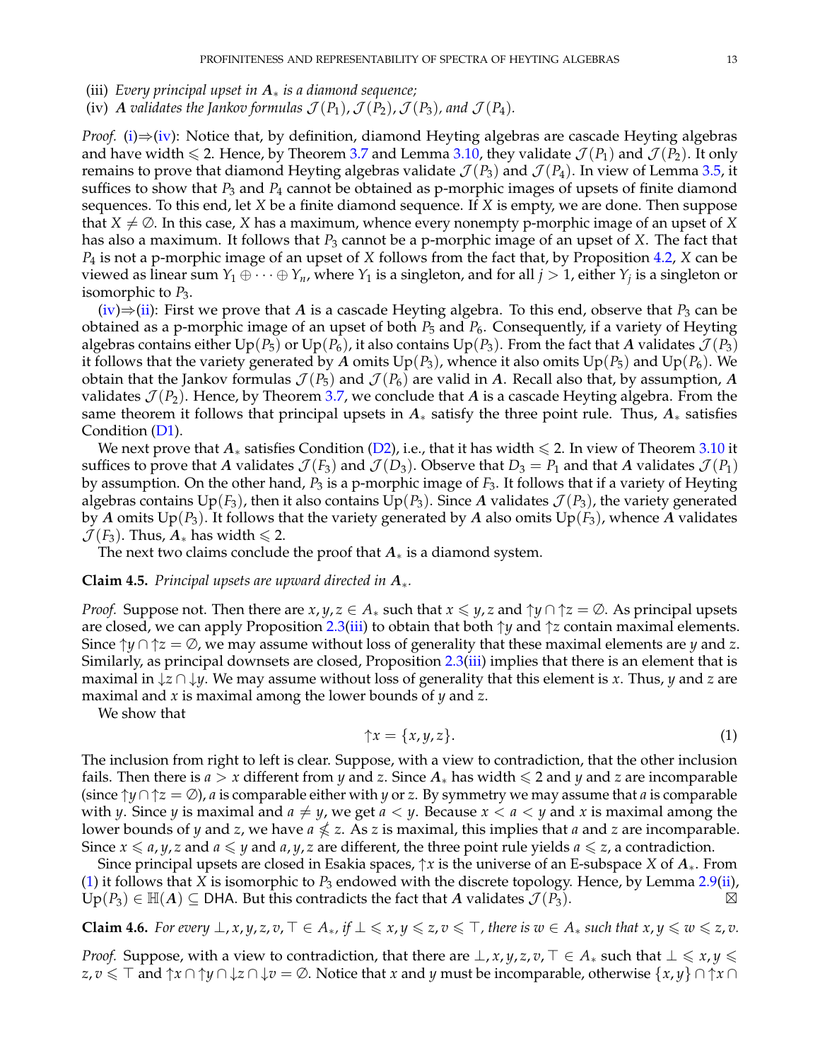(iii) *Every principal upset in $A_*$ is a diamond sequence;*
(iv) *$A$ validates the Jankov formulas $\mathcal{J}(P_1)$, $\mathcal{J}(P_2)$, $\mathcal{J}(P_3)$, and $\mathcal{J}(P_4)$.*

*Proof.* (i)⇒(iv): Notice that, by definition, diamond Heyting algebras are cascade Heyting algebras and have width $\leqslant 2$. Hence, by Theorem 3.7 and Lemma 3.10, they validate $\mathcal{J}(P_1)$ and $\mathcal{J}(P_2)$. It only remains to prove that diamond Heyting algebras validate $\mathcal{J}(P_3)$ and $\mathcal{J}(P_4)$. In view of Lemma 3.5, it suffices to show that $P_3$ and $P_4$ cannot be obtained as p-morphic images of upsets of finite diamond sequences. To this end, let $X$ be a finite diamond sequence. If $X$ is empty, we are done. Then suppose that $X \neq \emptyset$. In this case, $X$ has a maximum, whence every nonempty p-morphic image of an upset of $X$ has also a maximum. It follows that $P_3$ cannot be a p-morphic image of an upset of $X$. The fact that $P_4$ is not a p-morphic image of an upset of $X$ follows from the fact that, by Proposition 4.2, $X$ can be viewed as linear sum $Y_1 \oplus \cdots \oplus Y_n$, where $Y_1$ is a singleton, and for all $j > 1$, either $Y_j$ is a singleton or isomorphic to $P_3$.

(iv)⇒(ii): First we prove that $A$ is a cascade Heyting algebra. To this end, observe that $P_3$ can be obtained as a p-morphic image of an upset of both $P_5$ and $P_6$. Consequently, if a variety of Heyting algebras contains either $\mathrm{Up}(P_5)$ or $\mathrm{Up}(P_6)$, it also contains $\mathrm{Up}(P_3)$. From the fact that $A$ validates $\mathcal{J}(P_3)$ it follows that the variety generated by $A$ omits $\mathrm{Up}(P_3)$, whence it also omits $\mathrm{Up}(P_5)$ and $\mathrm{Up}(P_6)$. We obtain that the Jankov formulas $\mathcal{J}(P_5)$ and $\mathcal{J}(P_6)$ are valid in $A$. Recall also that, by assumption, $A$ validates $\mathcal{J}(P_2)$. Hence, by Theorem 3.7, we conclude that $A$ is a cascade Heyting algebra. From the same theorem it follows that principal upsets in $A_*$ satisfy the three point rule. Thus, $A_*$ satisfies Condition (D1).

We next prove that $A_*$ satisfies Condition (D2), i.e., that it has width $\leqslant 2$. In view of Theorem 3.10 it suffices to prove that $A$ validates $\mathcal{J}(F_3)$ and $\mathcal{J}(D_3)$. Observe that $D_3 = P_1$ and that $A$ validates $\mathcal{J}(P_1)$ by assumption. On the other hand, $P_3$ is a p-morphic image of $F_3$. It follows that if a variety of Heyting algebras contains $\mathrm{Up}(F_3)$, then it also contains $\mathrm{Up}(P_3)$. Since $A$ validates $\mathcal{J}(P_3)$, the variety generated by $A$ omits $\mathrm{Up}(P_3)$. It follows that the variety generated by $A$ also omits $\mathrm{Up}(F_3)$, whence $A$ validates $\mathcal{J}(F_3)$. Thus, $A_*$ has width $\leqslant 2$.

The next two claims conclude the proof that $A_*$ is a diamond system.

**Claim 4.5.** *Principal upsets are upward directed in $A_*$.*

*Proof.* Suppose not. Then there are $x, y, z \in A_*$ such that $x \leqslant y, z$ and ${\uparrow}y \cap {\uparrow}z = \emptyset$. As principal upsets are closed, we can apply Proposition 2.3(iii) to obtain that both ${\uparrow}y$ and ${\uparrow}z$ contain maximal elements. Since ${\uparrow}y \cap {\uparrow}z = \emptyset$, we may assume without loss of generality that these maximal elements are $y$ and $z$. Similarly, as principal downsets are closed, Proposition 2.3(iii) implies that there is an element that is maximal in ${\downarrow}z \cap {\downarrow}y$. We may assume without loss of generality that this element is $x$. Thus, $y$ and $z$ are maximal and $x$ is maximal among the lower bounds of $y$ and $z$.

We show that

$$
{\uparrow}x = \{x, y, z\}. \tag{1}
$$

The inclusion from right to left is clear. Suppose, with a view to contradiction, that the other inclusion fails. Then there is $a > x$ different from $y$ and $z$. Since $A_*$ has width $\leqslant 2$ and $y$ and $z$ are incomparable (since ${\uparrow}y \cap {\uparrow}z = \emptyset$), $a$ is comparable either with $y$ or $z$. By symmetry we may assume that $a$ is comparable with $y$. Since $y$ is maximal and $a \neq y$, we get $a < y$. Because $x < a < y$ and $x$ is maximal among the lower bounds of $y$ and $z$, we have $a \nleqslant z$. As $z$ is maximal, this implies that $a$ and $z$ are incomparable. Since $x \leqslant a, y, z$ and $a \leqslant y$ and $a, y, z$ are different, the three point rule yields $a \leqslant z$, a contradiction.

Since principal upsets are closed in Esakia spaces, ${\uparrow}x$ is the universe of an E-subspace $X$ of $A_*$. From (1) it follows that $X$ is isomorphic to $P_3$ endowed with the discrete topology. Hence, by Lemma 2.9(ii), $\mathrm{Up}(P_3) \in \mathbb{H}(A) \subseteq \mathsf{DHA}$. But this contradicts the fact that $A$ validates $\mathcal{J}(P_3)$. ⊠

**Claim 4.6.** *For every $\bot, x, y, z, v, \top \in A_*$, if $\bot \leqslant x, y \leqslant z, v \leqslant \top$, there is $w \in A_*$ such that $x, y \leqslant w \leqslant z, v$.*

*Proof.* Suppose, with a view to contradiction, that there are $\bot, x, y, z, v, \top \in A_*$ such that $\bot \leqslant x, y \leqslant z, v \leqslant \top$ and ${\uparrow}x \cap {\uparrow}y \cap {\downarrow}z \cap {\downarrow}v = \emptyset$. Notice that $x$ and $y$ must be incomparable, otherwise $\{x, y\} \cap {\uparrow}x \cap$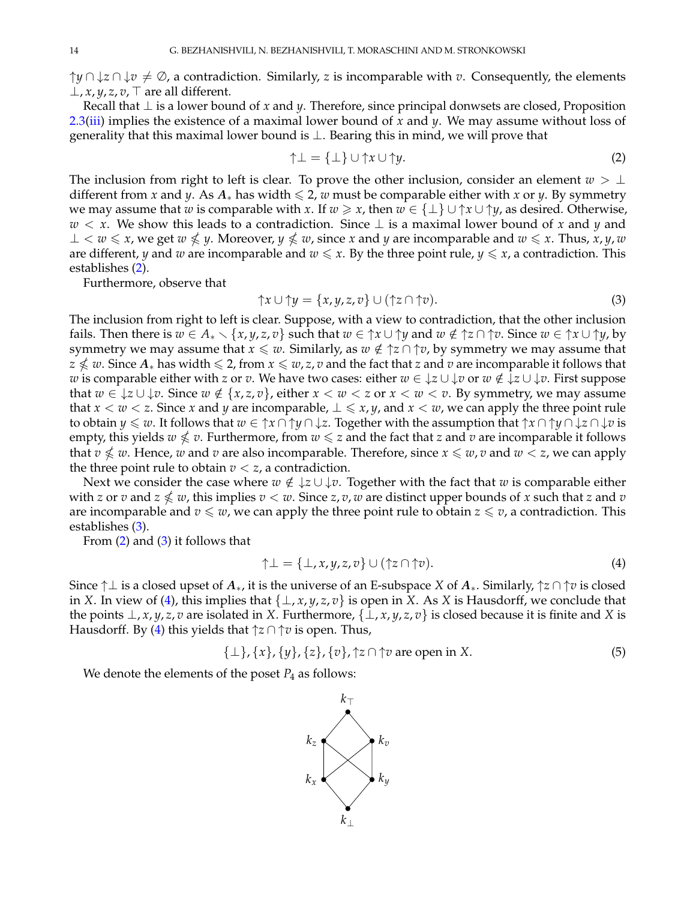$\uparrow y \cap \downarrow z \cap \downarrow v \neq \emptyset$, a contradiction. Similarly, $z$ is incomparable with $v$. Consequently, the elements $\bot, x, y, z, v, \top$ are all different.

Recall that $\bot$ is a lower bound of $x$ and $y$. Therefore, since principal donwsets are closed, Proposition 2.3(iii) implies the existence of a maximal lower bound of $x$ and $y$. We may assume without loss of generality that this maximal lower bound is $\bot$. Bearing this in mind, we will prove that

$$\uparrow \bot = \{\bot\} \cup \uparrow x \cup \uparrow y. \tag{2}$$

The inclusion from right to left is clear. To prove the other inclusion, consider an element $w > \bot$ different from $x$ and $y$. As $\boldsymbol{A}_*$ has width $\leqslant 2$, $w$ must be comparable either with $x$ or $y$. By symmetry we may assume that $w$ is comparable with $x$. If $w \geqslant x$, then $w \in \{\bot\} \cup \uparrow x \cup \uparrow y$, as desired. Otherwise, $w < x$. We show this leads to a contradiction. Since $\bot$ is a maximal lower bound of $x$ and $y$ and $\bot < w \leqslant x$, we get $w \nleqslant y$. Moreover, $y \nleqslant w$, since $x$ and $y$ are incomparable and $w \leqslant x$. Thus, $x, y, w$ are different, $y$ and $w$ are incomparable and $w \leqslant x$. By the three point rule, $y \leqslant x$, a contradiction. This establishes (2).

Furthermore, observe that

$$\uparrow x \cup \uparrow y = \{x, y, z, v\} \cup (\uparrow z \cap \uparrow v). \tag{3}$$

The inclusion from right to left is clear. Suppose, with a view to contradiction, that the other inclusion fails. Then there is $w \in A_* \smallsetminus \{x, y, z, v\}$ such that $w \in \uparrow x \cup \uparrow y$ and $w \notin \uparrow z \cap \uparrow v$. Since $w \in \uparrow x \cup \uparrow y$, by symmetry we may assume that $x \leqslant w$. Similarly, as $w \notin \uparrow z \cap \uparrow v$, by symmetry we may assume that $z \nleqslant w$. Since $\boldsymbol{A}_*$ has width $\leqslant 2$, from $x \leqslant w, z, v$ and the fact that $z$ and $v$ are incomparable it follows that $w$ is comparable either with $z$ or $v$. We have two cases: either $w \in \downarrow z \cup \downarrow v$ or $w \notin \downarrow z \cup \downarrow v$. First suppose that $w \in \downarrow z \cup \downarrow v$. Since $w \notin \{x, z, v\}$, either $x < w < z$ or $x < w < v$. By symmetry, we may assume that $x < w < z$. Since $x$ and $y$ are incomparable, $\bot \leqslant x, y$, and $x < w$, we can apply the three point rule to obtain $y \leqslant w$. It follows that $w \in \uparrow x \cap \uparrow y \cap \downarrow z$. Together with the assumption that $\uparrow x \cap \uparrow y \cap \downarrow z \cap \downarrow v$ is empty, this yields $w \nleqslant v$. Furthermore, from $w \leqslant z$ and the fact that $z$ and $v$ are incomparable it follows that $v \nleqslant w$. Hence, $w$ and $v$ are also incomparable. Therefore, since $x \leqslant w, v$ and $w < z$, we can apply the three point rule to obtain $v < z$, a contradiction.

Next we consider the case where $w \notin \downarrow z \cup \downarrow v$. Together with the fact that $w$ is comparable either with $z$ or $v$ and $z \nleqslant w$, this implies $v < w$. Since $z, v, w$ are distinct upper bounds of $x$ such that $z$ and $v$ are incomparable and $v \leqslant w$, we can apply the three point rule to obtain $z \leqslant v$, a contradiction. This establishes (3).

From (2) and (3) it follows that

$$\uparrow \bot = \{\bot, x, y, z, v\} \cup (\uparrow z \cap \uparrow v). \tag{4}$$

Since $\uparrow \bot$ is a closed upset of $\boldsymbol{A}_*$, it is the universe of an E-subspace $X$ of $\boldsymbol{A}_*$. Similarly, $\uparrow z \cap \uparrow v$ is closed in $X$. In view of (4), this implies that $\{\bot, x, y, z, v\}$ is open in $X$. As $X$ is Hausdorff, we conclude that the points $\bot, x, y, z, v$ are isolated in $X$. Furthermore, $\{\bot, x, y, z, v\}$ is closed because it is finite and $X$ is Hausdorff. By (4) this yields that $\uparrow z \cap \uparrow v$ is open. Thus,

$$\{\bot\}, \{x\}, \{y\}, \{z\}, \{v\}, \uparrow z \cap \uparrow v \text{ are open in } X. \tag{5}$$

We denote the elements of the poset $P_4$ as follows: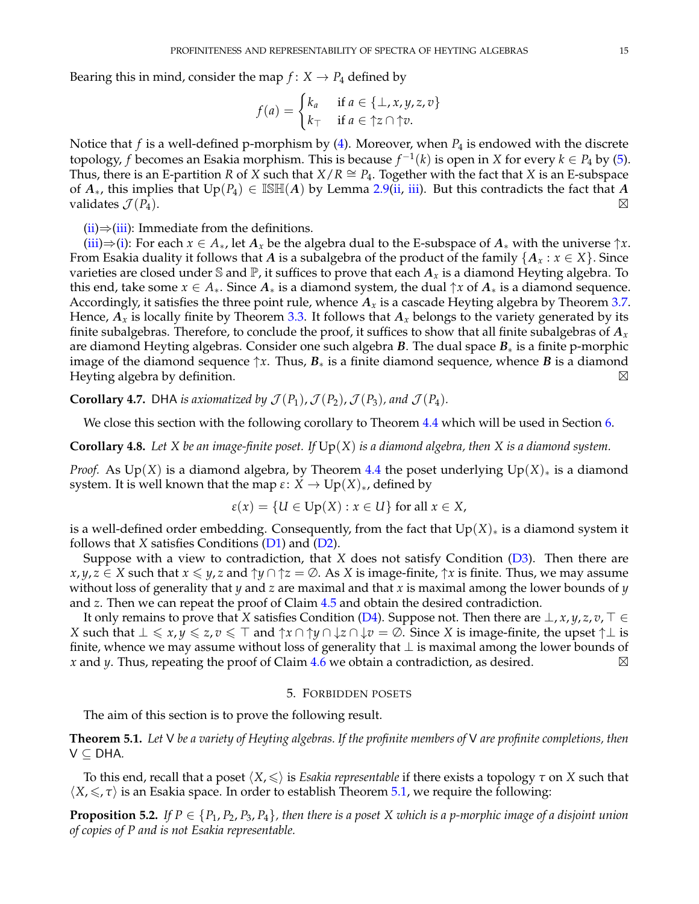Bearing this in mind, consider the map $f\colon X \to P_4$ defined by

$$f(a) = \begin{cases} k_a & \text{if } a \in \{\bot, x, y, z, v\} \\ k_\top & \text{if } a \in {\uparrow}z \cap {\uparrow}v. \end{cases}$$

Notice that $f$ is a well-defined p-morphism by (4). Moreover, when $P_4$ is endowed with the discrete topology, $f$ becomes an Esakia morphism. This is because $f^{-1}(k)$ is open in $X$ for every $k \in P_4$ by (5). Thus, there is an E-partition $R$ of $X$ such that $X/R \cong P_4$. Together with the fact that $X$ is an E-subspace of $\boldsymbol{A}_*$, this implies that $\mathrm{Up}(P_4) \in \mathbb{ISH}(\boldsymbol{A})$ by Lemma 2.9(ii, iii). But this contradicts the fact that $\boldsymbol{A}$ validates $\mathcal{J}(P_4)$. ⊠

(ii)⇒(iii): Immediate from the definitions.

(iii)⇒(i): For each $x \in A_*$, let $\boldsymbol{A}_x$ be the algebra dual to the E-subspace of $\boldsymbol{A}_*$ with the universe ${\uparrow}x$. From Esakia duality it follows that $\boldsymbol{A}$ is a subalgebra of the product of the family $\{\boldsymbol{A}_x : x \in X\}$. Since varieties are closed under $\mathbb{S}$ and $\mathbb{P}$, it suffices to prove that each $\boldsymbol{A}_x$ is a diamond Heyting algebra. To this end, take some $x \in A_*$. Since $\boldsymbol{A}_*$ is a diamond system, the dual ${\uparrow}x$ of $\boldsymbol{A}_*$ is a diamond sequence. Accordingly, it satisfies the three point rule, whence $\boldsymbol{A}_x$ is a cascade Heyting algebra by Theorem 3.7. Hence, $\boldsymbol{A}_x$ is locally finite by Theorem 3.3. It follows that $\boldsymbol{A}_x$ belongs to the variety generated by its finite subalgebras. Therefore, to conclude the proof, it suffices to show that all finite subalgebras of $\boldsymbol{A}_x$ are diamond Heyting algebras. Consider one such algebra $\boldsymbol{B}$. The dual space $\boldsymbol{B}_*$ is a finite p-morphic image of the diamond sequence ${\uparrow}x$. Thus, $\boldsymbol{B}_*$ is a finite diamond sequence, whence $\boldsymbol{B}$ is a diamond Heyting algebra by definition. ⊠

**Corollary 4.7.** DHA *is axiomatized by* $\mathcal{J}(P_1), \mathcal{J}(P_2), \mathcal{J}(P_3)$*, and* $\mathcal{J}(P_4)$*.*

We close this section with the following corollary to Theorem 4.4 which will be used in Section 6.

**Corollary 4.8.** *Let $X$ be an image-finite poset. If* $\mathrm{Up}(X)$ *is a diamond algebra, then $X$ is a diamond system.*

*Proof.* As $\mathrm{Up}(X)$ is a diamond algebra, by Theorem 4.4 the poset underlying $\mathrm{Up}(X)_*$ is a diamond system. It is well known that the map $\varepsilon\colon X \to \mathrm{Up}(X)_*$, defined by

$$\varepsilon(x) = \{U \in \mathrm{Up}(X) : x \in U\} \text{ for all } x \in X,$$

is a well-defined order embedding. Consequently, from the fact that $\mathrm{Up}(X)_*$ is a diamond system it follows that $X$ satisfies Conditions (D1) and (D2).

Suppose with a view to contradiction, that $X$ does not satisfy Condition (D3). Then there are $x, y, z \in X$ such that $x \leqslant y, z$ and ${\uparrow}y \cap {\uparrow}z = \emptyset$. As $X$ is image-finite, ${\uparrow}x$ is finite. Thus, we may assume without loss of generality that $y$ and $z$ are maximal and that $x$ is maximal among the lower bounds of $y$ and $z$. Then we can repeat the proof of Claim 4.5 and obtain the desired contradiction.

It only remains to prove that $X$ satisfies Condition (D4). Suppose not. Then there are $\bot, x, y, z, v, \top \in X$ such that $\bot \leqslant x, y \leqslant z, v \leqslant \top$ and ${\uparrow}x \cap {\uparrow}y \cap {\downarrow}z \cap {\downarrow}v = \emptyset$. Since $X$ is image-finite, the upset ${\uparrow}\bot$ is finite, whence we may assume without loss of generality that $\bot$ is maximal among the lower bounds of $x$ and $y$. Thus, repeating the proof of Claim 4.6 we obtain a contradiction, as desired. ⊠

## 5. Forbidden posets

The aim of this section is to prove the following result.

**Theorem 5.1.** *Let* V *be a variety of Heyting algebras. If the profinite members of* V *are profinite completions, then* V ⊆ DHA*.*

To this end, recall that a poset $\langle X, \leqslant \rangle$ is *Esakia representable* if there exists a topology $\tau$ on $X$ such that $\langle X, \leqslant, \tau \rangle$ is an Esakia space. In order to establish Theorem 5.1, we require the following:

**Proposition 5.2.** *If* $P \in \{P_1, P_2, P_3, P_4\}$*, then there is a poset $X$ which is a p-morphic image of a disjoint union of copies of $P$ and is not Esakia representable.*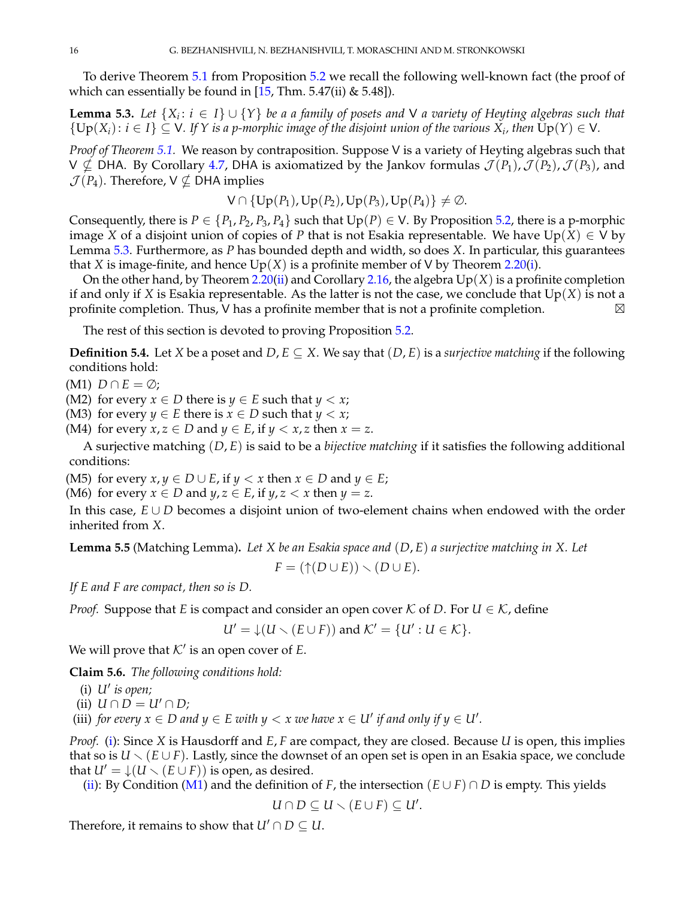To derive Theorem 5.1 from Proposition 5.2 we recall the following well-known fact (the proof of which can essentially be found in [15, Thm. 5.47(ii) & 5.48]).

**Lemma 5.3.** *Let $\{X_i : i \in I\} \cup \{Y\}$ be a a family of posets and $\mathsf{V}$ a variety of Heyting algebras such that $\{\mathrm{Up}(X_i) : i \in I\} \subseteq \mathsf{V}$. If $Y$ is a p-morphic image of the disjoint union of the various $X_i$, then $\mathrm{Up}(Y) \in \mathsf{V}$.*

*Proof of Theorem 5.1.* We reason by contraposition. Suppose $\mathsf{V}$ is a variety of Heyting algebras such that $\mathsf{V} \nsubseteq \mathsf{DHA}$. By Corollary 4.7, $\mathsf{DHA}$ is axiomatized by the Jankov formulas $\mathcal{J}(P_1), \mathcal{J}(P_2), \mathcal{J}(P_3)$, and $\mathcal{J}(P_4)$. Therefore, $\mathsf{V} \nsubseteq \mathsf{DHA}$ implies

$$\mathsf{V} \cap \{\mathrm{Up}(P_1), \mathrm{Up}(P_2), \mathrm{Up}(P_3), \mathrm{Up}(P_4)\} \neq \emptyset.$$

Consequently, there is $P \in \{P_1, P_2, P_3, P_4\}$ such that $\mathrm{Up}(P) \in \mathsf{V}$. By Proposition 5.2, there is a p-morphic image $X$ of a disjoint union of copies of $P$ that is not Esakia representable. We have $\mathrm{Up}(X) \in \mathsf{V}$ by Lemma 5.3. Furthermore, as $P$ has bounded depth and width, so does $X$. In particular, this guarantees that $X$ is image-finite, and hence $\mathrm{Up}(X)$ is a profinite member of $\mathsf{V}$ by Theorem 2.20(i).

On the other hand, by Theorem 2.20(ii) and Corollary 2.16, the algebra $\mathrm{Up}(X)$ is a profinite completion if and only if $X$ is Esakia representable. As the latter is not the case, we conclude that $\mathrm{Up}(X)$ is not a profinite completion. Thus, $\mathsf{V}$ has a profinite member that is not a profinite completion. ⊠

The rest of this section is devoted to proving Proposition 5.2.

**Definition 5.4.** Let $X$ be a poset and $D, E \subseteq X$. We say that $(D, E)$ is a *surjective matching* if the following conditions hold:

(M1) $D \cap E = \emptyset$;
(M2) for every $x \in D$ there is $y \in E$ such that $y < x$;
(M3) for every $y \in E$ there is $x \in D$ such that $y < x$;
(M4) for every $x, z \in D$ and $y \in E$, if $y < x, z$ then $x = z$.

A surjective matching $(D, E)$ is said to be a *bijective matching* if it satisfies the following additional conditions:

(M5) for every $x, y \in D \cup E$, if $y < x$ then $x \in D$ and $y \in E$;
(M6) for every $x \in D$ and $y, z \in E$, if $y, z < x$ then $y = z$.

In this case, $E \cup D$ becomes a disjoint union of two-element chains when endowed with the order inherited from $X$.

**Lemma 5.5** (Matching Lemma)**.** *Let $X$ be an Esakia space and $(D, E)$ a surjective matching in $X$. Let*

$$F = ({\uparrow}(D \cup E)) \smallsetminus (D \cup E).$$

*If $E$ and $F$ are compact, then so is $D$.*

*Proof.* Suppose that $E$ is compact and consider an open cover $\mathcal{K}$ of $D$. For $U \in \mathcal{K}$, define

$$U' = {\downarrow}(U \smallsetminus (E \cup F)) \text{ and } \mathcal{K}' = \{U' : U \in \mathcal{K}\}.$$

We will prove that $\mathcal{K}'$ is an open cover of $E$.

**Claim 5.6.** *The following conditions hold:*

(i) *$U'$ is open;*
(ii) *$U \cap D = U' \cap D$;*
(iii) *for every $x \in D$ and $y \in E$ with $y < x$ we have $x \in U'$ if and only if $y \in U'$.*

*Proof.* (i): Since $X$ is Hausdorff and $E, F$ are compact, they are closed. Because $U$ is open, this implies that so is $U \smallsetminus (E \cup F)$. Lastly, since the downset of an open set is open in an Esakia space, we conclude that $U' = {\downarrow}(U \smallsetminus (E \cup F))$ is open, as desired.

(ii): By Condition (M1) and the definition of $F$, the intersection $(E \cup F) \cap D$ is empty. This yields

$$U \cap D \subseteq U \smallsetminus (E \cup F) \subseteq U'.$$

Therefore, it remains to show that $U' \cap D \subseteq U$.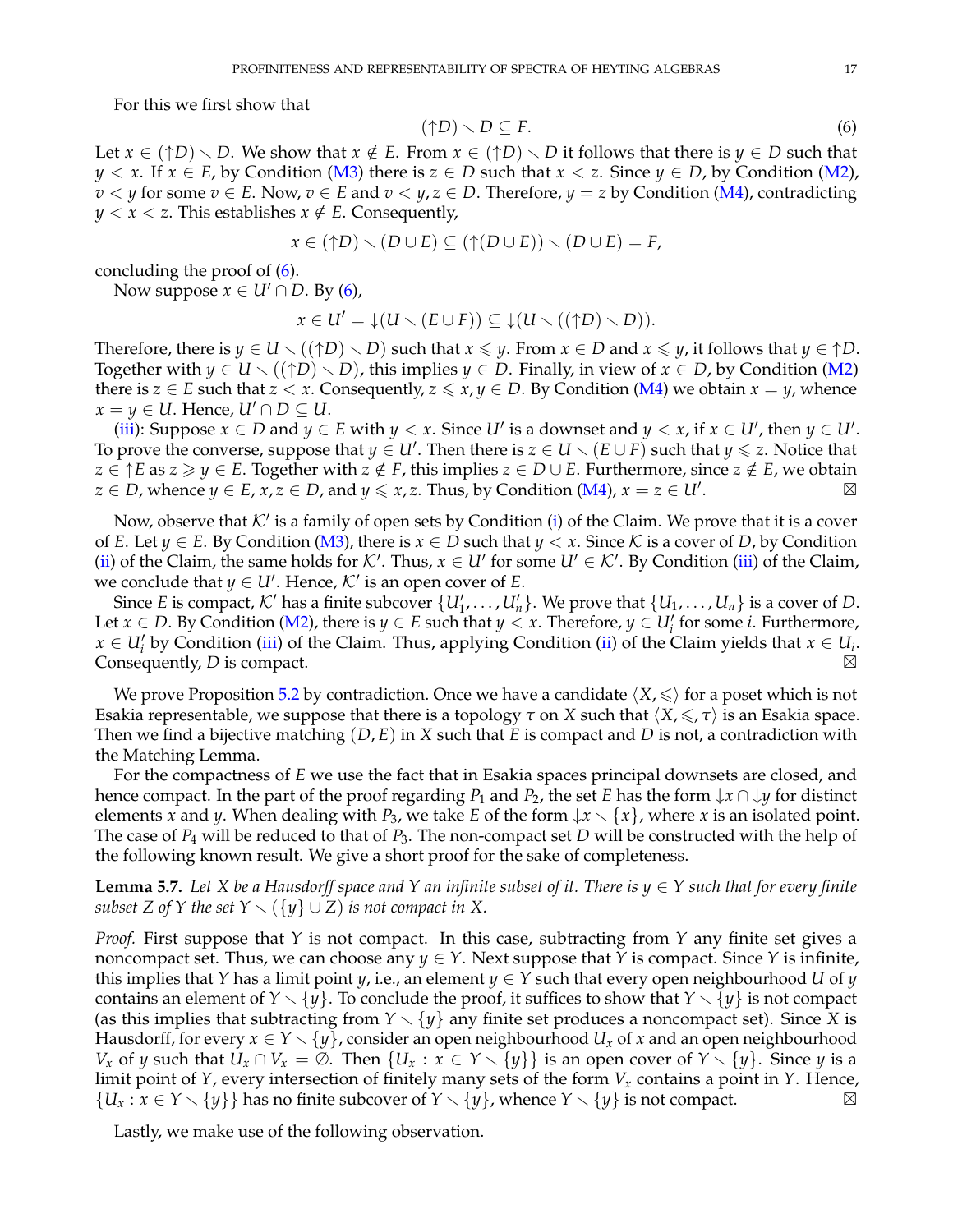For this we first show that

$$(\uparrow D) \smallsetminus D \subseteq F. \tag{6}$$

Let $x \in (\uparrow D) \smallsetminus D$. We show that $x \notin E$. From $x \in (\uparrow D) \smallsetminus D$ it follows that there is $y \in D$ such that $y < x$. If $x \in E$, by Condition (M3) there is $z \in D$ such that $x < z$. Since $y \in D$, by Condition (M2), $v < y$ for some $v \in E$. Now, $v \in E$ and $v < y, z \in D$. Therefore, $y = z$ by Condition (M4), contradicting $y < x < z$. This establishes $x \notin E$. Consequently,

$$x \in (\uparrow D) \smallsetminus (D \cup E) \subseteq (\uparrow(D \cup E)) \smallsetminus (D \cup E) = F,$$

concluding the proof of (6).

Now suppose $x \in U' \cap D$. By (6),

$$x \in U' = \downarrow(U \smallsetminus (E \cup F)) \subseteq \downarrow(U \smallsetminus ((\uparrow D) \smallsetminus D)).$$

Therefore, there is $y \in U \smallsetminus ((\uparrow D) \smallsetminus D)$ such that $x \leqslant y$. From $x \in D$ and $x \leqslant y$, it follows that $y \in \uparrow D$. Together with $y \in U \smallsetminus ((\uparrow D) \smallsetminus D)$, this implies $y \in D$. Finally, in view of $x \in D$, by Condition (M2) there is $z \in E$ such that $z < x$. Consequently, $z \leqslant x, y \in D$. By Condition (M4) we obtain $x = y$, whence $x = y \in U$. Hence, $U' \cap D \subseteq U$.

(iii): Suppose $x \in D$ and $y \in E$ with $y < x$. Since $U'$ is a downset and $y < x$, if $x \in U'$, then $y \in U'$. To prove the converse, suppose that $y \in U'$. Then there is $z \in U \smallsetminus (E \cup F)$ such that $y \leqslant z$. Notice that $z \in \uparrow E$ as $z \geqslant y \in E$. Together with $z \notin F$, this implies $z \in D \cup E$. Furthermore, since $z \notin E$, we obtain $z \in D$, whence $y \in E$, $x, z \in D$, and $y \leqslant x, z$. Thus, by Condition (M4), $x = z \in U'$. ⊠

Now, observe that $\mathcal{K}'$ is a family of open sets by Condition (i) of the Claim. We prove that it is a cover of $E$. Let $y \in E$. By Condition (M3), there is $x \in D$ such that $y < x$. Since $\mathcal{K}$ is a cover of $D$, by Condition (ii) of the Claim, the same holds for $\mathcal{K}'$. Thus, $x \in U'$ for some $U' \in \mathcal{K}'$. By Condition (iii) of the Claim, we conclude that $y \in U'$. Hence, $\mathcal{K}'$ is an open cover of $E$.

Since $E$ is compact, $\mathcal{K}'$ has a finite subcover $\{U_1', \dots, U_n'\}$. We prove that $\{U_1, \dots, U_n\}$ is a cover of $D$. Let $x \in D$. By Condition (M2), there is $y \in E$ such that $y < x$. Therefore, $y \in U_i'$ for some $i$. Furthermore, $x \in U_i'$ by Condition (iii) of the Claim. Thus, applying Condition (ii) of the Claim yields that $x \in U_i$. Consequently, $D$ is compact. ⊠

We prove Proposition 5.2 by contradiction. Once we have a candidate $\langle X, \leqslant \rangle$ for a poset which is not Esakia representable, we suppose that there is a topology $\tau$ on $X$ such that $\langle X, \leqslant, \tau \rangle$ is an Esakia space. Then we find a bijective matching $(D, E)$ in $X$ such that $E$ is compact and $D$ is not, a contradiction with the Matching Lemma.

For the compactness of $E$ we use the fact that in Esakia spaces principal downsets are closed, and hence compact. In the part of the proof regarding $P_1$ and $P_2$, the set $E$ has the form $\downarrow x \cap \downarrow y$ for distinct elements $x$ and $y$. When dealing with $P_3$, we take $E$ of the form $\downarrow x \smallsetminus \{x\}$, where $x$ is an isolated point. The case of $P_4$ will be reduced to that of $P_3$. The non-compact set $D$ will be constructed with the help of the following known result. We give a short proof for the sake of completeness.

**Lemma 5.7.** *Let $X$ be a Hausdorff space and $Y$ an infinite subset of it. There is $y \in Y$ such that for every finite subset $Z$ of $Y$ the set $Y \smallsetminus (\{y\} \cup Z)$ is not compact in $X$.*

*Proof.* First suppose that $Y$ is not compact. In this case, subtracting from $Y$ any finite set gives a noncompact set. Thus, we can choose any $y \in Y$. Next suppose that $Y$ is compact. Since $Y$ is infinite, this implies that $Y$ has a limit point $y$, i.e., an element $y \in Y$ such that every open neighbourhood $U$ of $y$ contains an element of $Y \smallsetminus \{y\}$. To conclude the proof, it suffices to show that $Y \smallsetminus \{y\}$ is not compact (as this implies that subtracting from $Y \smallsetminus \{y\}$ any finite set produces a noncompact set). Since $X$ is Hausdorff, for every $x \in Y \smallsetminus \{y\}$, consider an open neighbourhood $U_x$ of $x$ and an open neighbourhood $V_x$ of $y$ such that $U_x \cap V_x = \emptyset$. Then $\{U_x : x \in Y \smallsetminus \{y\}\}$ is an open cover of $Y \smallsetminus \{y\}$. Since $y$ is a limit point of $Y$, every intersection of finitely many sets of the form $V_x$ contains a point in $Y$. Hence, $\{U_x : x \in Y \smallsetminus \{y\}\}$ has no finite subcover of $Y \smallsetminus \{y\}$, whence $Y \smallsetminus \{y\}$ is not compact. ⊠

Lastly, we make use of the following observation.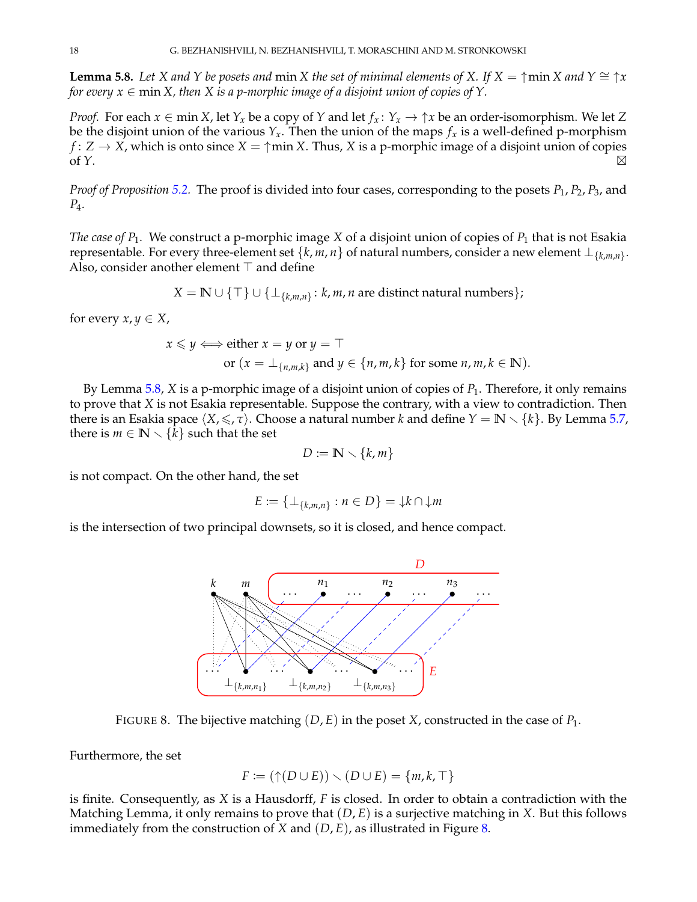**Lemma 5.8.** *Let $X$ and $Y$ be posets and* $\min X$ *the set of minimal elements of $X$. If $X = {\uparrow}\min X$ and $Y \cong {\uparrow}x$ for every $x \in \min X$, then $X$ is a p-morphic image of a disjoint union of copies of $Y$.*

*Proof.* For each $x \in \min X$, let $Y_x$ be a copy of $Y$ and let $f_x \colon Y_x \to {\uparrow}x$ be an order-isomorphism. We let $Z$ be the disjoint union of the various $Y_x$. Then the union of the maps $f_x$ is a well-defined p-morphism $f \colon Z \to X$, which is onto since $X = {\uparrow}\min X$. Thus, $X$ is a p-morphic image of a disjoint union of copies of $Y$. ⊠

*Proof of Proposition 5.2.* The proof is divided into four cases, corresponding to the posets $P_1, P_2, P_3$, and $P_4$.

*The case of $P_1$.* We construct a p-morphic image $X$ of a disjoint union of copies of $P_1$ that is not Esakia representable. For every three-element set $\{k, m, n\}$ of natural numbers, consider a new element $\bot_{\{k,m,n\}}$. Also, consider another element $\top$ and define

$$X = \mathbb{N} \cup \{\top\} \cup \{\bot_{\{k,m,n\}} : k, m, n \text{ are distinct natural numbers}\};$$

for every $x, y \in X$,

$$x \leqslant y \iff \text{either } x = y \text{ or } y = \top$$
$$\text{or } (x = \bot_{\{n,m,k\}} \text{ and } y \in \{n, m, k\} \text{ for some } n, m, k \in \mathbb{N}).$$

By Lemma 5.8, $X$ is a p-morphic image of a disjoint union of copies of $P_1$. Therefore, it only remains to prove that $X$ is not Esakia representable. Suppose the contrary, with a view to contradiction. Then there is an Esakia space $\langle X, \leqslant, \tau \rangle$. Choose a natural number $k$ and define $Y = \mathbb{N} \smallsetminus \{k\}$. By Lemma 5.7, there is $m \in \mathbb{N} \smallsetminus \{k\}$ such that the set

$$D := \mathbb{N} \smallsetminus \{k, m\}$$

is not compact. On the other hand, the set

$$E := \{\bot_{\{k,m,n\}} : n \in D\} = {\downarrow}k \cap {\downarrow}m$$

is the intersection of two principal downsets, so it is closed, and hence compact.

FIGURE 8. The bijective matching $(D, E)$ in the poset $X$, constructed in the case of $P_1$.

Furthermore, the set

$$F := ({\uparrow}(D \cup E)) \smallsetminus (D \cup E) = \{m, k, \top\}$$

is finite. Consequently, as $X$ is a Hausdorff, $F$ is closed. In order to obtain a contradiction with the Matching Lemma, it only remains to prove that $(D, E)$ is a surjective matching in $X$. But this follows immediately from the construction of $X$ and $(D, E)$, as illustrated in Figure 8.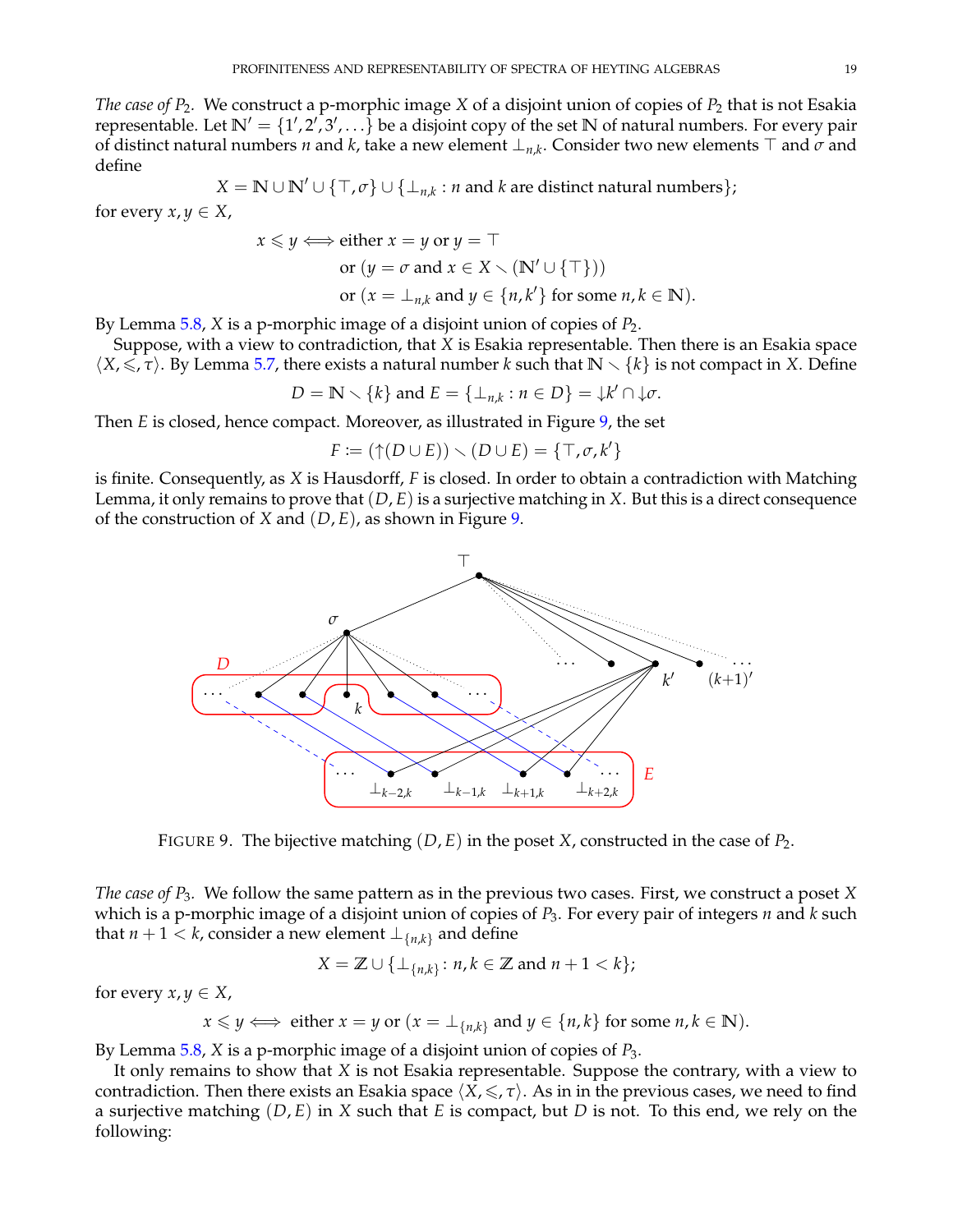*The case of $P_2$.* We construct a p-morphic image $X$ of a disjoint union of copies of $P_2$ that is not Esakia representable. Let $\mathbb{N}' = \{1', 2', 3', \dots\}$ be a disjoint copy of the set $\mathbb{N}$ of natural numbers. For every pair of distinct natural numbers $n$ and $k$, take a new element $\bot_{n,k}$. Consider two new elements $\top$ and $\sigma$ and define

$$X = \mathbb{N} \cup \mathbb{N}' \cup \{\top, \sigma\} \cup \{\bot_{n,k} : n \text{ and } k \text{ are distinct natural numbers}\};$$

for every $x, y \in X$,

$$\begin{aligned} x \leqslant y \iff & \text{ either } x = y \text{ or } y = \top \\ & \text{ or } (y = \sigma \text{ and } x \in X \smallsetminus (\mathbb{N}' \cup \{\top\})) \\ & \text{ or } (x = \bot_{n,k} \text{ and } y \in \{n, k'\} \text{ for some } n, k \in \mathbb{N}). \end{aligned}$$

By Lemma 5.8, $X$ is a p-morphic image of a disjoint union of copies of $P_2$.

Suppose, with a view to contradiction, that $X$ is Esakia representable. Then there is an Esakia space $\langle X, \leqslant, \tau \rangle$. By Lemma 5.7, there exists a natural number $k$ such that $\mathbb{N} \smallsetminus \{k\}$ is not compact in $X$. Define

$$D = \mathbb{N} \smallsetminus \{k\} \text{ and } E = \{\bot_{n,k} : n \in D\} = {\downarrow} k' \cap {\downarrow} \sigma.$$

Then $E$ is closed, hence compact. Moreover, as illustrated in Figure 9, the set

$$F := ({\uparrow}(D \cup E)) \smallsetminus (D \cup E) = \{\top, \sigma, k'\}$$

is finite. Consequently, as $X$ is Hausdorff, $F$ is closed. In order to obtain a contradiction with Matching Lemma, it only remains to prove that $(D, E)$ is a surjective matching in $X$. But this is a direct consequence of the construction of $X$ and $(D, E)$, as shown in Figure 9.

FIGURE 9. The bijective matching $(D, E)$ in the poset $X$, constructed in the case of $P_2$.

*The case of $P_3$.* We follow the same pattern as in the previous two cases. First, we construct a poset $X$ which is a p-morphic image of a disjoint union of copies of $P_3$. For every pair of integers $n$ and $k$ such that $n + 1 < k$, consider a new element $\bot_{\{n,k\}}$ and define

$$X = \mathbb{Z} \cup \{\bot_{\{n,k\}} : n, k \in \mathbb{Z} \text{ and } n + 1 < k\};$$

for every $x, y \in X$,

$$x \leqslant y \iff \text{ either } x = y \text{ or } (x = \bot_{\{n,k\}} \text{ and } y \in \{n, k\} \text{ for some } n, k \in \mathbb{N}).$$

By Lemma 5.8, $X$ is a p-morphic image of a disjoint union of copies of $P_3$.

It only remains to show that $X$ is not Esakia representable. Suppose the contrary, with a view to contradiction. Then there exists an Esakia space $\langle X, \leqslant, \tau \rangle$. As in in the previous cases, we need to find a surjective matching $(D, E)$ in $X$ such that $E$ is compact, but $D$ is not. To this end, we rely on the following: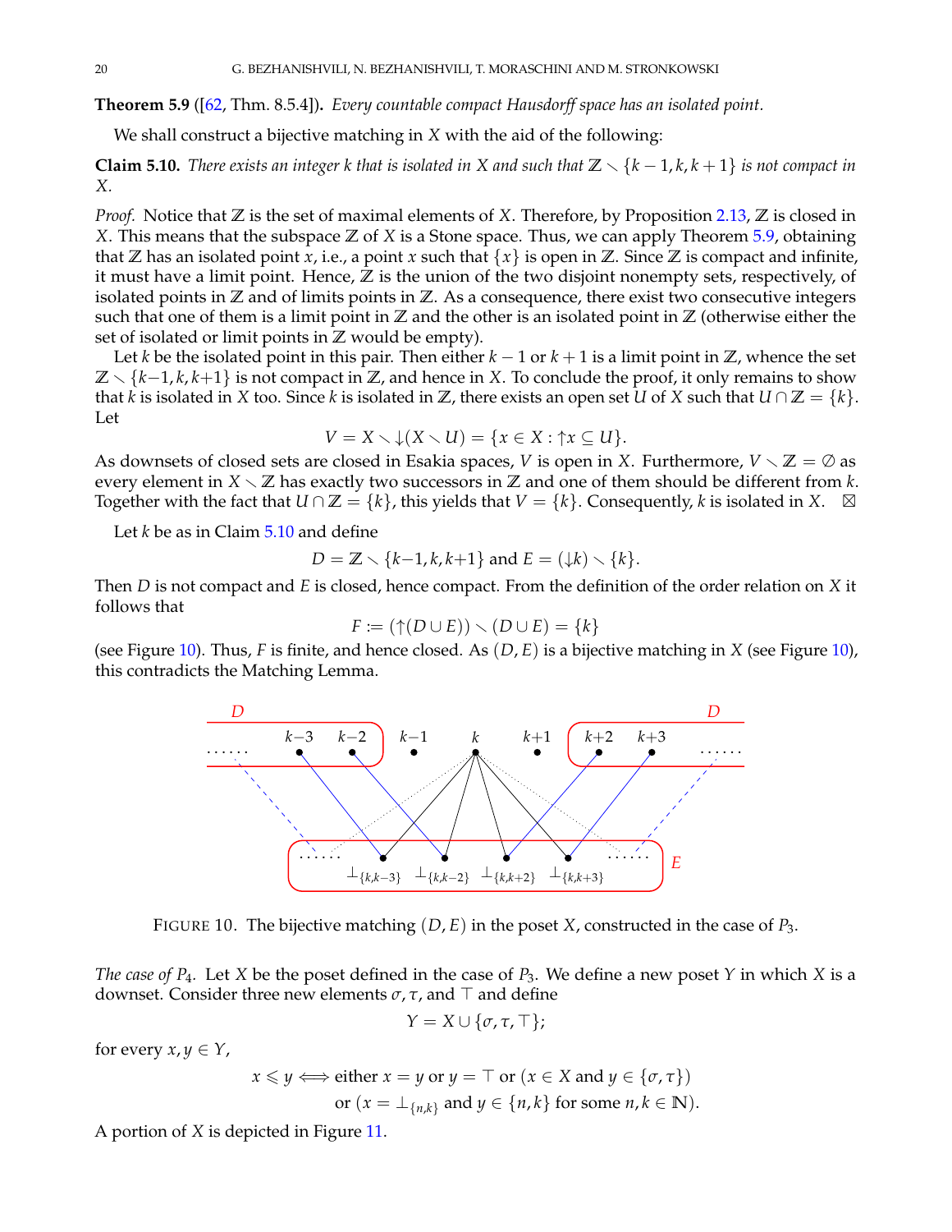**Theorem 5.9** ([62, Thm. 8.5.4])**.** *Every countable compact Hausdorff space has an isolated point.*

We shall construct a bijective matching in $X$ with the aid of the following:

**Claim 5.10.** *There exists an integer $k$ that is isolated in $X$ and such that $\mathbb{Z} \smallsetminus \{k-1, k, k+1\}$ is not compact in $X$.*

*Proof.* Notice that $\mathbb{Z}$ is the set of maximal elements of $X$. Therefore, by Proposition 2.13, $\mathbb{Z}$ is closed in $X$. This means that the subspace $\mathbb{Z}$ of $X$ is a Stone space. Thus, we can apply Theorem 5.9, obtaining that $\mathbb{Z}$ has an isolated point $x$, i.e., a point $x$ such that $\{x\}$ is open in $\mathbb{Z}$. Since $\mathbb{Z}$ is compact and infinite, it must have a limit point. Hence, $\mathbb{Z}$ is the union of the two disjoint nonempty sets, respectively, of isolated points in $\mathbb{Z}$ and of limits points in $\mathbb{Z}$. As a consequence, there exist two consecutive integers such that one of them is a limit point in $\mathbb{Z}$ and the other is an isolated point in $\mathbb{Z}$ (otherwise either the set of isolated or limit points in $\mathbb{Z}$ would be empty).

Let $k$ be the isolated point in this pair. Then either $k-1$ or $k+1$ is a limit point in $\mathbb{Z}$, whence the set $\mathbb{Z} \smallsetminus \{k-1, k, k+1\}$ is not compact in $\mathbb{Z}$, and hence in $X$. To conclude the proof, it only remains to show that $k$ is isolated in $X$ too. Since $k$ is isolated in $\mathbb{Z}$, there exists an open set $U$ of $X$ such that $U \cap \mathbb{Z} = \{k\}$. Let

$$V = X \smallsetminus {\downarrow}(X \smallsetminus U) = \{x \in X : {\uparrow}x \subseteq U\}.$$

As downsets of closed sets are closed in Esakia spaces, $V$ is open in $X$. Furthermore, $V \smallsetminus \mathbb{Z} = \emptyset$ as every element in $X \smallsetminus \mathbb{Z}$ has exactly two successors in $\mathbb{Z}$ and one of them should be different from $k$. Together with the fact that $U \cap \mathbb{Z} = \{k\}$, this yields that $V = \{k\}$. Consequently, $k$ is isolated in $X$. ⊠

Let $k$ be as in Claim 5.10 and define

$$D = \mathbb{Z} \smallsetminus \{k-1, k, k+1\} \text{ and } E = ({\downarrow}k) \smallsetminus \{k\}.$$

Then $D$ is not compact and $E$ is closed, hence compact. From the definition of the order relation on $X$ it follows that

$$F := ({\uparrow}(D \cup E)) \smallsetminus (D \cup E) = \{k\}$$

(see Figure 10). Thus, $F$ is finite, and hence closed. As $(D, E)$ is a bijective matching in $X$ (see Figure 10), this contradicts the Matching Lemma.

FIGURE 10. The bijective matching $(D, E)$ in the poset $X$, constructed in the case of $P_3$.

*The case of $P_4$.* Let $X$ be the poset defined in the case of $P_3$. We define a new poset $Y$ in which $X$ is a downset. Consider three new elements $\sigma, \tau$, and $\top$ and define

$$Y = X \cup \{\sigma, \tau, \top\};$$

for every $x, y \in Y$,

$$\begin{aligned} x \leqslant y \iff & \text{ either } x = y \text{ or } y = \top \text{ or } (x \in X \text{ and } y \in \{\sigma, \tau\}) \\ & \text{ or } (x = \bot_{\{n,k\}} \text{ and } y \in \{n, k\} \text{ for some } n, k \in \mathbb{N}). \end{aligned}$$

A portion of $X$ is depicted in Figure 11.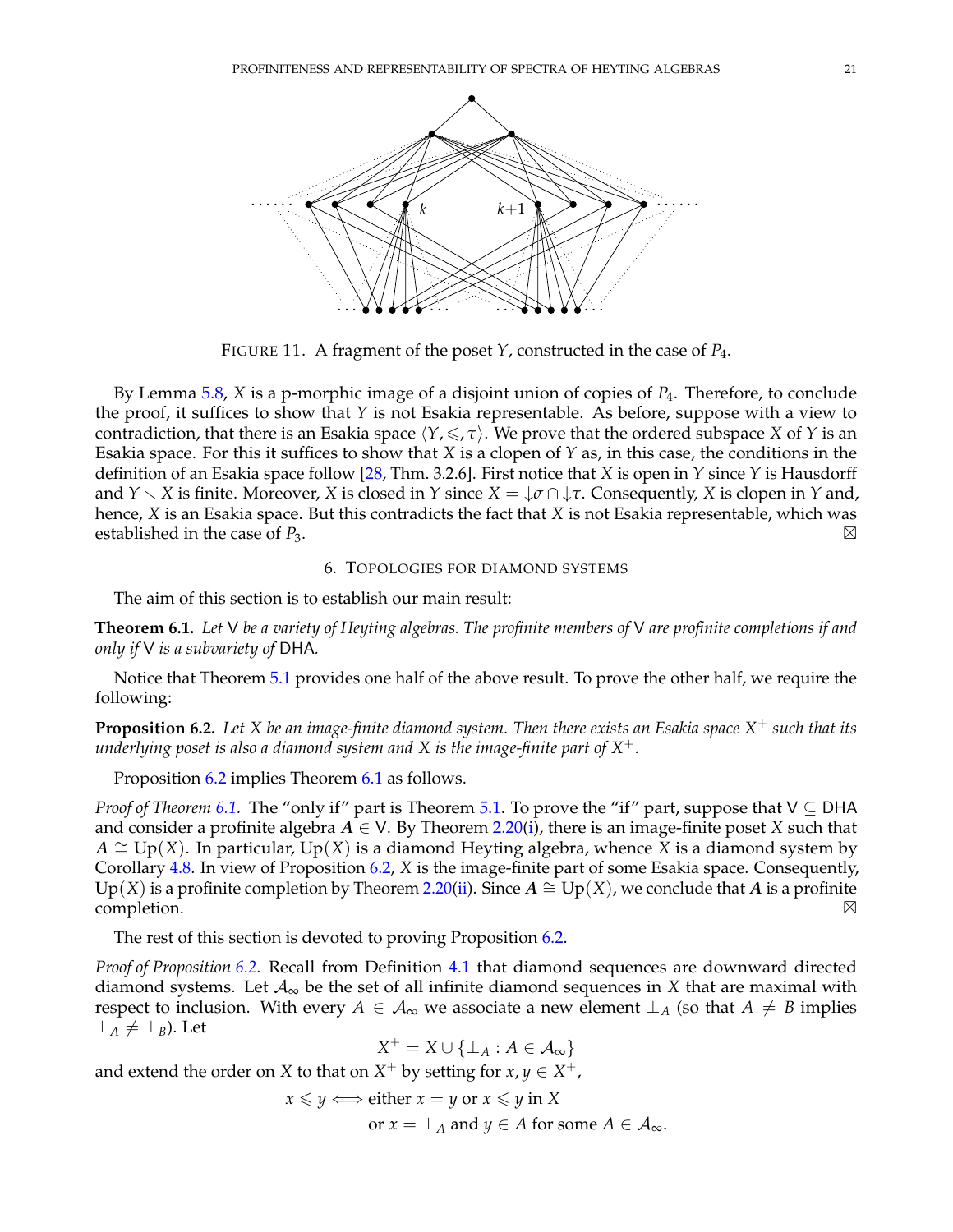FIGURE 11. A fragment of the poset $Y$, constructed in the case of $P_4$.

By Lemma 5.8, $X$ is a p-morphic image of a disjoint union of copies of $P_4$. Therefore, to conclude the proof, it suffices to show that $Y$ is not Esakia representable. As before, suppose with a view to contradiction, that there is an Esakia space $\langle Y, \leqslant, \tau \rangle$. We prove that the ordered subspace $X$ of $Y$ is an Esakia space. For this it suffices to show that $X$ is a clopen of $Y$ as, in this case, the conditions in the definition of an Esakia space follow [28, Thm. 3.2.6]. First notice that $X$ is open in $Y$ since $Y$ is Hausdorff and $Y \smallsetminus X$ is finite. Moreover, $X$ is closed in $Y$ since $X = {\downarrow}\sigma \cap {\downarrow}\tau$. Consequently, $X$ is clopen in $Y$ and, hence, $X$ is an Esakia space. But this contradicts the fact that $X$ is not Esakia representable, which was established in the case of $P_3$. ⊠

## 6. Topologies for diamond systems

The aim of this section is to establish our main result:

**Theorem 6.1.** *Let* $\mathsf{V}$ *be a variety of Heyting algebras. The profinite members of* $\mathsf{V}$ *are profinite completions if and only if* $\mathsf{V}$ *is a subvariety of* $\mathsf{DHA}$.

Notice that Theorem 5.1 provides one half of the above result. To prove the other half, we require the following:

**Proposition 6.2.** *Let* $X$ *be an image-finite diamond system. Then there exists an Esakia space* $X^+$ *such that its underlying poset is also a diamond system and* $X$ *is the image-finite part of* $X^+$.

Proposition 6.2 implies Theorem 6.1 as follows.

*Proof of Theorem 6.1.* The "only if" part is Theorem 5.1. To prove the "if" part, suppose that $\mathsf{V} \subseteq \mathsf{DHA}$ and consider a profinite algebra $\boldsymbol{A} \in \mathsf{V}$. By Theorem 2.20(i), there is an image-finite poset $X$ such that $\boldsymbol{A} \cong \mathsf{Up}(X)$. In particular, $\mathsf{Up}(X)$ is a diamond Heyting algebra, whence $X$ is a diamond system by Corollary 4.8. In view of Proposition 6.2, $X$ is the image-finite part of some Esakia space. Consequently, $\mathsf{Up}(X)$ is a profinite completion by Theorem 2.20(ii). Since $\boldsymbol{A} \cong \mathsf{Up}(X)$, we conclude that $\boldsymbol{A}$ is a profinite completion. ⊠

The rest of this section is devoted to proving Proposition 6.2.

*Proof of Proposition 6.2.* Recall from Definition 4.1 that diamond sequences are downward directed diamond systems. Let $\mathcal{A}_\infty$ be the set of all infinite diamond sequences in $X$ that are maximal with respect to inclusion. With every $A \in \mathcal{A}_\infty$ we associate a new element $\bot_A$ (so that $A \neq B$ implies $\bot_A \neq \bot_B$). Let

$$X^+ = X \cup \{\bot_A : A \in \mathcal{A}_\infty\}$$

and extend the order on $X$ to that on $X^+$ by setting for $x, y \in X^+$,

$$x \leqslant y \iff \text{either } x = y \text{ or } x \leqslant y \text{ in } X$$
$$\text{or } x = \bot_A \text{ and } y \in A \text{ for some } A \in \mathcal{A}_\infty.$$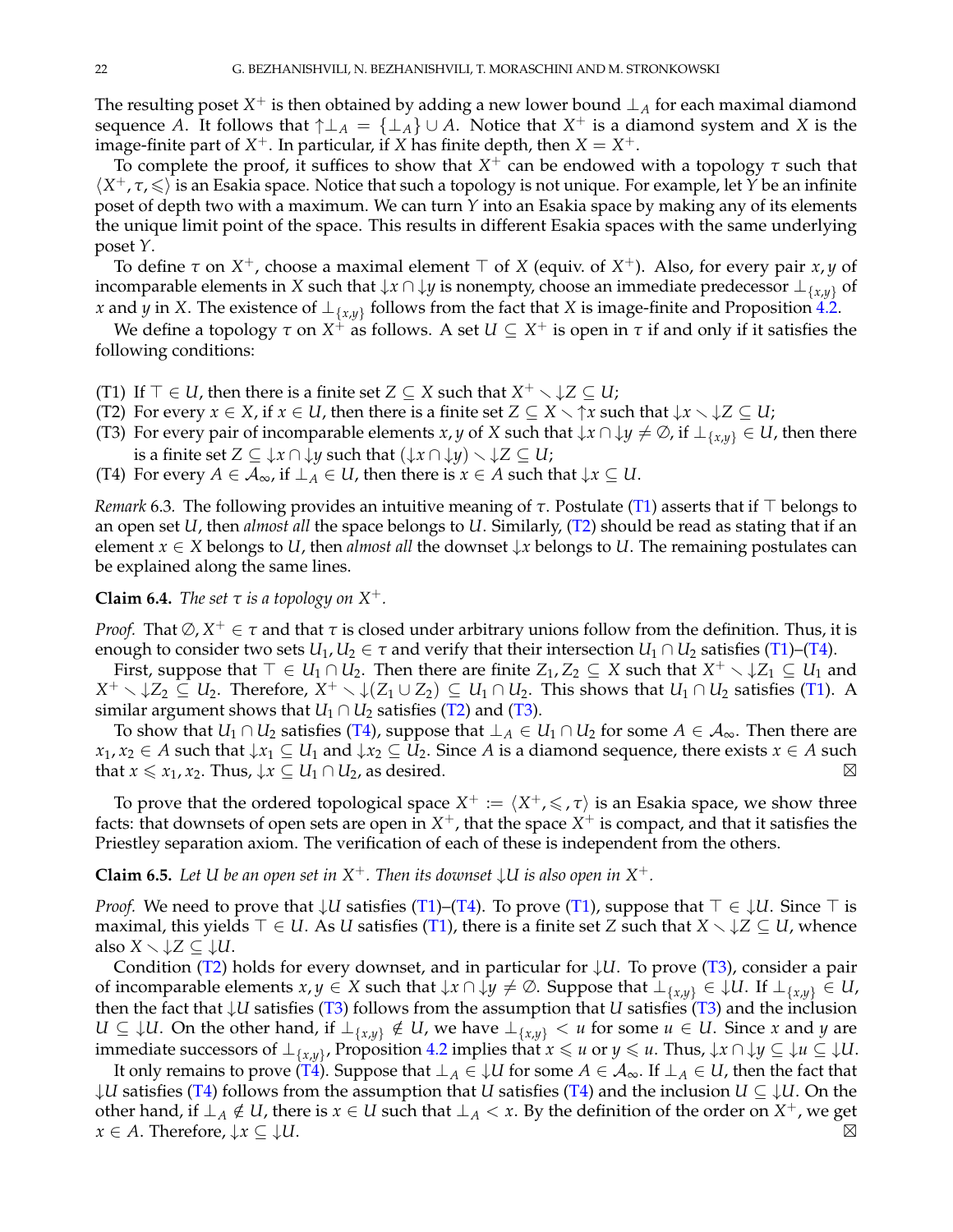The resulting poset $X^+$ is then obtained by adding a new lower bound $\bot_A$ for each maximal diamond sequence $A$. It follows that $\uparrow\bot_A = \{\bot_A\} \cup A$. Notice that $X^+$ is a diamond system and $X$ is the image-finite part of $X^+$. In particular, if $X$ has finite depth, then $X = X^+$.

To complete the proof, it suffices to show that $X^+$ can be endowed with a topology $\tau$ such that $\langle X^+, \tau, \leqslant\rangle$ is an Esakia space. Notice that such a topology is not unique. For example, let $Y$ be an infinite poset of depth two with a maximum. We can turn $Y$ into an Esakia space by making any of its elements the unique limit point of the space. This results in different Esakia spaces with the same underlying poset $Y$.

To define $\tau$ on $X^+$, choose a maximal element $\top$ of $X$ (equiv. of $X^+$). Also, for every pair $x, y$ of incomparable elements in $X$ such that $\downarrow x \cap \downarrow y$ is nonempty, choose an immediate predecessor $\bot_{\{x,y\}}$ of $x$ and $y$ in $X$. The existence of $\bot_{\{x,y\}}$ follows from the fact that $X$ is image-finite and Proposition 4.2.

We define a topology $\tau$ on $X^+$ as follows. A set $U \subseteq X^+$ is open in $\tau$ if and only if it satisfies the following conditions:

(T1) If $\top \in U$, then there is a finite set $Z \subseteq X$ such that $X^+ \smallsetminus \downarrow Z \subseteq U$;

(T2) For every $x \in X$, if $x \in U$, then there is a finite set $Z \subseteq X \smallsetminus \uparrow x$ such that $\downarrow x \smallsetminus \downarrow Z \subseteq U$;

(T3) For every pair of incomparable elements $x, y$ of $X$ such that $\downarrow x \cap \downarrow y \neq \emptyset$, if $\bot_{\{x,y\}} \in U$, then there is a finite set $Z \subseteq \downarrow x \cap \downarrow y$ such that $(\downarrow x \cap \downarrow y) \smallsetminus \downarrow Z \subseteq U$;

(T4) For every $A \in \mathcal{A}_\infty$, if $\bot_A \in U$, then there is $x \in A$ such that $\downarrow x \subseteq U$.

*Remark* 6.3. The following provides an intuitive meaning of $\tau$. Postulate (T1) asserts that if $\top$ belongs to an open set $U$, then *almost all* the space belongs to $U$. Similarly, (T2) should be read as stating that if an element $x \in X$ belongs to $U$, then *almost all* the downset $\downarrow x$ belongs to $U$. The remaining postulates can be explained along the same lines.

**Claim 6.4.** *The set $\tau$ is a topology on $X^+$.*

*Proof.* That $\emptyset, X^+ \in \tau$ and that $\tau$ is closed under arbitrary unions follow from the definition. Thus, it is enough to consider two sets $U_1, U_2 \in \tau$ and verify that their intersection $U_1 \cap U_2$ satisfies (T1)–(T4).

First, suppose that $\top \in U_1 \cap U_2$. Then there are finite $Z_1, Z_2 \subseteq X$ such that $X^+ \smallsetminus \downarrow Z_1 \subseteq U_1$ and $X^+ \smallsetminus \downarrow Z_2 \subseteq U_2$. Therefore, $X^+ \smallsetminus \downarrow(Z_1 \cup Z_2) \subseteq U_1 \cap U_2$. This shows that $U_1 \cap U_2$ satisfies (T1). A similar argument shows that $U_1 \cap U_2$ satisfies (T2) and (T3).

To show that $U_1 \cap U_2$ satisfies (T4), suppose that $\bot_A \in U_1 \cap U_2$ for some $A \in \mathcal{A}_\infty$. Then there are $x_1, x_2 \in A$ such that $\downarrow x_1 \subseteq U_1$ and $\downarrow x_2 \subseteq U_2$. Since $A$ is a diamond sequence, there exists $x \in A$ such that $x \leqslant x_1, x_2$. Thus, $\downarrow x \subseteq U_1 \cap U_2$, as desired. ⊠

To prove that the ordered topological space $X^+ := \langle X^+, \leqslant, \tau\rangle$ is an Esakia space, we show three facts: that downsets of open sets are open in $X^+$, that the space $X^+$ is compact, and that it satisfies the Priestley separation axiom. The verification of each of these is independent from the others.

**Claim 6.5.** *Let $U$ be an open set in $X^+$. Then its downset $\downarrow U$ is also open in $X^+$.*

*Proof.* We need to prove that $\downarrow U$ satisfies (T1)–(T4). To prove (T1), suppose that $\top \in \downarrow U$. Since $\top$ is maximal, this yields $\top \in U$. As $U$ satisfies (T1), there is a finite set $Z$ such that $X \smallsetminus \downarrow Z \subseteq U$, whence also $X \smallsetminus \downarrow Z \subseteq \downarrow U$.

Condition (T2) holds for every downset, and in particular for $\downarrow U$. To prove (T3), consider a pair of incomparable elements $x, y \in X$ such that $\downarrow x \cap \downarrow y \neq \emptyset$. Suppose that $\bot_{\{x,y\}} \in \downarrow U$. If $\bot_{\{x,y\}} \in U$, then the fact that $\downarrow U$ satisfies (T3) follows from the assumption that $U$ satisfies (T3) and the inclusion $U \subseteq \downarrow U$. On the other hand, if $\bot_{\{x,y\}} \notin U$, we have $\bot_{\{x,y\}} < u$ for some $u \in U$. Since $x$ and $y$ are immediate successors of $\bot_{\{x,y\}}$, Proposition 4.2 implies that $x \leqslant u$ or $y \leqslant u$. Thus, $\downarrow x \cap \downarrow y \subseteq \downarrow u \subseteq \downarrow U$.

It only remains to prove (T4). Suppose that $\bot_A \in \downarrow U$ for some $A \in \mathcal{A}_\infty$. If $\bot_A \in U$, then the fact that $\downarrow U$ satisfies (T4) follows from the assumption that $U$ satisfies (T4) and the inclusion $U \subseteq \downarrow U$. On the other hand, if $\bot_A \notin U$, there is $x \in U$ such that $\bot_A < x$. By the definition of the order on $X^+$, we get $x \in A$. Therefore, $\downarrow x \subseteq \downarrow U$. ⊠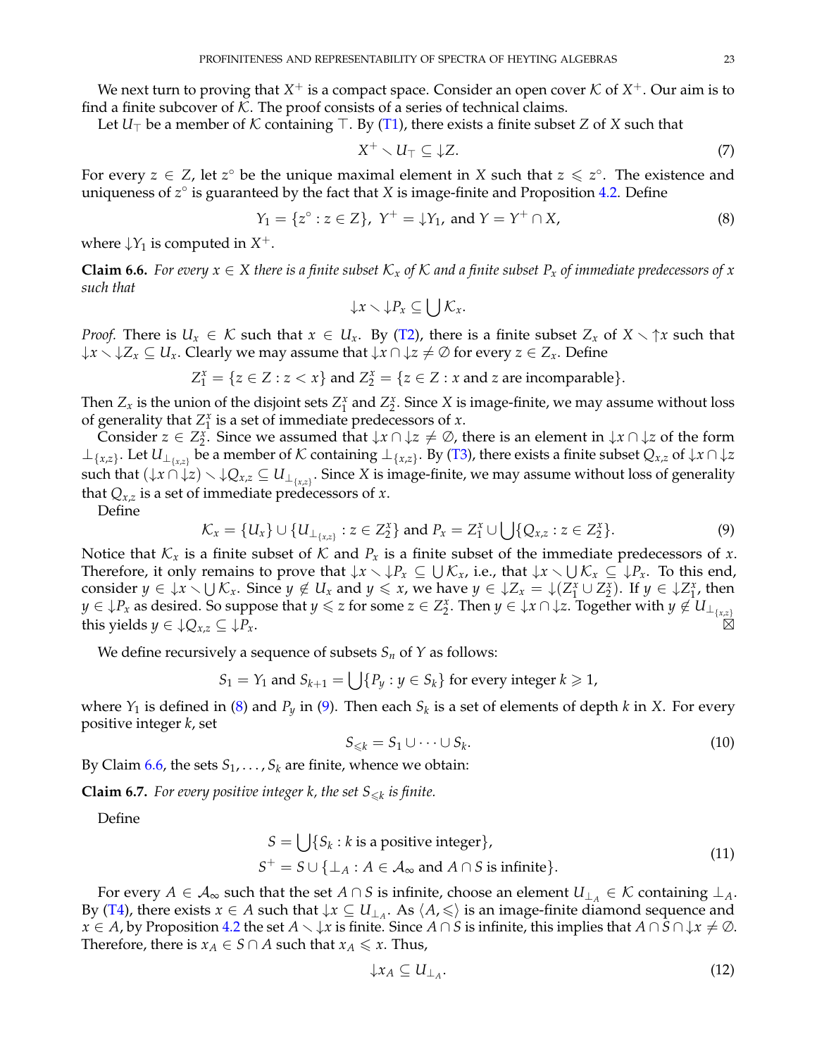We next turn to proving that $X^+$ is a compact space. Consider an open cover $\mathcal{K}$ of $X^+$. Our aim is to find a finite subcover of $\mathcal{K}$. The proof consists of a series of technical claims.

Let $U_\top$ be a member of $\mathcal{K}$ containing $\top$. By (T1), there exists a finite subset $Z$ of $X$ such that

$$X^+ \smallsetminus U_\top \subseteq {\downarrow} Z. \tag{7}$$

For every $z \in Z$, let $z^\circ$ be the unique maximal element in $X$ such that $z \leqslant z^\circ$. The existence and uniqueness of $z^\circ$ is guaranteed by the fact that $X$ is image-finite and Proposition 4.2. Define

$$Y_1 = \{z^\circ : z \in Z\},\ Y^+ = {\downarrow} Y_1, \text{ and } Y = Y^+ \cap X, \tag{8}$$

where ${\downarrow} Y_1$ is computed in $X^+$.

**Claim 6.6.** *For every $x \in X$ there is a finite subset $\mathcal{K}_x$ of $\mathcal{K}$ and a finite subset $P_x$ of immediate predecessors of $x$ such that*

$${\downarrow} x \smallsetminus {\downarrow} P_x \subseteq \bigcup \mathcal{K}_x.$$

*Proof.* There is $U_x \in \mathcal{K}$ such that $x \in U_x$. By (T2), there is a finite subset $Z_x$ of $X \smallsetminus {\uparrow} x$ such that ${\downarrow} x \smallsetminus {\downarrow} Z_x \subseteq U_x$. Clearly we may assume that ${\downarrow} x \cap {\downarrow} z \neq \emptyset$ for every $z \in Z_x$. Define

$$Z_1^x = \{z \in Z : z < x\} \text{ and } Z_2^x = \{z \in Z : x \text{ and } z \text{ are incomparable}\}.$$

Then $Z_x$ is the union of the disjoint sets $Z_1^x$ and $Z_2^x$. Since $X$ is image-finite, we may assume without loss of generality that $Z_1^x$ is a set of immediate predecessors of $x$.

Consider $z \in Z_2^x$. Since we assumed that ${\downarrow} x \cap {\downarrow} z \neq \emptyset$, there is an element in ${\downarrow} x \cap {\downarrow} z$ of the form $\bot_{\{x,z\}}$. Let $U_{\bot_{\{x,z\}}}$ be a member of $\mathcal{K}$ containing $\bot_{\{x,z\}}$. By (T3), there exists a finite subset $Q_{x,z}$ of ${\downarrow} x \cap {\downarrow} z$ such that $({\downarrow} x \cap {\downarrow} z) \smallsetminus {\downarrow} Q_{x,z} \subseteq U_{\bot_{\{x,z\}}}$. Since $X$ is image-finite, we may assume without loss of generality that $Q_{x,z}$ is a set of immediate predecessors of $x$.

Define

$$\mathcal{K}_x = \{U_x\} \cup \{U_{\bot_{\{x,z\}}} : z \in Z_2^x\} \text{ and } P_x = Z_1^x \cup \bigcup \{Q_{x,z} : z \in Z_2^x\}. \tag{9}$$

Notice that $\mathcal{K}_x$ is a finite subset of $\mathcal{K}$ and $P_x$ is a finite subset of the immediate predecessors of $x$. Therefore, it only remains to prove that ${\downarrow} x \smallsetminus {\downarrow} P_x \subseteq \bigcup \mathcal{K}_x$, i.e., that ${\downarrow} x \smallsetminus \bigcup \mathcal{K}_x \subseteq {\downarrow} P_x$. To this end, consider $y \in {\downarrow} x \smallsetminus \bigcup \mathcal{K}_x$. Since $y \notin U_x$ and $y \leqslant x$, we have $y \in {\downarrow} Z_x = {\downarrow}(Z_1^x \cup Z_2^x)$. If $y \in {\downarrow} Z_1^x$, then $y \in {\downarrow} P_x$ as desired. So suppose that $y \leqslant z$ for some $z \in Z_2^x$. Then $y \in {\downarrow} x \cap {\downarrow} z$. Together with $y \notin U_{\bot_{\{x,z\}}}$ this yields $y \in {\downarrow} Q_{x,z} \subseteq {\downarrow} P_x$. ⊠

We define recursively a sequence of subsets $S_n$ of $Y$ as follows:

$$S_1 = Y_1 \text{ and } S_{k+1} = \bigcup \{P_y : y \in S_k\} \text{ for every integer } k \geqslant 1,$$

where $Y_1$ is defined in (8) and $P_y$ in (9). Then each $S_k$ is a set of elements of depth $k$ in $X$. For every positive integer $k$, set

$$S_{\leqslant k} = S_1 \cup \dots \cup S_k. \tag{10}$$

By Claim 6.6, the sets $S_1, \dots, S_k$ are finite, whence we obtain:

**Claim 6.7.** *For every positive integer $k$, the set $S_{\leqslant k}$ is finite.*

Define

$$\begin{aligned} S &= \bigcup \{S_k : k \text{ is a positive integer}\}, \\ S^+ &= S \cup \{\bot_A : A \in \mathcal{A}_\infty \text{ and } A \cap S \text{ is infinite}\}. \end{aligned} \tag{11}$$

For every $A \in \mathcal{A}_\infty$ such that the set $A \cap S$ is infinite, choose an element $U_{\bot_A} \in \mathcal{K}$ containing $\bot_A$. By (T4), there exists $x \in A$ such that ${\downarrow} x \subseteq U_{\bot_A}$. As $\langle A, \leqslant \rangle$ is an image-finite diamond sequence and $x \in A$, by Proposition 4.2 the set $A \smallsetminus {\downarrow} x$ is finite. Since $A \cap S$ is infinite, this implies that $A \cap S \cap {\downarrow} x \neq \emptyset$. Therefore, there is $x_A \in S \cap A$ such that $x_A \leqslant x$. Thus,

$${\downarrow} x_A \subseteq U_{\bot_A}. \tag{12}$$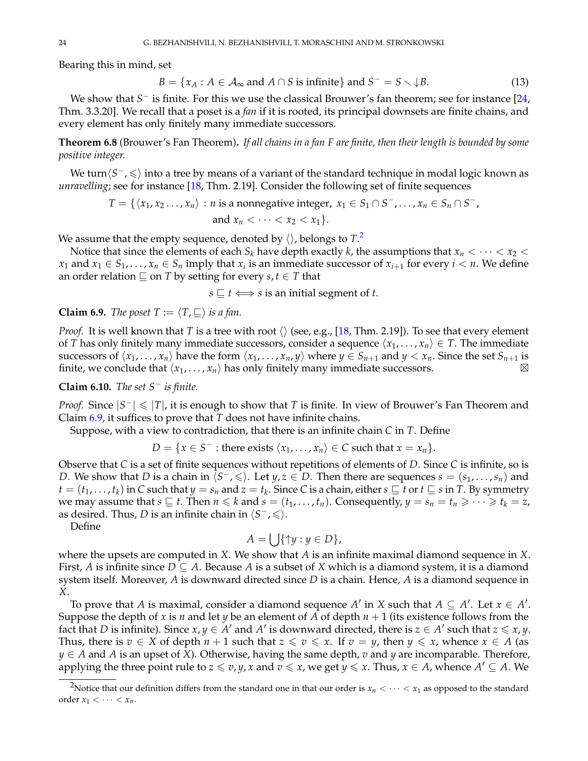Bearing this in mind, set

$$B = \{x_A : A \in \mathcal{A}_\infty \text{ and } A \cap S \text{ is infinite}\} \text{ and } S^- = S \smallsetminus {\downarrow}B. \tag{13}$$

We show that $S^-$ is finite. For this we use the classical Brouwer's fan theorem; see for instance [24, Thm. 3.3.20]. We recall that a poset is a *fan* if it is rooted, its principal downsets are finite chains, and every element has only finitely many immediate successors.

**Theorem 6.8** (Brouwer's Fan Theorem)**.** *If all chains in a fan F are finite, then their length is bounded by some positive integer.*

We turn $\langle S^-, \leqslant\rangle$ into a tree by means of a variant of the standard technique in modal logic known as *unravelling*; see for instance [18, Thm. 2.19]. Consider the following set of finite sequences

$$T = \{\langle x_1, x_2 \ldots, x_n\rangle : n \text{ is a nonnegative integer, } x_1 \in S_1 \cap S^-, \ldots, x_n \in S_n \cap S^-, \text{ and } x_n < \cdots < x_2 < x_1\}.$$

We assume that the empty sequence, denoted by $\langle\rangle$, belongs to $T$.[2]

Notice that since the elements of each $S_k$ have depth exactly $k$, the assumptions that $x_n < \cdots < x_2 < x_1$ and $x_1 \in S_1, \ldots, x_n \in S_n$ imply that $x_i$ is an immediate successor of $x_{i+1}$ for every $i < n$. We define an order relation $\sqsubseteq$ on $T$ by setting for every $s, t \in T$ that

$$s \sqsubseteq t \iff s \text{ is an initial segment of } t.$$

**Claim 6.9.** *The poset $\mathbb{T} := \langle T, \sqsubseteq\rangle$ is a fan.*

*Proof.* It is well known that $T$ is a tree with root $\langle\rangle$ (see, e.g., [18, Thm. 2.19]). To see that every element of $T$ has only finitely many immediate successors, consider a sequence $\langle x_1, \ldots, x_n\rangle \in T$. The immediate successors of $\langle x_1, \ldots, x_n\rangle$ have the form $\langle x_1, \ldots, x_n, y\rangle$ where $y \in S_{n+1}$ and $y < x_n$. Since the set $S_{n+1}$ is finite, we conclude that $\langle x_1, \ldots, x_n\rangle$ has only finitely many immediate successors. ⊠

**Claim 6.10.** *The set $S^-$ is finite.*

*Proof.* Since $|S^-| \leqslant |T|$, it is enough to show that $T$ is finite. In view of Brouwer's Fan Theorem and Claim 6.9, it suffices to prove that $\mathbb{T}$ does not have infinite chains.

Suppose, with a view to contradiction, that there is an infinite chain $C$ in $\mathbb{T}$. Define

$$D = \{x \in S^- : \text{there exists } \langle x_1, \ldots, x_n\rangle \in C \text{ such that } x = x_n\}.$$

Observe that $C$ is a set of finite sequences without repetitions of elements of $D$. Since $C$ is infinite, so is $D$. We show that $D$ is a chain in $\langle S^-, \leqslant\rangle$. Let $y, z \in D$. Then there are sequences $s = (s_1, \ldots, s_n)$ and $t = (t_1, \ldots, t_k)$ in $C$ such that $y = s_n$ and $z = t_k$. Since $C$ is a chain, either $s \sqsubseteq t$ or $t \sqsubseteq s$ in $\mathbb{T}$. By symmetry we may assume that $s \sqsubseteq t$. Then $n \leqslant k$ and $s = (t_1, \ldots, t_n)$. Consequently, $y = s_n = t_n \geqslant \cdots \geqslant t_k = z$, as desired. Thus, $D$ is an infinite chain in $\langle S^-, \leqslant\rangle$.

Define

$$A = \bigcup\{{\uparrow}y : y \in D\},$$

where the upsets are computed in $X$. We show that $A$ is an infinite maximal diamond sequence in $X$. First, $A$ is infinite since $D \subseteq A$. Because $A$ is a subset of $X$ which is a diamond system, it is a diamond system itself. Moreover, $A$ is downward directed since $D$ is a chain. Hence, $A$ is a diamond sequence in $X$.

To prove that $A$ is maximal, consider a diamond sequence $A'$ in $X$ such that $A \subseteq A'$. Let $x \in A'$. Suppose the depth of $x$ is $n$ and let $y$ be an element of $A$ of depth $n + 1$ (its existence follows from the fact that $D$ is infinite). Since $x, y \in A'$ and $A'$ is downward directed, there is $z \in A'$ such that $z \leqslant x, y$. Thus, there is $v \in X$ of depth $n + 1$ such that $z \leqslant v \leqslant x$. If $v = y$, then $y \leqslant x$, whence $x \in A$ (as $y \in A$ and $A$ is an upset of $X$). Otherwise, having the same depth, $v$ and $y$ are incomparable. Therefore, applying the three point rule to $z \leqslant v, y, x$ and $v \leqslant x$, we get $y \leqslant x$. Thus, $x \in A$, whence $A' \subseteq A$. We

[2] Notice that our definition differs from the standard one in that our order is $x_n < \cdots < x_1$ as opposed to the standard order $x_1 < \cdots < x_n$.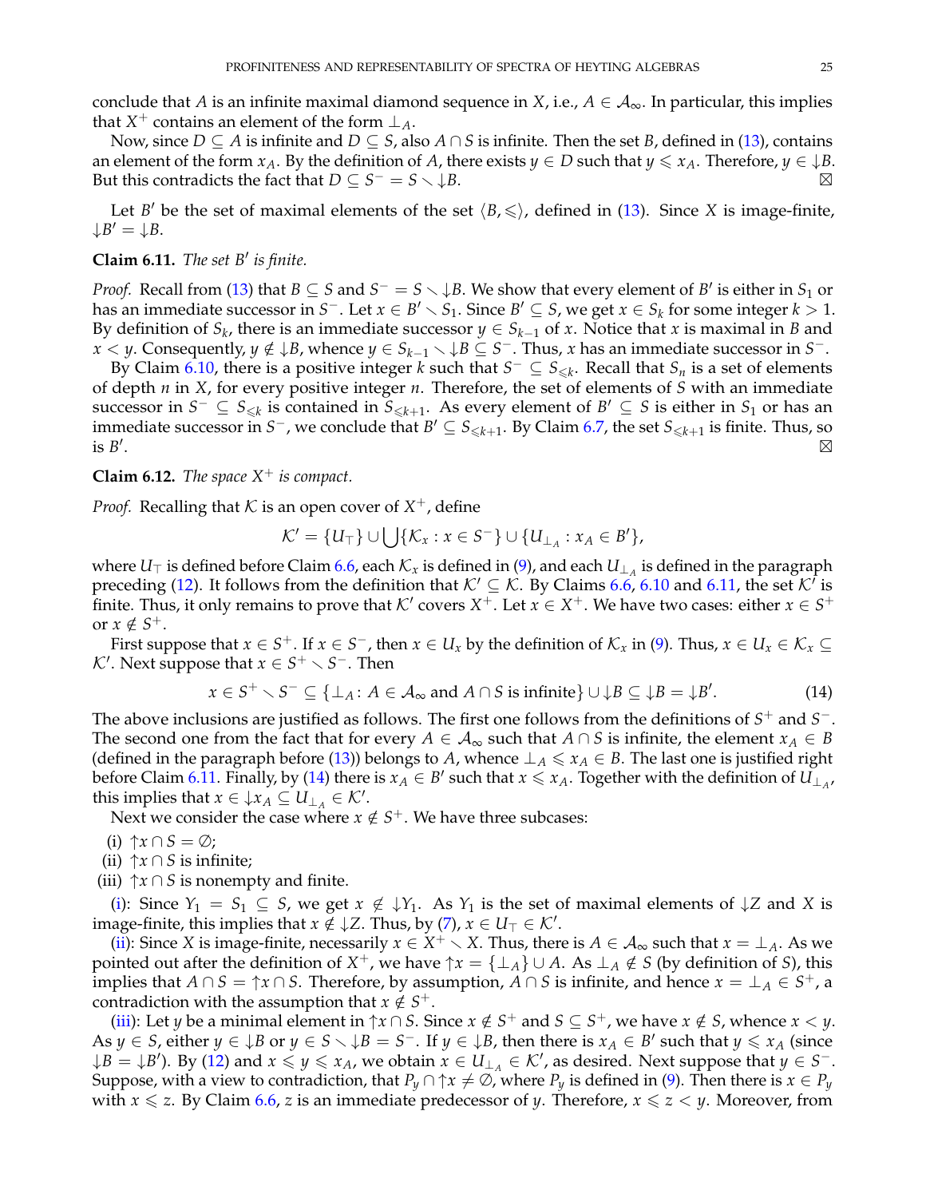conclude that $A$ is an infinite maximal diamond sequence in $X$, i.e., $A \in \mathcal{A}_\infty$. In particular, this implies that $X^+$ contains an element of the form $\bot_A$.

Now, since $D \subseteq A$ is infinite and $D \subseteq S$, also $A \cap S$ is infinite. Then the set $B$, defined in (13), contains an element of the form $x_A$. By the definition of $A$, there exists $y \in D$ such that $y \leqslant x_A$. Therefore, $y \in {\downarrow}B$. But this contradicts the fact that $D \subseteq S^- = S \smallsetminus {\downarrow}B$. ⊠

Let $B'$ be the set of maximal elements of the set $\langle B, \leqslant \rangle$, defined in (13). Since $X$ is image-finite, ${\downarrow}B' = {\downarrow}B$.

**Claim 6.11.** *The set $B'$ is finite.*

*Proof.* Recall from (13) that $B \subseteq S$ and $S^- = S \smallsetminus {\downarrow}B$. We show that every element of $B'$ is either in $S_1$ or has an immediate successor in $S^-$. Let $x \in B' \smallsetminus S_1$. Since $B' \subseteq S$, we get $x \in S_k$ for some integer $k > 1$. By definition of $S_k$, there is an immediate successor $y \in S_{k-1}$ of $x$. Notice that $x$ is maximal in $B$ and $x < y$. Consequently, $y \notin {\downarrow}B$, whence $y \in S_{k-1} \smallsetminus {\downarrow}B \subseteq S^-$. Thus, $x$ has an immediate successor in $S^-$.

By Claim 6.10, there is a positive integer $k$ such that $S^- \subseteq S_{\leqslant k}$. Recall that $S_n$ is a set of elements of depth $n$ in $X$, for every positive integer $n$. Therefore, the set of elements of $S$ with an immediate successor in $S^- \subseteq S_{\leqslant k}$ is contained in $S_{\leqslant k+1}$. As every element of $B' \subseteq S$ is either in $S_1$ or has an immediate successor in $S^-$, we conclude that $B' \subseteq S_{\leqslant k+1}$. By Claim 6.7, the set $S_{\leqslant k+1}$ is finite. Thus, so is $B'$. ⊠

**Claim 6.12.** *The space $X^+$ is compact.*

*Proof.* Recalling that $\mathcal{K}$ is an open cover of $X^+$, define

$$\mathcal{K}' = \{U_\top\} \cup \bigcup \{\mathcal{K}_x : x \in S^-\} \cup \{U_{\bot_A} : x_A \in B'\},$$

where $U_\top$ is defined before Claim 6.6, each $\mathcal{K}_x$ is defined in (9), and each $U_{\bot_A}$ is defined in the paragraph preceding (12). It follows from the definition that $\mathcal{K}' \subseteq \mathcal{K}$. By Claims 6.6, 6.10 and 6.11, the set $\mathcal{K}'$ is finite. Thus, it only remains to prove that $\mathcal{K}'$ covers $X^+$. Let $x \in X^+$. We have two cases: either $x \in S^+$ or $x \notin S^+$.

First suppose that $x \in S^+$. If $x \in S^-$, then $x \in U_x$ by the definition of $\mathcal{K}_x$ in (9). Thus, $x \in U_x \in \mathcal{K}_x \subseteq \mathcal{K}'$. Next suppose that $x \in S^+ \smallsetminus S^-$. Then

$$x \in S^+ \smallsetminus S^- \subseteq \{\bot_A \colon A \in \mathcal{A}_\infty \text{ and } A \cap S \text{ is infinite}\} \cup {\downarrow}B \subseteq {\downarrow}B = {\downarrow}B'. \tag{14}$$

The above inclusions are justified as follows. The first one follows from the definitions of $S^+$ and $S^-$. The second one from the fact that for every $A \in \mathcal{A}_\infty$ such that $A \cap S$ is infinite, the element $x_A \in B$ (defined in the paragraph before (13)) belongs to $A$, whence $\bot_A \leqslant x_A \in B$. The last one is justified right before Claim 6.11. Finally, by (14) there is $x_A \in B'$ such that $x \leqslant x_A$. Together with the definition of $U_{\bot_A}$, this implies that $x \in {\downarrow}x_A \subseteq U_{\bot_A} \in \mathcal{K}'$.

Next we consider the case where $x \notin S^+$. We have three subcases:

(i) ${\uparrow}x \cap S = \emptyset$;
(ii) ${\uparrow}x \cap S$ is infinite;
(iii) ${\uparrow}x \cap S$ is nonempty and finite.

(i): Since $Y_1 = S_1 \subseteq S$, we get $x \notin {\downarrow}Y_1$. As $Y_1$ is the set of maximal elements of ${\downarrow}Z$ and $X$ is image-finite, this implies that $x \notin {\downarrow}Z$. Thus, by (7), $x \in U_\top \in \mathcal{K}'$.

(ii): Since $X$ is image-finite, necessarily $x \in X^+ \smallsetminus X$. Thus, there is $A \in \mathcal{A}_\infty$ such that $x = \bot_A$. As we pointed out after the definition of $X^+$, we have ${\uparrow}x = \{\bot_A\} \cup A$. As $\bot_A \notin S$ (by definition of $S$), this implies that $A \cap S = {\uparrow}x \cap S$. Therefore, by assumption, $A \cap S$ is infinite, and hence $x = \bot_A \in S^+$, a contradiction with the assumption that $x \notin S^+$.

(iii): Let $y$ be a minimal element in ${\uparrow}x \cap S$. Since $x \notin S^+$ and $S \subseteq S^+$, we have $x \notin S$, whence $x < y$. As $y \in S$, either $y \in {\downarrow}B$ or $y \in S \smallsetminus {\downarrow}B = S^-$. If $y \in {\downarrow}B$, then there is $x_A \in B'$ such that $y \leqslant x_A$ (since ${\downarrow}B = {\downarrow}B'$). By (12) and $x \leqslant y \leqslant x_A$, we obtain $x \in U_{\bot_A} \in \mathcal{K}'$, as desired. Next suppose that $y \in S^-$. Suppose, with a view to contradiction, that $P_y \cap {\uparrow}x \neq \emptyset$, where $P_y$ is defined in (9). Then there is $x \in P_y$ with $x \leqslant z$. By Claim 6.6, $z$ is an immediate predecessor of $y$. Therefore, $x \leqslant z < y$. Moreover, from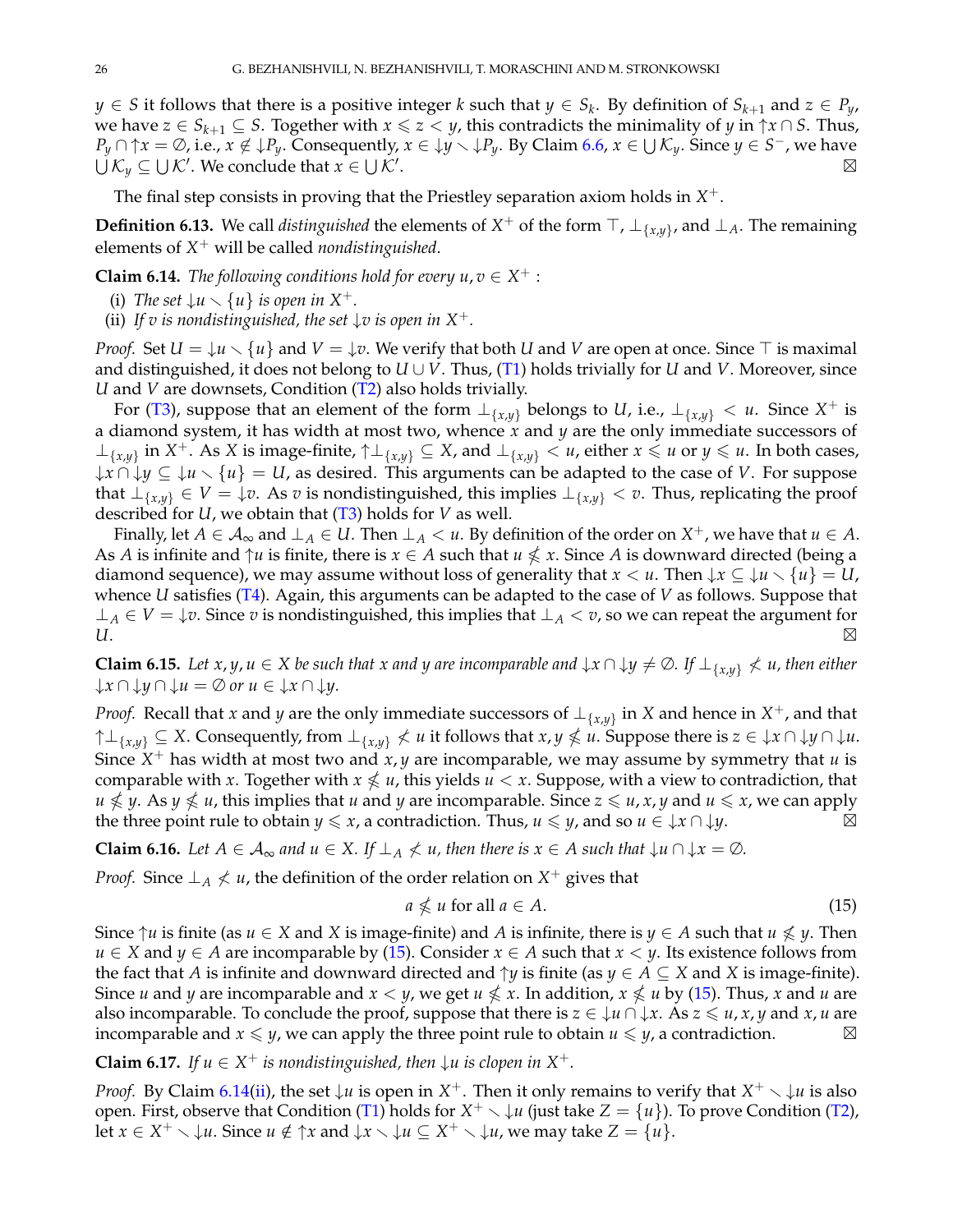$y \in S$ it follows that there is a positive integer $k$ such that $y \in S_k$. By definition of $S_{k+1}$ and $z \in P_y$, we have $z \in S_{k+1} \subseteq S$. Together with $x \leqslant z < y$, this contradicts the minimality of $y$ in $\uparrow x \cap S$. Thus, $P_y \cap \uparrow x = \emptyset$, i.e., $x \notin \downarrow P_y$. Consequently, $x \in \downarrow y \smallsetminus \downarrow P_y$. By Claim 6.6, $x \in \bigcup \mathcal{K}_y$. Since $y \in S^-$, we have $\bigcup \mathcal{K}_y \subseteq \bigcup \mathcal{K}'$. We conclude that $x \in \bigcup \mathcal{K}'$. ⊠

The final step consists in proving that the Priestley separation axiom holds in $X^+$.

**Definition 6.13.** We call *distinguished* the elements of $X^+$ of the form $\top$, $\bot_{\{x,y\}}$, and $\bot_A$. The remaining elements of $X^+$ will be called *nondistinguished*.

**Claim 6.14.** *The following conditions hold for every $u, v \in X^+$ :*

(i) *The set $\downarrow u \smallsetminus \{u\}$ is open in $X^+$.*
(ii) *If $v$ is nondistinguished, the set $\downarrow v$ is open in $X^+$.*

*Proof.* Set $U = \downarrow u \smallsetminus \{u\}$ and $V = \downarrow v$. We verify that both $U$ and $V$ are open at once. Since $\top$ is maximal and distinguished, it does not belong to $U \cup V$. Thus, (T1) holds trivially for $U$ and $V$. Moreover, since $U$ and $V$ are downsets, Condition (T2) also holds trivially.

For (T3), suppose that an element of the form $\bot_{\{x,y\}}$ belongs to $U$, i.e., $\bot_{\{x,y\}} < u$. Since $X^+$ is a diamond system, it has width at most two, whence $x$ and $y$ are the only immediate successors of $\bot_{\{x,y\}}$ in $X^+$. As $X$ is image-finite, $\uparrow \bot_{\{x,y\}} \subseteq X$, and $\bot_{\{x,y\}} < u$, either $x \leqslant u$ or $y \leqslant u$. In both cases, $\downarrow x \cap \downarrow y \subseteq \downarrow u \smallsetminus \{u\} = U$, as desired. This arguments can be adapted to the case of $V$. For suppose that $\bot_{\{x,y\}} \in V = \downarrow v$. As $v$ is nondistinguished, this implies $\bot_{\{x,y\}} < v$. Thus, replicating the proof described for $U$, we obtain that (T3) holds for $V$ as well.

Finally, let $A \in \mathcal{A}_\infty$ and $\bot_A \in U$. Then $\bot_A < u$. By definition of the order on $X^+$, we have that $u \in A$. As $A$ is infinite and $\uparrow u$ is finite, there is $x \in A$ such that $u \nleqslant x$. Since $A$ is downward directed (being a diamond sequence), we may assume without loss of generality that $x < u$. Then $\downarrow x \subseteq \downarrow u \smallsetminus \{u\} = U$, whence $U$ satisfies (T4). Again, this arguments can be adapted to the case of $V$ as follows. Suppose that $\bot_A \in V = \downarrow v$. Since $v$ is nondistinguished, this implies that $\bot_A < v$, so we can repeat the argument for $U$. ⊠

**Claim 6.15.** *Let $x, y, u \in X$ be such that $x$ and $y$ are incomparable and $\downarrow x \cap \downarrow y \neq \emptyset$. If $\bot_{\{x,y\}} \nless u$, then either $\downarrow x \cap \downarrow y \cap \downarrow u = \emptyset$ or $u \in \downarrow x \cap \downarrow y$.*

*Proof.* Recall that $x$ and $y$ are the only immediate successors of $\bot_{\{x,y\}}$ in $X$ and hence in $X^+$, and that $\uparrow \bot_{\{x,y\}} \subseteq X$. Consequently, from $\bot_{\{x,y\}} \nless u$ it follows that $x, y \nleqslant u$. Suppose there is $z \in \downarrow x \cap \downarrow y \cap \downarrow u$. Since $X^+$ has width at most two and $x, y$ are incomparable, we may assume by symmetry that $u$ is comparable with $x$. Together with $x \nleqslant u$, this yields $u < x$. Suppose, with a view to contradiction, that $u \nleqslant y$. As $y \nleqslant u$, this implies that $u$ and $y$ are incomparable. Since $z \leqslant u, x, y$ and $u \leqslant x$, we can apply the three point rule to obtain $y \leqslant x$, a contradiction. Thus, $u \leqslant y$, and so $u \in \downarrow x \cap \downarrow y$. ⊠

**Claim 6.16.** *Let $A \in \mathcal{A}_\infty$ and $u \in X$. If $\bot_A \nless u$, then there is $x \in A$ such that $\downarrow u \cap \downarrow x = \emptyset$.*

*Proof.* Since $\bot_A \nless u$, the definition of the order relation on $X^+$ gives that

$$a \nleqslant u \text{ for all } a \in A. \tag{15}$$

Since $\uparrow u$ is finite (as $u \in X$ and $X$ is image-finite) and $A$ is infinite, there is $y \in A$ such that $u \nleqslant y$. Then $u \in X$ and $y \in A$ are incomparable by (15). Consider $x \in A$ such that $x < y$. Its existence follows from the fact that $A$ is infinite and downward directed and $\uparrow y$ is finite (as $y \in A \subseteq X$ and $X$ is image-finite). Since $u$ and $y$ are incomparable and $x < y$, we get $u \nleqslant x$. In addition, $x \nleqslant u$ by (15). Thus, $x$ and $u$ are also incomparable. To conclude the proof, suppose that there is $z \in \downarrow u \cap \downarrow x$. As $z \leqslant u, x, y$ and $x, u$ are incomparable and $x \leqslant y$, we can apply the three point rule to obtain $u \leqslant y$, a contradiction. ⊠

**Claim 6.17.** *If $u \in X^+$ is nondistinguished, then $\downarrow u$ is clopen in $X^+$.*

*Proof.* By Claim 6.14(ii), the set $\downarrow u$ is open in $X^+$. Then it only remains to verify that $X^+ \smallsetminus \downarrow u$ is also open. First, observe that Condition (T1) holds for $X^+ \smallsetminus \downarrow u$ (just take $Z = \{u\}$). To prove Condition (T2), let $x \in X^+ \smallsetminus \downarrow u$. Since $u \notin \uparrow x$ and $\downarrow x \smallsetminus \downarrow u \subseteq X^+ \smallsetminus \downarrow u$, we may take $Z = \{u\}$.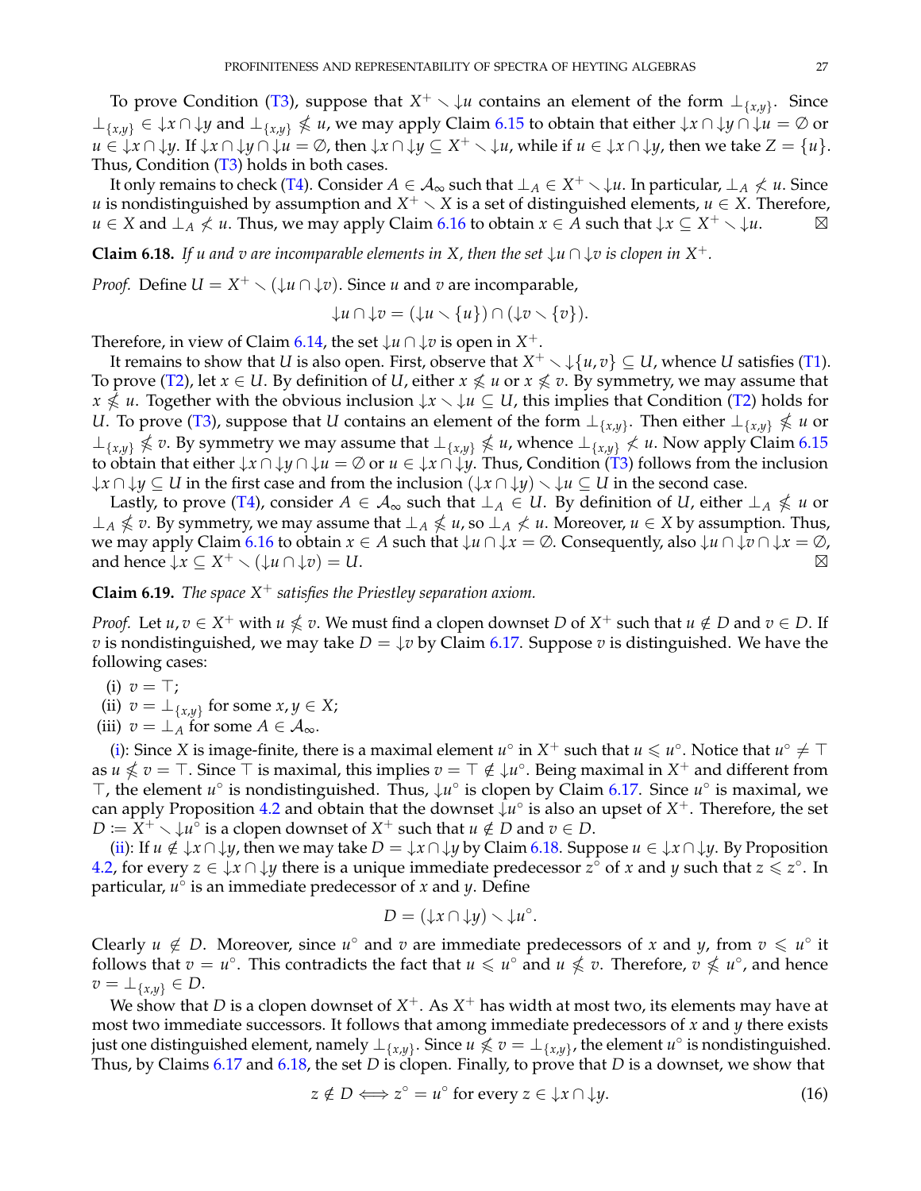To prove Condition (T3), suppose that $X^+ \smallsetminus {\downarrow}u$ contains an element of the form $\bot_{\{x,y\}}$. Since $\bot_{\{x,y\}} \in {\downarrow}x \cap {\downarrow}y$ and $\bot_{\{x,y\}} \nleqslant u$, we may apply Claim 6.15 to obtain that either ${\downarrow}x \cap {\downarrow}y \cap {\downarrow}u = \varnothing$ or $u \in {\downarrow}x \cap {\downarrow}y$. If ${\downarrow}x \cap {\downarrow}y \cap {\downarrow}u = \varnothing$, then ${\downarrow}x \cap {\downarrow}y \subseteq X^+ \smallsetminus {\downarrow}u$, while if $u \in {\downarrow}x \cap {\downarrow}y$, then we take $Z = \{u\}$. Thus, Condition (T3) holds in both cases.

It only remains to check (T4). Consider $A \in \mathcal{A}_\infty$ such that $\bot_A \in X^+ \smallsetminus {\downarrow}u$. In particular, $\bot_A \nless u$. Since $u$ is nondistinguished by assumption and $X^+ \smallsetminus X$ is a set of distinguished elements, $u \in X$. Therefore, $u \in X$ and $\bot_A \nless u$. Thus, we may apply Claim 6.16 to obtain $x \in A$ such that ${\downarrow}x \subseteq X^+ \smallsetminus {\downarrow}u$. ⊠

**Claim 6.18.** *If $u$ and $v$ are incomparable elements in $X$, then the set ${\downarrow}u \cap {\downarrow}v$ is clopen in $X^+$.*

*Proof.* Define $U = X^+ \smallsetminus ({\downarrow}u \cap {\downarrow}v)$. Since $u$ and $v$ are incomparable,

$$
{\downarrow}u \cap {\downarrow}v = ({\downarrow}u \smallsetminus \{u\}) \cap ({\downarrow}v \smallsetminus \{v\}).
$$

Therefore, in view of Claim 6.14, the set ${\downarrow}u \cap {\downarrow}v$ is open in $X^+$.

It remains to show that $U$ is also open. First, observe that $X^+ \smallsetminus {\downarrow}\{u,v\} \subseteq U$, whence $U$ satisfies (T1). To prove (T2), let $x \in U$. By definition of $U$, either $x \nleqslant u$ or $x \nleqslant v$. By symmetry, we may assume that $x \nleqslant u$. Together with the obvious inclusion ${\downarrow}x \smallsetminus {\downarrow}u \subseteq U$, this implies that Condition (T2) holds for $U$. To prove (T3), suppose that $U$ contains an element of the form $\bot_{\{x,y\}}$. Then either $\bot_{\{x,y\}} \nleqslant u$ or $\bot_{\{x,y\}} \nleqslant v$. By symmetry we may assume that $\bot_{\{x,y\}} \nleqslant u$, whence $\bot_{\{x,y\}} \nless u$. Now apply Claim 6.15 to obtain that either ${\downarrow}x \cap {\downarrow}y \cap {\downarrow}u = \varnothing$ or $u \in {\downarrow}x \cap {\downarrow}y$. Thus, Condition (T3) follows from the inclusion ${\downarrow}x \cap {\downarrow}y \subseteq U$ in the first case and from the inclusion $({\downarrow}x \cap {\downarrow}y) \smallsetminus {\downarrow}u \subseteq U$ in the second case.

Lastly, to prove (T4), consider $A \in \mathcal{A}_\infty$ such that $\bot_A \in U$. By definition of $U$, either $\bot_A \nleqslant u$ or $\bot_A \nleqslant v$. By symmetry, we may assume that $\bot_A \nleqslant u$, so $\bot_A \nless u$. Moreover, $u \in X$ by assumption. Thus, we may apply Claim 6.16 to obtain $x \in A$ such that ${\downarrow}u \cap {\downarrow}x = \varnothing$. Consequently, also ${\downarrow}u \cap {\downarrow}v \cap {\downarrow}x = \varnothing$, and hence ${\downarrow}x \subseteq X^+ \smallsetminus ({\downarrow}u \cap {\downarrow}v) = U$. ⊠

**Claim 6.19.** *The space $X^+$ satisfies the Priestley separation axiom.*

*Proof.* Let $u, v \in X^+$ with $u \nleqslant v$. We must find a clopen downset $D$ of $X^+$ such that $u \notin D$ and $v \in D$. If $v$ is nondistinguished, we may take $D = {\downarrow}v$ by Claim 6.17. Suppose $v$ is distinguished. We have the following cases:

(i) $v = \top$;
(ii) $v = \bot_{\{x,y\}}$ for some $x, y \in X$;
(iii) $v = \bot_A$ for some $A \in \mathcal{A}_\infty$.

(i): Since $X$ is image-finite, there is a maximal element $u^\circ$ in $X^+$ such that $u \leqslant u^\circ$. Notice that $u^\circ \neq \top$ as $u \nleqslant v = \top$. Since $\top$ is maximal, this implies $v = \top \notin {\downarrow}u^\circ$. Being maximal in $X^+$ and different from $\top$, the element $u^\circ$ is nondistinguished. Thus, ${\downarrow}u^\circ$ is clopen by Claim 6.17. Since $u^\circ$ is maximal, we can apply Proposition 4.2 and obtain that the downset ${\downarrow}u^\circ$ is also an upset of $X^+$. Therefore, the set $D \coloneqq X^+ \smallsetminus {\downarrow}u^\circ$ is a clopen downset of $X^+$ such that $u \notin D$ and $v \in D$.

(ii): If $u \notin {\downarrow}x \cap {\downarrow}y$, then we may take $D = {\downarrow}x \cap {\downarrow}y$ by Claim 6.18. Suppose $u \in {\downarrow}x \cap {\downarrow}y$. By Proposition 4.2, for every $z \in {\downarrow}x \cap {\downarrow}y$ there is a unique immediate predecessor $z^\circ$ of $x$ and $y$ such that $z \leqslant z^\circ$. In particular, $u^\circ$ is an immediate predecessor of $x$ and $y$. Define

$$
D = ({\downarrow}x \cap {\downarrow}y) \smallsetminus {\downarrow}u^\circ.
$$

Clearly $u \notin D$. Moreover, since $u^\circ$ and $v$ are immediate predecessors of $x$ and $y$, from $v \leqslant u^\circ$ it follows that $v = u^\circ$. This contradicts the fact that $u \leqslant u^\circ$ and $u \nleqslant v$. Therefore, $v \nleqslant u^\circ$, and hence $v = \bot_{\{x,y\}} \in D$.

We show that $D$ is a clopen downset of $X^+$. As $X^+$ has width at most two, its elements may have at most two immediate successors. It follows that among immediate predecessors of $x$ and $y$ there exists just one distinguished element, namely $\bot_{\{x,y\}}$. Since $u \nleqslant v = \bot_{\{x,y\}}$, the element $u^\circ$ is nondistinguished. Thus, by Claims 6.17 and 6.18, the set $D$ is clopen. Finally, to prove that $D$ is a downset, we show that

$$
z \notin D \iff z^\circ = u^\circ \text{ for every } z \in {\downarrow}x \cap {\downarrow}y. \tag{16}
$$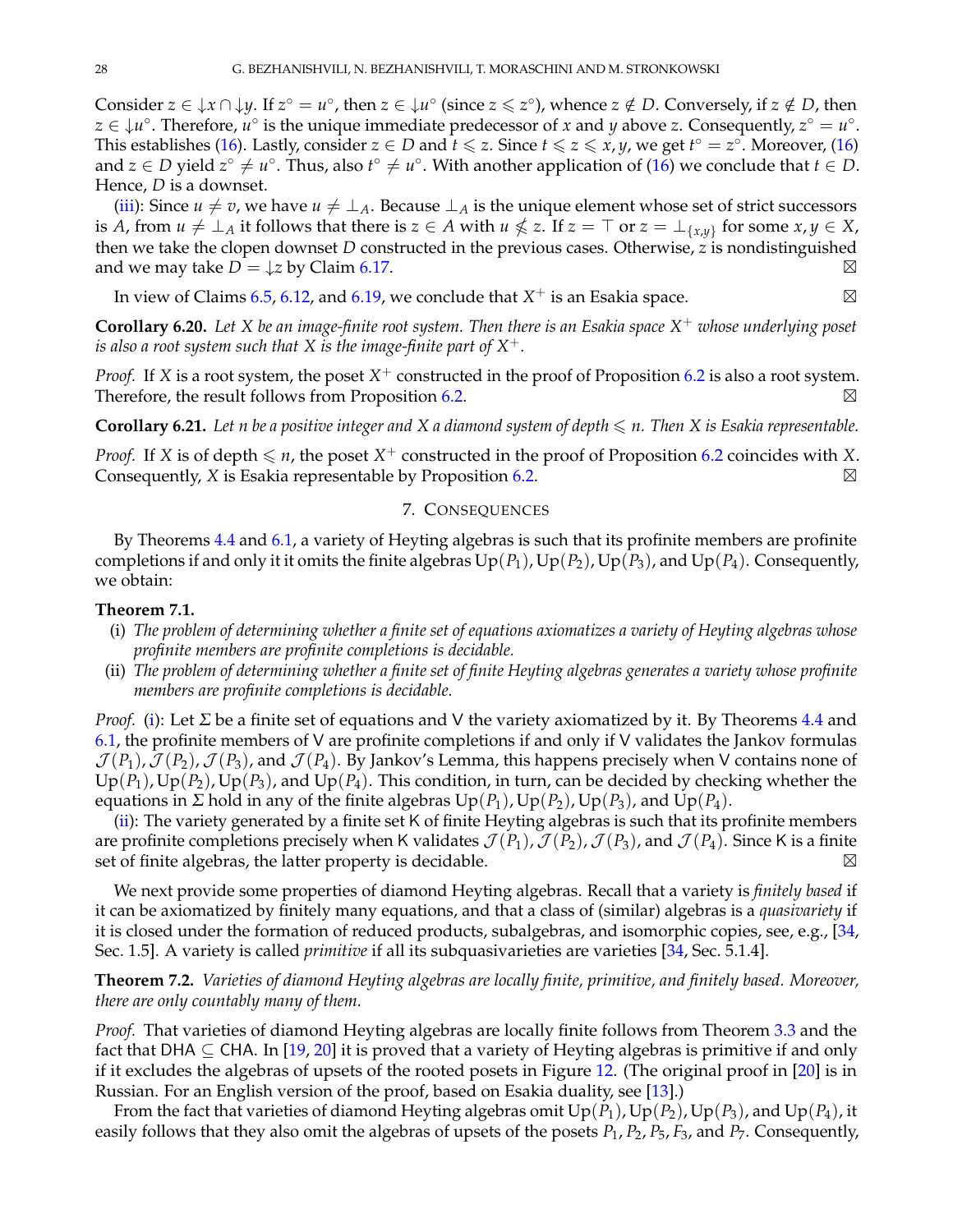Consider $z \in {\downarrow}x \cap {\downarrow}y$. If $z^\circ = u^\circ$, then $z \in {\downarrow}u^\circ$ (since $z \leqslant z^\circ$), whence $z \notin D$. Conversely, if $z \notin D$, then $z \in {\downarrow}u^\circ$. Therefore, $u^\circ$ is the unique immediate predecessor of $x$ and $y$ above $z$. Consequently, $z^\circ = u^\circ$. This establishes (16). Lastly, consider $z \in D$ and $t \leqslant z$. Since $t \leqslant z \leqslant x, y$, we get $t^\circ = z^\circ$. Moreover, (16) and $z \in D$ yield $z^\circ \neq u^\circ$. Thus, also $t^\circ \neq u^\circ$. With another application of (16) we conclude that $t \in D$. Hence, $D$ is a downset.

(iii): Since $u \neq v$, we have $u \neq \bot_A$. Because $\bot_A$ is the unique element whose set of strict successors is $A$, from $u \neq \bot_A$ it follows that there is $z \in A$ with $u \nleqslant z$. If $z = \top$ or $z = \bot_{\{x,y\}}$ for some $x, y \in X$, then we take the clopen downset $D$ constructed in the previous cases. Otherwise, $z$ is nondistinguished and we may take $D = {\downarrow}z$ by Claim 6.17. ⊠

In view of Claims 6.5, 6.12, and 6.19, we conclude that $X^+$ is an Esakia space. ⊠

**Corollary 6.20.** *Let $X$ be an image-finite root system. Then there is an Esakia space $X^+$ whose underlying poset is also a root system such that $X$ is the image-finite part of $X^+$.*

*Proof.* If $X$ is a root system, the poset $X^+$ constructed in the proof of Proposition 6.2 is also a root system. Therefore, the result follows from Proposition 6.2. ⊠

**Corollary 6.21.** *Let $n$ be a positive integer and $X$ a diamond system of depth $\leqslant n$. Then $X$ is Esakia representable.*

*Proof.* If $X$ is of depth $\leqslant n$, the poset $X^+$ constructed in the proof of Proposition 6.2 coincides with $X$. Consequently, $X$ is Esakia representable by Proposition 6.2. ⊠

## 7. Consequences

By Theorems 4.4 and 6.1, a variety of Heyting algebras is such that its profinite members are profinite completions if and only it it omits the finite algebras $\mathsf{Up}(P_1), \mathsf{Up}(P_2), \mathsf{Up}(P_3)$, and $\mathsf{Up}(P_4)$. Consequently, we obtain:

**Theorem 7.1.**

(i) *The problem of determining whether a finite set of equations axiomatizes a variety of Heyting algebras whose profinite members are profinite completions is decidable.*

(ii) *The problem of determining whether a finite set of finite Heyting algebras generates a variety whose profinite members are profinite completions is decidable.*

*Proof.* (i): Let $\Sigma$ be a finite set of equations and $\mathsf{V}$ the variety axiomatized by it. By Theorems 4.4 and 6.1, the profinite members of $\mathsf{V}$ are profinite completions if and only if $\mathsf{V}$ validates the Jankov formulas $\mathcal{J}(P_1), \mathcal{J}(P_2), \mathcal{J}(P_3)$, and $\mathcal{J}(P_4)$. By Jankov's Lemma, this happens precisely when $\mathsf{V}$ contains none of $\mathsf{Up}(P_1), \mathsf{Up}(P_2), \mathsf{Up}(P_3)$, and $\mathsf{Up}(P_4)$. This condition, in turn, can be decided by checking whether the equations in $\Sigma$ hold in any of the finite algebras $\mathsf{Up}(P_1), \mathsf{Up}(P_2), \mathsf{Up}(P_3)$, and $\mathsf{Up}(P_4)$.

(ii): The variety generated by a finite set $\mathsf{K}$ of finite Heyting algebras is such that its profinite members are profinite completions precisely when $\mathsf{K}$ validates $\mathcal{J}(P_1), \mathcal{J}(P_2), \mathcal{J}(P_3)$, and $\mathcal{J}(P_4)$. Since $\mathsf{K}$ is a finite set of finite algebras, the latter property is decidable. ⊠

We next provide some properties of diamond Heyting algebras. Recall that a variety is *finitely based* if it can be axiomatized by finitely many equations, and that a class of (similar) algebras is a *quasivariety* if it is closed under the formation of reduced products, subalgebras, and isomorphic copies, see, e.g., [34, Sec. 1.5]. A variety is called *primitive* if all its subquasivarieties are varieties [34, Sec. 5.1.4].

**Theorem 7.2.** *Varieties of diamond Heyting algebras are locally finite, primitive, and finitely based. Moreover, there are only countably many of them.*

*Proof.* That varieties of diamond Heyting algebras are locally finite follows from Theorem 3.3 and the fact that $\mathsf{DHA} \subseteq \mathsf{CHA}$. In [19, 20] it is proved that a variety of Heyting algebras is primitive if and only if it excludes the algebras of upsets of the rooted posets in Figure 12. (The original proof in [20] is in Russian. For an English version of the proof, based on Esakia duality, see [13].)

From the fact that varieties of diamond Heyting algebras omit $\mathsf{Up}(P_1), \mathsf{Up}(P_2), \mathsf{Up}(P_3)$, and $\mathsf{Up}(P_4)$, it easily follows that they also omit the algebras of upsets of the posets $P_1, P_2, P_5, F_3$, and $P_7$. Consequently,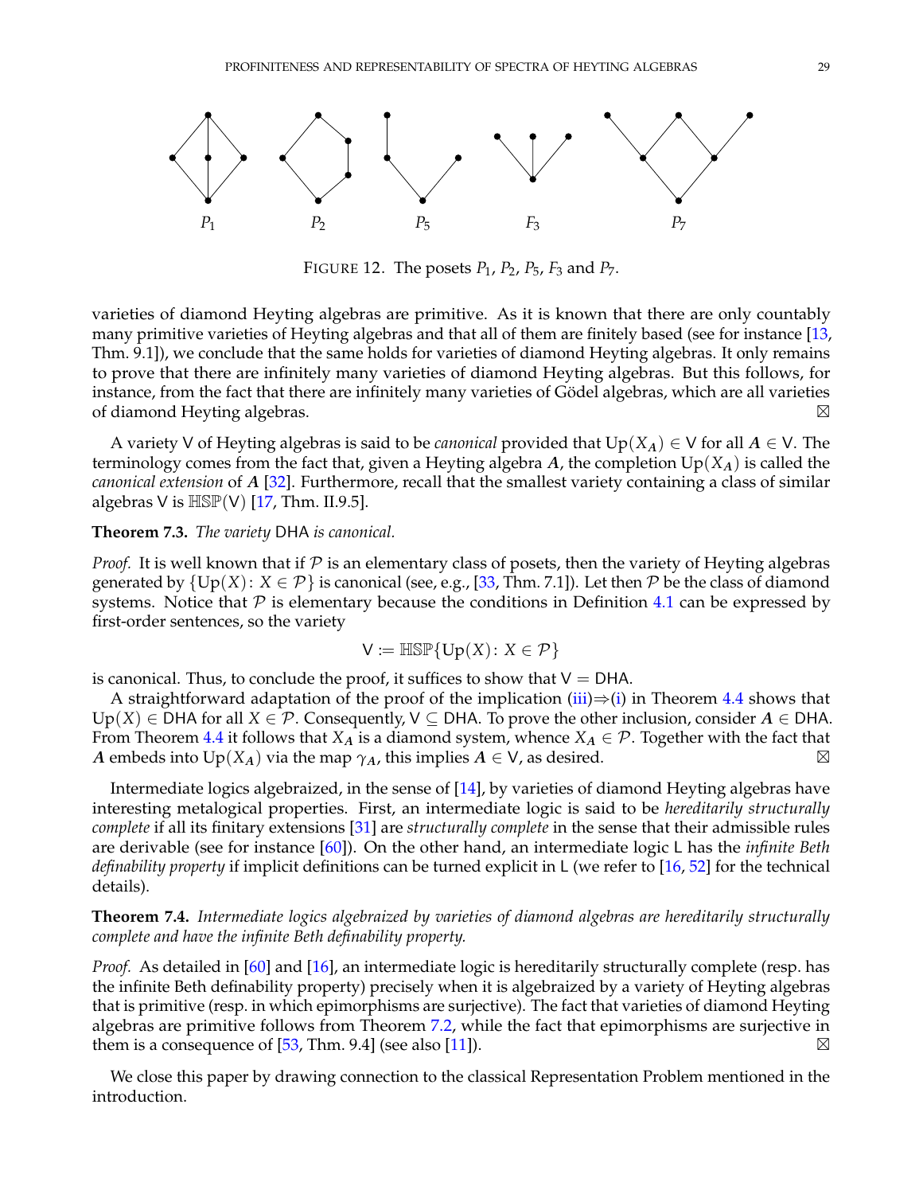FIGURE 12. The posets $P_1$, $P_2$, $P_5$, $F_3$ and $P_7$.

varieties of diamond Heyting algebras are primitive. As it is known that there are only countably many primitive varieties of Heyting algebras and that all of them are finitely based (see for instance [13, Thm. 9.1]), we conclude that the same holds for varieties of diamond Heyting algebras. It only remains to prove that there are infinitely many varieties of diamond Heyting algebras. But this follows, for instance, from the fact that there are infinitely many varieties of Gödel algebras, which are all varieties of diamond Heyting algebras. ⊠

A variety $\mathsf{V}$ of Heyting algebras is said to be *canonical* provided that $\mathrm{Up}(X_{\boldsymbol{A}}) \in \mathsf{V}$ for all $\boldsymbol{A} \in \mathsf{V}$. The terminology comes from the fact that, given a Heyting algebra $\boldsymbol{A}$, the completion $\mathrm{Up}(X_{\boldsymbol{A}})$ is called the *canonical extension* of $\boldsymbol{A}$ [32]. Furthermore, recall that the smallest variety containing a class of similar algebras $\mathsf{V}$ is $\mathbb{HSP}(\mathsf{V})$ [17, Thm. II.9.5].

**Theorem 7.3.** *The variety* $\mathsf{DHA}$ *is canonical.*

*Proof.* It is well known that if $\mathcal{P}$ is an elementary class of posets, then the variety of Heyting algebras generated by $\{\mathrm{Up}(X) \colon X \in \mathcal{P}\}$ is canonical (see, e.g., [33, Thm. 7.1]). Let then $\mathcal{P}$ be the class of diamond systems. Notice that $\mathcal{P}$ is elementary because the conditions in Definition 4.1 can be expressed by first-order sentences, so the variety

$$\mathsf{V} := \mathbb{HSP}\{\mathrm{Up}(X) \colon X \in \mathcal{P}\}$$

is canonical. Thus, to conclude the proof, it suffices to show that $\mathsf{V} = \mathsf{DHA}$.

A straightforward adaptation of the proof of the implication (iii)⇒(i) in Theorem 4.4 shows that $\mathrm{Up}(X) \in \mathsf{DHA}$ for all $X \in \mathcal{P}$. Consequently, $\mathsf{V} \subseteq \mathsf{DHA}$. To prove the other inclusion, consider $\boldsymbol{A} \in \mathsf{DHA}$. From Theorem 4.4 it follows that $X_{\boldsymbol{A}}$ is a diamond system, whence $X_{\boldsymbol{A}} \in \mathcal{P}$. Together with the fact that $\boldsymbol{A}$ embeds into $\mathrm{Up}(X_{\boldsymbol{A}})$ via the map $\gamma_{\boldsymbol{A}}$, this implies $\boldsymbol{A} \in \mathsf{V}$, as desired. ⊠

Intermediate logics algebraized, in the sense of [14], by varieties of diamond Heyting algebras have interesting metalogical properties. First, an intermediate logic is said to be *hereditarily structurally complete* if all its finitary extensions [31] are *structurally complete* in the sense that their admissible rules are derivable (see for instance [60]). On the other hand, an intermediate logic $\mathsf{L}$ has the *infinite Beth definability property* if implicit definitions can be turned explicit in $\mathsf{L}$ (we refer to [16, 52] for the technical details).

**Theorem 7.4.** *Intermediate logics algebraized by varieties of diamond algebras are hereditarily structurally complete and have the infinite Beth definability property.*

*Proof.* As detailed in [60] and [16], an intermediate logic is hereditarily structurally complete (resp. has the infinite Beth definability property) precisely when it is algebraized by a variety of Heyting algebras that is primitive (resp. in which epimorphisms are surjective). The fact that varieties of diamond Heyting algebras are primitive follows from Theorem 7.2, while the fact that epimorphisms are surjective in them is a consequence of [53, Thm. 9.4] (see also [11]). ⊠

We close this paper by drawing connection to the classical Representation Problem mentioned in the introduction.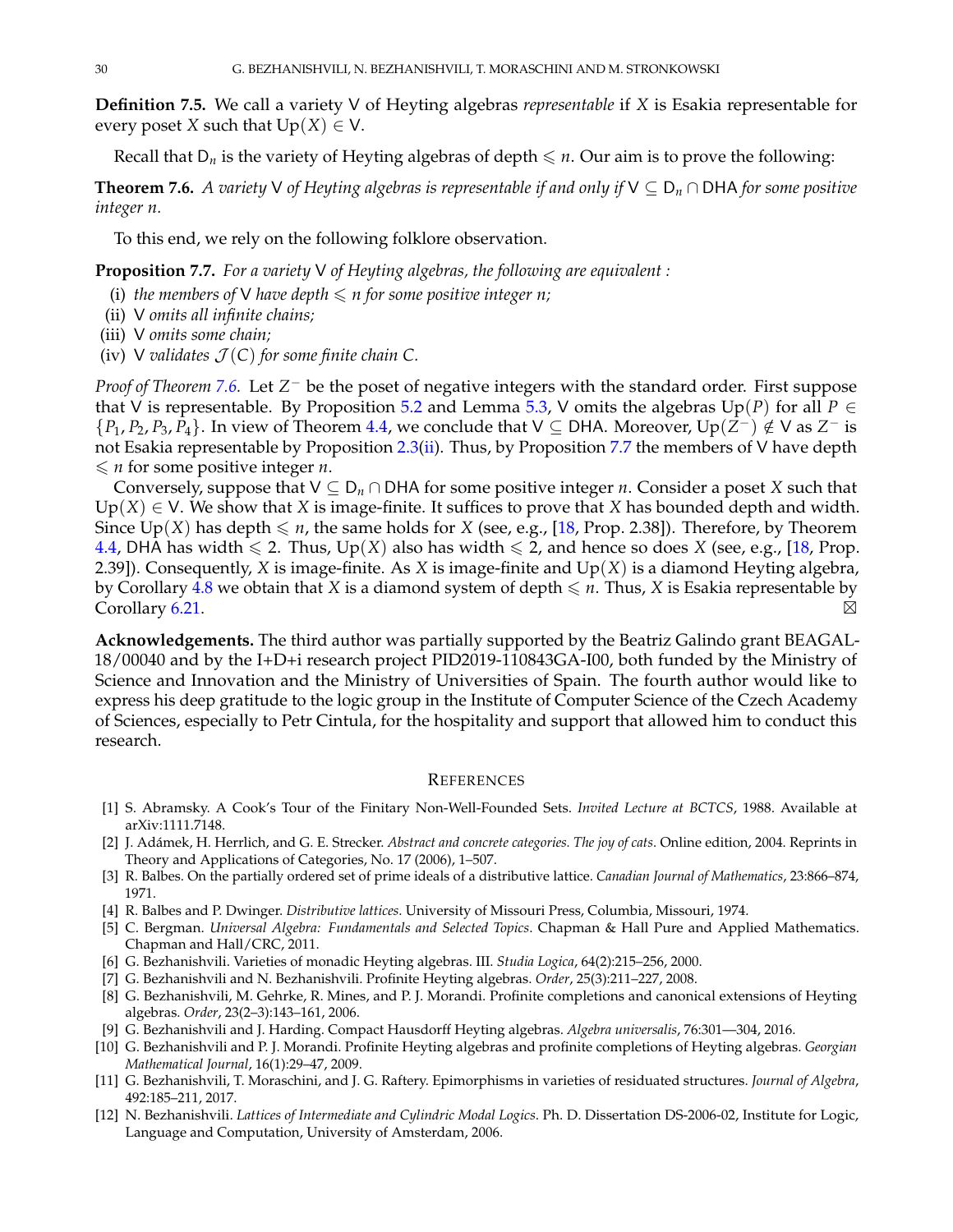**Definition 7.5.** We call a variety $\mathsf{V}$ of Heyting algebras *representable* if $X$ is Esakia representable for every poset $X$ such that $\mathrm{Up}(X) \in \mathsf{V}$.

Recall that $\mathsf{D}_n$ is the variety of Heyting algebras of depth $\leqslant n$. Our aim is to prove the following:

**Theorem 7.6.** *A variety $\mathsf{V}$ of Heyting algebras is representable if and only if $\mathsf{V} \subseteq \mathsf{D}_n \cap \mathsf{DHA}$ for some positive integer $n$.*

To this end, we rely on the following folklore observation.

**Proposition 7.7.** *For a variety $\mathsf{V}$ of Heyting algebras, the following are equivalent :*

- (i) *the members of $\mathsf{V}$ have depth $\leqslant n$ for some positive integer $n$;*
- (ii) *$\mathsf{V}$ omits all infinite chains;*
- (iii) *$\mathsf{V}$ omits some chain;*
- (iv) *$\mathsf{V}$ validates $\mathcal{J}(C)$ for some finite chain $C$.*

*Proof of Theorem 7.6.* Let $\mathbb{Z}^-$ be the poset of negative integers with the standard order. First suppose that $\mathsf{V}$ is representable. By Proposition 5.2 and Lemma 5.3, $\mathsf{V}$ omits the algebras $\mathrm{Up}(P)$ for all $P \in \{P_1, P_2, P_3, P_4\}$. In view of Theorem 4.4, we conclude that $\mathsf{V} \subseteq \mathsf{DHA}$. Moreover, $\mathrm{Up}(\mathbb{Z}^-) \notin \mathsf{V}$ as $\mathbb{Z}^-$ is not Esakia representable by Proposition 2.3(ii). Thus, by Proposition 7.7 the members of $\mathsf{V}$ have depth $\leqslant n$ for some positive integer $n$.

Conversely, suppose that $\mathsf{V} \subseteq \mathsf{D}_n \cap \mathsf{DHA}$ for some positive integer $n$. Consider a poset $X$ such that $\mathrm{Up}(X) \in \mathsf{V}$. We show that $X$ is image-finite. It suffices to prove that $X$ has bounded depth and width. Since $\mathrm{Up}(X)$ has depth $\leqslant n$, the same holds for $X$ (see, e.g., [18, Prop. 2.38]). Therefore, by Theorem 4.4, $\mathsf{DHA}$ has width $\leqslant 2$. Thus, $\mathrm{Up}(X)$ also has width $\leqslant 2$, and hence so does $X$ (see, e.g., [18, Prop. 2.39]). Consequently, $X$ is image-finite. As $X$ is image-finite and $\mathrm{Up}(X)$ is a diamond Heyting algebra, by Corollary 4.8 we obtain that $X$ is a diamond system of depth $\leqslant n$. Thus, $X$ is Esakia representable by Corollary 6.21. ⊠

**Acknowledgements.** The third author was partially supported by the Beatriz Galindo grant BEAGAL-18/00040 and by the I+D+i research project PID2019-110843GA-I00, both funded by the Ministry of Science and Innovation and the Ministry of Universities of Spain. The fourth author would like to express his deep gratitude to the logic group in the Institute of Computer Science of the Czech Academy of Sciences, especially to Petr Cintula, for the hospitality and support that allowed him to conduct this research.

## References

- [1] S. Abramsky. A Cook's Tour of the Finitary Non-Well-Founded Sets. *Invited Lecture at BCTCS*, 1988. Available at arXiv:1111.7148.
- [2] J. Adámek, H. Herrlich, and G. E. Strecker. *Abstract and concrete categories. The joy of cats*. Online edition, 2004. Reprints in Theory and Applications of Categories, No. 17 (2006), 1–507.
- [3] R. Balbes. On the partially ordered set of prime ideals of a distributive lattice. *Canadian Journal of Mathematics*, 23:866–874, 1971.
- [4] R. Balbes and P. Dwinger. *Distributive lattices*. University of Missouri Press, Columbia, Missouri, 1974.
- [5] C. Bergman. *Universal Algebra: Fundamentals and Selected Topics*. Chapman & Hall Pure and Applied Mathematics. Chapman and Hall/CRC, 2011.
- [6] G. Bezhanishvili. Varieties of monadic Heyting algebras. III. *Studia Logica*, 64(2):215–256, 2000.
- [7] G. Bezhanishvili and N. Bezhanishvili. Profinite Heyting algebras. *Order*, 25(3):211–227, 2008.
- [8] G. Bezhanishvili, M. Gehrke, R. Mines, and P. J. Morandi. Profinite completions and canonical extensions of Heyting algebras. *Order*, 23(2–3):143–161, 2006.
- [9] G. Bezhanishvili and J. Harding. Compact Hausdorff Heyting algebras. *Algebra universalis*, 76:301—304, 2016.
- [10] G. Bezhanishvili and P. J. Morandi. Profinite Heyting algebras and profinite completions of Heyting algebras. *Georgian Mathematical Journal*, 16(1):29–47, 2009.
- [11] G. Bezhanishvili, T. Moraschini, and J. G. Raftery. Epimorphisms in varieties of residuated structures. *Journal of Algebra*, 492:185–211, 2017.
- [12] N. Bezhanishvili. *Lattices of Intermediate and Cylindric Modal Logics*. Ph. D. Dissertation DS-2006-02, Institute for Logic, Language and Computation, University of Amsterdam, 2006.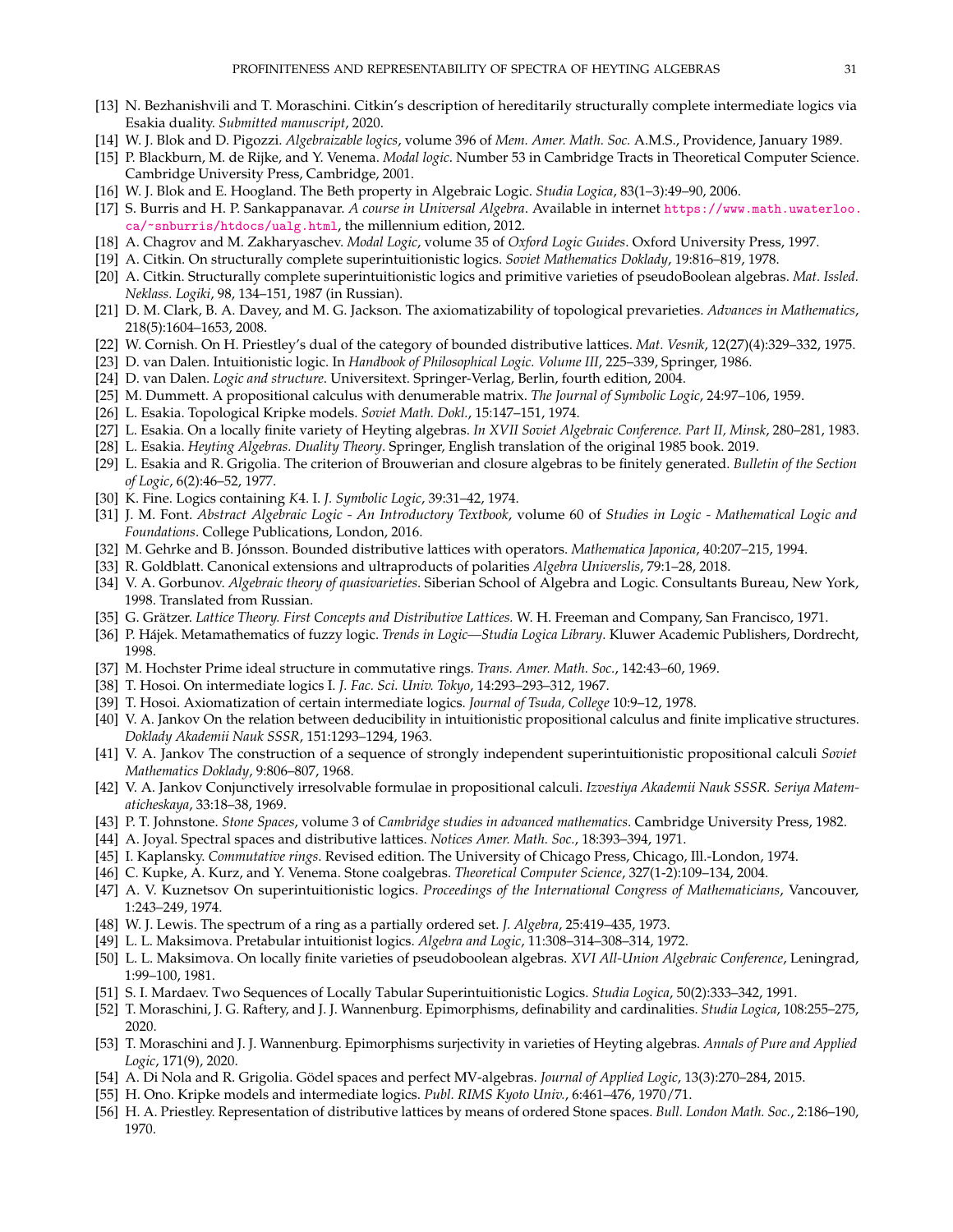[13] N. Bezhanishvili and T. Moraschini. Citkin's description of hereditarily structurally complete intermediate logics via Esakia duality. *Submitted manuscript*, 2020.

[14] W. J. Blok and D. Pigozzi. *Algebraizable logics*, volume 396 of *Mem. Amer. Math. Soc.* A.M.S., Providence, January 1989.

[15] P. Blackburn, M. de Rijke, and Y. Venema. *Modal logic*. Number 53 in Cambridge Tracts in Theoretical Computer Science. Cambridge University Press, Cambridge, 2001.

[16] W. J. Blok and E. Hoogland. The Beth property in Algebraic Logic. *Studia Logica*, 83(1–3):49–90, 2006.

[17] S. Burris and H. P. Sankappanavar. *A course in Universal Algebra*. Available in internet https://www.math.uwaterloo.ca/~snburris/htdocs/ualg.html, the millennium edition, 2012.

[18] A. Chagrov and M. Zakharyaschev. *Modal Logic*, volume 35 of *Oxford Logic Guides*. Oxford University Press, 1997.

[19] A. Citkin. On structurally complete superintuitionistic logics. *Soviet Mathematics Doklady*, 19:816–819, 1978.

[20] A. Citkin. Structurally complete superintuitionistic logics and primitive varieties of pseudoBoolean algebras. *Mat. Issled. Neklass. Logiki*, 98, 134–151, 1987 (in Russian).

[21] D. M. Clark, B. A. Davey, and M. G. Jackson. The axiomatizability of topological prevarieties. *Advances in Mathematics*, 218(5):1604–1653, 2008.

[22] W. Cornish. On H. Priestley's dual of the category of bounded distributive lattices. *Mat. Vesnik*, 12(27)(4):329–332, 1975.

[23] D. van Dalen. Intuitionistic logic. In *Handbook of Philosophical Logic. Volume III*, 225–339, Springer, 1986.

[24] D. van Dalen. *Logic and structure*. Universitext. Springer-Verlag, Berlin, fourth edition, 2004.

[25] M. Dummett. A propositional calculus with denumerable matrix. *The Journal of Symbolic Logic*, 24:97–106, 1959.

[26] L. Esakia. Topological Kripke models. *Soviet Math. Dokl.*, 15:147–151, 1974.

[27] L. Esakia. On a locally finite variety of Heyting algebras. *In XVII Soviet Algebraic Conference. Part II, Minsk*, 280–281, 1983.

[28] L. Esakia. *Heyting Algebras. Duality Theory*. Springer, English translation of the original 1985 book. 2019.

[29] L. Esakia and R. Grigolia. The criterion of Brouwerian and closure algebras to be finitely generated. *Bulletin of the Section of Logic*, 6(2):46–52, 1977.

[30] K. Fine. Logics containing *K*4. I. *J. Symbolic Logic*, 39:31–42, 1974.

[31] J. M. Font. *Abstract Algebraic Logic - An Introductory Textbook*, volume 60 of *Studies in Logic - Mathematical Logic and Foundations*. College Publications, London, 2016.

[32] M. Gehrke and B. Jónsson. Bounded distributive lattices with operators. *Mathematica Japonica*, 40:207–215, 1994.

[33] R. Goldblatt. Canonical extensions and ultraproducts of polarities *Algebra Universlis*, 79:1–28, 2018.

[34] V. A. Gorbunov. *Algebraic theory of quasivarieties*. Siberian School of Algebra and Logic. Consultants Bureau, New York, 1998. Translated from Russian.

[35] G. Grätzer. *Lattice Theory. First Concepts and Distributive Lattices.* W. H. Freeman and Company, San Francisco, 1971.

[36] P. Hájek. Metamathematics of fuzzy logic. *Trends in Logic—Studia Logica Library*. Kluwer Academic Publishers, Dordrecht, 1998.

[37] M. Hochster Prime ideal structure in commutative rings. *Trans. Amer. Math. Soc.*, 142:43–60, 1969.

[38] T. Hosoi. On intermediate logics I. *J. Fac. Sci. Univ. Tokyo*, 14:293–293–312, 1967.

[39] T. Hosoi. Axiomatization of certain intermediate logics. *Journal of Tsuda, College* 10:9–12, 1978.

[40] V. A. Jankov On the relation between deducibility in intuitionistic propositional calculus and finite implicative structures. *Doklady Akademii Nauk SSSR*, 151:1293–1294, 1963.

[41] V. A. Jankov The construction of a sequence of strongly independent superintuitionistic propositional calculi *Soviet Mathematics Doklady*, 9:806–807, 1968.

[42] V. A. Jankov Conjunctively irresolvable formulae in propositional calculi. *Izvestiya Akademii Nauk SSSR. Seriya Matematicheskaya*, 33:18–38, 1969.

[43] P. T. Johnstone. *Stone Spaces*, volume 3 of *Cambridge studies in advanced mathematics*. Cambridge University Press, 1982.

[44] A. Joyal. Spectral spaces and distributive lattices. *Notices Amer. Math. Soc.*, 18:393–394, 1971.

[45] I. Kaplansky. *Commutative rings*. Revised edition. The University of Chicago Press, Chicago, Ill.-London, 1974.

[46] C. Kupke, A. Kurz, and Y. Venema. Stone coalgebras. *Theoretical Computer Science*, 327(1-2):109–134, 2004.

[47] A. V. Kuznetsov On superintuitionistic logics. *Proceedings of the International Congress of Mathematicians*, Vancouver, 1:243–249, 1974.

[48] W. J. Lewis. The spectrum of a ring as a partially ordered set. *J. Algebra*, 25:419–435, 1973.

[49] L. L. Maksimova. Pretabular intuitionist logics. *Algebra and Logic*, 11:308–314–308–314, 1972.

[50] L. L. Maksimova. On locally finite varieties of pseudoboolean algebras. *XVI All-Union Algebraic Conference*, Leningrad, 1:99–100, 1981.

[51] S. I. Mardaev. Two Sequences of Locally Tabular Superintuitionistic Logics. *Studia Logica*, 50(2):333–342, 1991.

[52] T. Moraschini, J. G. Raftery, and J. J. Wannenburg. Epimorphisms, definability and cardinalities. *Studia Logica*, 108:255–275, 2020.

[53] T. Moraschini and J. J. Wannenburg. Epimorphisms surjectivity in varieties of Heyting algebras. *Annals of Pure and Applied Logic*, 171(9), 2020.

[54] A. Di Nola and R. Grigolia. Gödel spaces and perfect MV-algebras. *Journal of Applied Logic*, 13(3):270–284, 2015.

[55] H. Ono. Kripke models and intermediate logics. *Publ. RIMS Kyoto Univ.*, 6:461–476, 1970/71.

[56] H. A. Priestley. Representation of distributive lattices by means of ordered Stone spaces. *Bull. London Math. Soc.*, 2:186–190, 1970.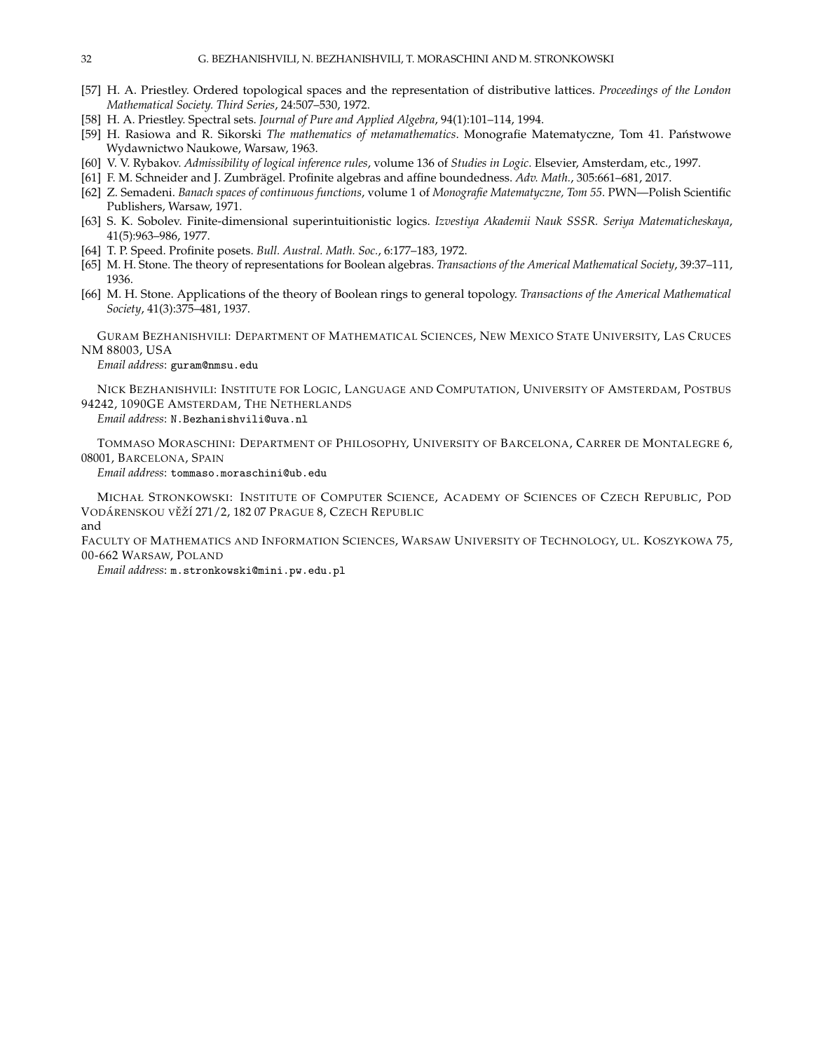[57] H. A. Priestley. Ordered topological spaces and the representation of distributive lattices. *Proceedings of the London Mathematical Society. Third Series*, 24:507–530, 1972.

[58] H. A. Priestley. Spectral sets. *Journal of Pure and Applied Algebra*, 94(1):101–114, 1994.

[59] H. Rasiowa and R. Sikorski *The mathematics of metamathematics*. Monografie Matematyczne, Tom 41. Państwowe Wydawnictwo Naukowe, Warsaw, 1963.

[60] V. V. Rybakov. *Admissibility of logical inference rules*, volume 136 of *Studies in Logic*. Elsevier, Amsterdam, etc., 1997.

[61] F. M. Schneider and J. Zumbrägel. Profinite algebras and affine boundedness. *Adv. Math.*, 305:661–681, 2017.

[62] Z. Semadeni. *Banach spaces of continuous functions*, volume 1 of *Monografie Matematyczne, Tom 55*. PWN—Polish Scientific Publishers, Warsaw, 1971.

[63] S. K. Sobolev. Finite-dimensional superintuitionistic logics. *Izvestiya Akademii Nauk SSSR. Seriya Matematicheskaya*, 41(5):963–986, 1977.

[64] T. P. Speed. Profinite posets. *Bull. Austral. Math. Soc.*, 6:177–183, 1972.

[65] M. H. Stone. The theory of representations for Boolean algebras. *Transactions of the Americal Mathematical Society*, 39:37–111, 1936.

[66] M. H. Stone. Applications of the theory of Boolean rings to general topology. *Transactions of the Americal Mathematical Society*, 41(3):375–481, 1937.

Guram Bezhanishvili: Department of Mathematical Sciences, New Mexico State University, Las Cruces NM 88003, USA

*Email address*: `guram@nmsu.edu`

Nick Bezhanishvili: Institute for Logic, Language and Computation, University of Amsterdam, Postbus 94242, 1090GE Amsterdam, The Netherlands

*Email address*: `N.Bezhanishvili@uva.nl`

Tommaso Moraschini: Department of Philosophy, University of Barcelona, Carrer de Montalegre 6, 08001, Barcelona, Spain

*Email address*: `tommaso.moraschini@ub.edu`

Michał Stronkowski: Institute of Computer Science, Academy of Sciences of Czech Republic, Pod Vodárenskou věží 271/2, 182 07 Prague 8, Czech Republic

and

Faculty of Mathematics and Information Sciences, Warsaw University of Technology, ul. Koszykowa 75, 00-662 Warsaw, Poland

*Email address*: `m.stronkowski@mini.pw.edu.pl`